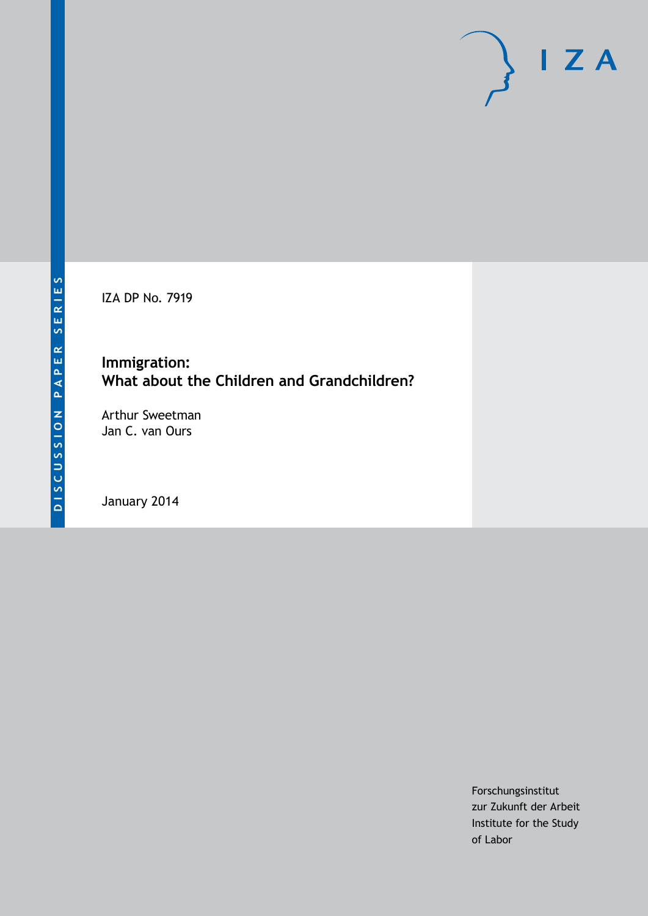DISCUSSION PAPER SERIES

IZA DP No. 7919

# Immigration: What about the Children and Grandchildren?

Arthur Sweetman
Jan C. van Ours

January 2014

Forschungsinstitut
zur Zukunft der Arbeit
Institute for the Study
of Labor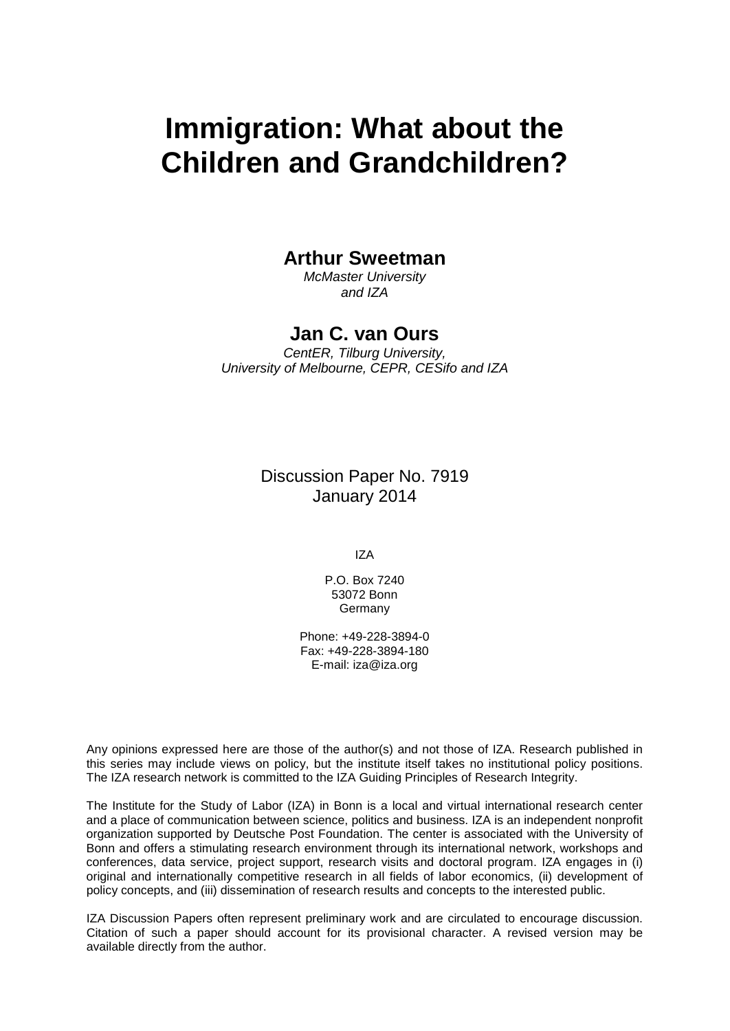# Immigration: What about the Children and Grandchildren?

**Arthur Sweetman**
*McMaster University*
*and IZA*

**Jan C. van Ours**
*CentER, Tilburg University,*
*University of Melbourne, CEPR, CESifo and IZA*

Discussion Paper No. 7919
January 2014

IZA

P.O. Box 7240
53072 Bonn
Germany

Phone: +49-228-3894-0
Fax: +49-228-3894-180
E-mail: iza@iza.org

Any opinions expressed here are those of the author(s) and not those of IZA. Research published in this series may include views on policy, but the institute itself takes no institutional policy positions. The IZA research network is committed to the IZA Guiding Principles of Research Integrity.

The Institute for the Study of Labor (IZA) in Bonn is a local and virtual international research center and a place of communication between science, politics and business. IZA is an independent nonprofit organization supported by Deutsche Post Foundation. The center is associated with the University of Bonn and offers a stimulating research environment through its international network, workshops and conferences, data service, project support, research visits and doctoral program. IZA engages in (i) original and internationally competitive research in all fields of labor economics, (ii) development of policy concepts, and (iii) dissemination of research results and concepts to the interested public.

IZA Discussion Papers often represent preliminary work and are circulated to encourage discussion. Citation of such a paper should account for its provisional character. A revised version may be available directly from the author.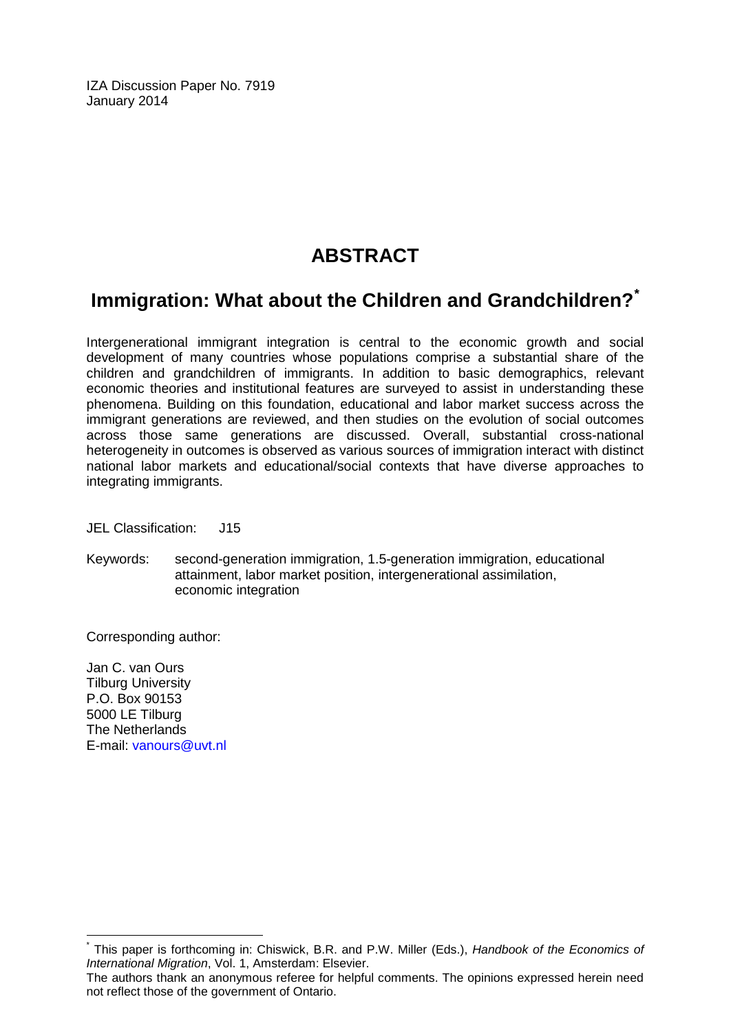IZA Discussion Paper No. 7919
January 2014

# ABSTRACT

## Immigration: What about the Children and Grandchildren?*

Intergenerational immigrant integration is central to the economic growth and social development of many countries whose populations comprise a substantial share of the children and grandchildren of immigrants. In addition to basic demographics, relevant economic theories and institutional features are surveyed to assist in understanding these phenomena. Building on this foundation, educational and labor market success across the immigrant generations are reviewed, and then studies on the evolution of social outcomes across those same generations are discussed. Overall, substantial cross-national heterogeneity in outcomes is observed as various sources of immigration interact with distinct national labor markets and educational/social contexts that have diverse approaches to integrating immigrants.

JEL Classification: J15

Keywords: second-generation immigration, 1.5-generation immigration, educational attainment, labor market position, intergenerational assimilation, economic integration

Corresponding author:

Jan C. van Ours
Tilburg University
P.O. Box 90153
5000 LE Tilburg
The Netherlands
E-mail: vanours@uvt.nl

---

* This paper is forthcoming in: Chiswick, B.R. and P.W. Miller (Eds.), *Handbook of the Economics of International Migration*, Vol. 1, Amsterdam: Elsevier.
The authors thank an anonymous referee for helpful comments. The opinions expressed herein need not reflect those of the government of Ontario.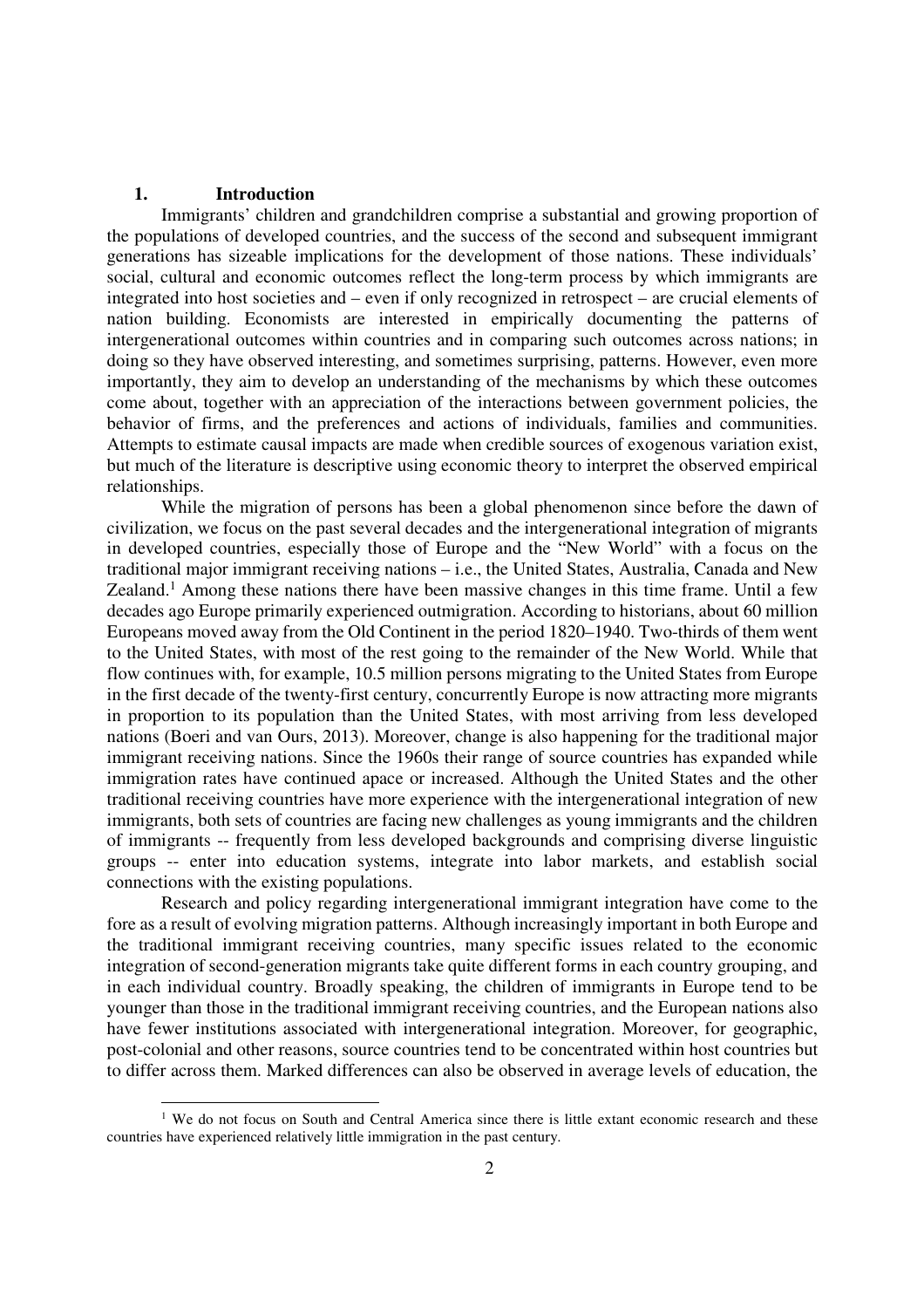## 1. Introduction

Immigrants' children and grandchildren comprise a substantial and growing proportion of the populations of developed countries, and the success of the second and subsequent immigrant generations has sizeable implications for the development of those nations. These individuals' social, cultural and economic outcomes reflect the long-term process by which immigrants are integrated into host societies and – even if only recognized in retrospect – are crucial elements of nation building. Economists are interested in empirically documenting the patterns of intergenerational outcomes within countries and in comparing such outcomes across nations; in doing so they have observed interesting, and sometimes surprising, patterns. However, even more importantly, they aim to develop an understanding of the mechanisms by which these outcomes come about, together with an appreciation of the interactions between government policies, the behavior of firms, and the preferences and actions of individuals, families and communities. Attempts to estimate causal impacts are made when credible sources of exogenous variation exist, but much of the literature is descriptive using economic theory to interpret the observed empirical relationships.

While the migration of persons has been a global phenomenon since before the dawn of civilization, we focus on the past several decades and the intergenerational integration of migrants in developed countries, especially those of Europe and the "New World" with a focus on the traditional major immigrant receiving nations – i.e., the United States, Australia, Canada and New Zealand.[1] Among these nations there have been massive changes in this time frame. Until a few decades ago Europe primarily experienced outmigration. According to historians, about 60 million Europeans moved away from the Old Continent in the period 1820–1940. Two-thirds of them went to the United States, with most of the rest going to the remainder of the New World. While that flow continues with, for example, 10.5 million persons migrating to the United States from Europe in the first decade of the twenty-first century, concurrently Europe is now attracting more migrants in proportion to its population than the United States, with most arriving from less developed nations (Boeri and van Ours, 2013). Moreover, change is also happening for the traditional major immigrant receiving nations. Since the 1960s their range of source countries has expanded while immigration rates have continued apace or increased. Although the United States and the other traditional receiving countries have more experience with the intergenerational integration of new immigrants, both sets of countries are facing new challenges as young immigrants and the children of immigrants -- frequently from less developed backgrounds and comprising diverse linguistic groups -- enter into education systems, integrate into labor markets, and establish social connections with the existing populations.

Research and policy regarding intergenerational immigrant integration have come to the fore as a result of evolving migration patterns. Although increasingly important in both Europe and the traditional immigrant receiving countries, many specific issues related to the economic integration of second-generation migrants take quite different forms in each country grouping, and in each individual country. Broadly speaking, the children of immigrants in Europe tend to be younger than those in the traditional immigrant receiving countries, and the European nations also have fewer institutions associated with intergenerational integration. Moreover, for geographic, post-colonial and other reasons, source countries tend to be concentrated within host countries but to differ across them. Marked differences can also be observed in average levels of education, the

[1] We do not focus on South and Central America since there is little extant economic research and these countries have experienced relatively little immigration in the past century.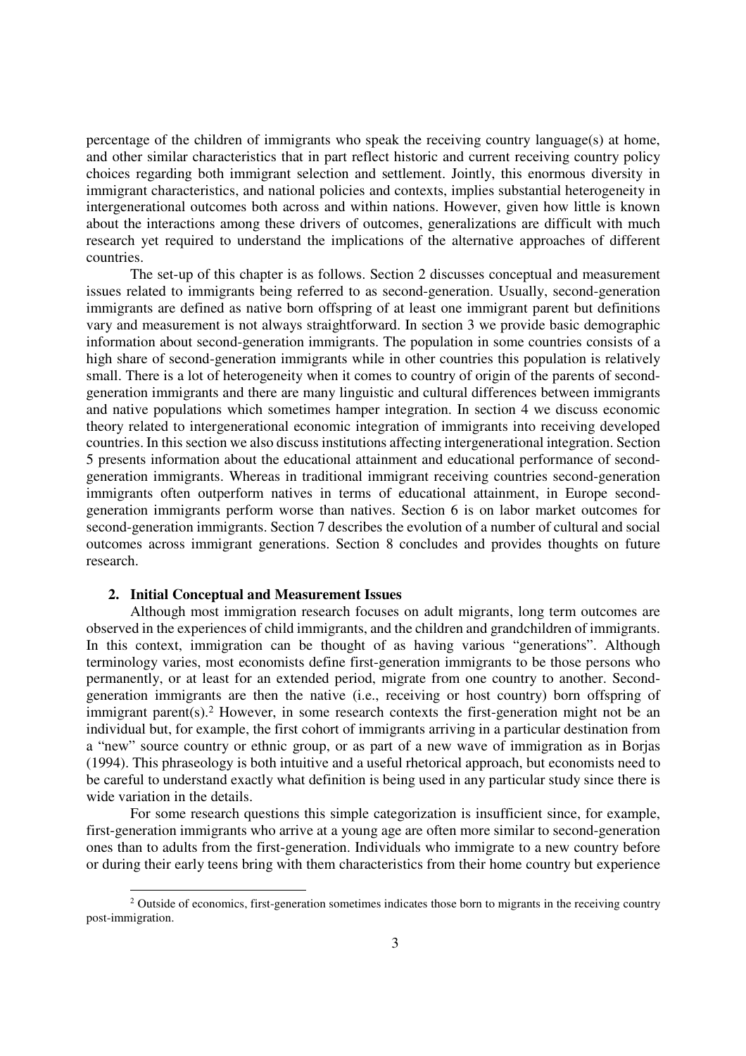percentage of the children of immigrants who speak the receiving country language(s) at home, and other similar characteristics that in part reflect historic and current receiving country policy choices regarding both immigrant selection and settlement. Jointly, this enormous diversity in immigrant characteristics, and national policies and contexts, implies substantial heterogeneity in intergenerational outcomes both across and within nations. However, given how little is known about the interactions among these drivers of outcomes, generalizations are difficult with much research yet required to understand the implications of the alternative approaches of different countries.

The set-up of this chapter is as follows. Section 2 discusses conceptual and measurement issues related to immigrants being referred to as second-generation. Usually, second-generation immigrants are defined as native born offspring of at least one immigrant parent but definitions vary and measurement is not always straightforward. In section 3 we provide basic demographic information about second-generation immigrants. The population in some countries consists of a high share of second-generation immigrants while in other countries this population is relatively small. There is a lot of heterogeneity when it comes to country of origin of the parents of second-generation immigrants and there are many linguistic and cultural differences between immigrants and native populations which sometimes hamper integration. In section 4 we discuss economic theory related to intergenerational economic integration of immigrants into receiving developed countries. In this section we also discuss institutions affecting intergenerational integration. Section 5 presents information about the educational attainment and educational performance of second-generation immigrants. Whereas in traditional immigrant receiving countries second-generation immigrants often outperform natives in terms of educational attainment, in Europe second-generation immigrants perform worse than natives. Section 6 is on labor market outcomes for second-generation immigrants. Section 7 describes the evolution of a number of cultural and social outcomes across immigrant generations. Section 8 concludes and provides thoughts on future research.

## 2. Initial Conceptual and Measurement Issues

Although most immigration research focuses on adult migrants, long term outcomes are observed in the experiences of child immigrants, and the children and grandchildren of immigrants. In this context, immigration can be thought of as having various "generations". Although terminology varies, most economists define first-generation immigrants to be those persons who permanently, or at least for an extended period, migrate from one country to another. Second-generation immigrants are then the native (i.e., receiving or host country) born offspring of immigrant parent(s).[2] However, in some research contexts the first-generation might not be an individual but, for example, the first cohort of immigrants arriving in a particular destination from a "new" source country or ethnic group, or as part of a new wave of immigration as in Borjas (1994). This phraseology is both intuitive and a useful rhetorical approach, but economists need to be careful to understand exactly what definition is being used in any particular study since there is wide variation in the details.

For some research questions this simple categorization is insufficient since, for example, first-generation immigrants who arrive at a young age are often more similar to second-generation ones than to adults from the first-generation. Individuals who immigrate to a new country before or during their early teens bring with them characteristics from their home country but experience

[2] Outside of economics, first-generation sometimes indicates those born to migrants in the receiving country post-immigration.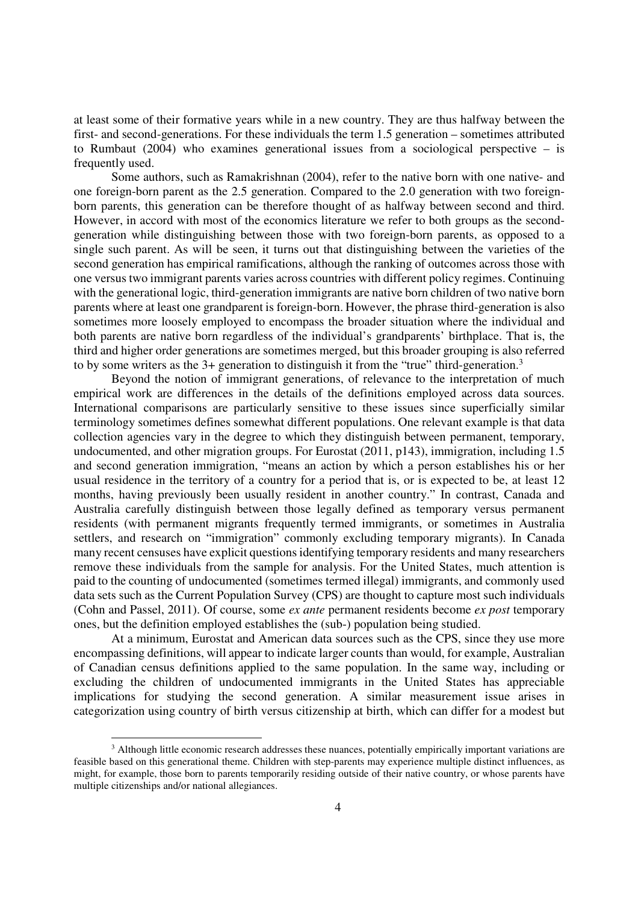at least some of their formative years while in a new country. They are thus halfway between the first- and second-generations. For these individuals the term 1.5 generation – sometimes attributed to Rumbaut (2004) who examines generational issues from a sociological perspective – is frequently used.

Some authors, such as Ramakrishnan (2004), refer to the native born with one native- and one foreign-born parent as the 2.5 generation. Compared to the 2.0 generation with two foreign-born parents, this generation can be therefore thought of as halfway between second and third. However, in accord with most of the economics literature we refer to both groups as the second-generation while distinguishing between those with two foreign-born parents, as opposed to a single such parent. As will be seen, it turns out that distinguishing between the varieties of the second generation has empirical ramifications, although the ranking of outcomes across those with one versus two immigrant parents varies across countries with different policy regimes. Continuing with the generational logic, third-generation immigrants are native born children of two native born parents where at least one grandparent is foreign-born. However, the phrase third-generation is also sometimes more loosely employed to encompass the broader situation where the individual and both parents are native born regardless of the individual's grandparents' birthplace. That is, the third and higher order generations are sometimes merged, but this broader grouping is also referred to by some writers as the 3+ generation to distinguish it from the "true" third-generation.[3]

Beyond the notion of immigrant generations, of relevance to the interpretation of much empirical work are differences in the details of the definitions employed across data sources. International comparisons are particularly sensitive to these issues since superficially similar terminology sometimes defines somewhat different populations. One relevant example is that data collection agencies vary in the degree to which they distinguish between permanent, temporary, undocumented, and other migration groups. For Eurostat (2011, p143), immigration, including 1.5 and second generation immigration, "means an action by which a person establishes his or her usual residence in the territory of a country for a period that is, or is expected to be, at least 12 months, having previously been usually resident in another country." In contrast, Canada and Australia carefully distinguish between those legally defined as temporary versus permanent residents (with permanent migrants frequently termed immigrants, or sometimes in Australia settlers, and research on "immigration" commonly excluding temporary migrants). In Canada many recent censuses have explicit questions identifying temporary residents and many researchers remove these individuals from the sample for analysis. For the United States, much attention is paid to the counting of undocumented (sometimes termed illegal) immigrants, and commonly used data sets such as the Current Population Survey (CPS) are thought to capture most such individuals (Cohn and Passel, 2011). Of course, some *ex ante* permanent residents become *ex post* temporary ones, but the definition employed establishes the (sub-) population being studied.

At a minimum, Eurostat and American data sources such as the CPS, since they use more encompassing definitions, will appear to indicate larger counts than would, for example, Australian of Canadian census definitions applied to the same population. In the same way, including or excluding the children of undocumented immigrants in the United States has appreciable implications for studying the second generation. A similar measurement issue arises in categorization using country of birth versus citizenship at birth, which can differ for a modest but

[3] Although little economic research addresses these nuances, potentially empirically important variations are feasible based on this generational theme. Children with step-parents may experience multiple distinct influences, as might, for example, those born to parents temporarily residing outside of their native country, or whose parents have multiple citizenships and/or national allegiances.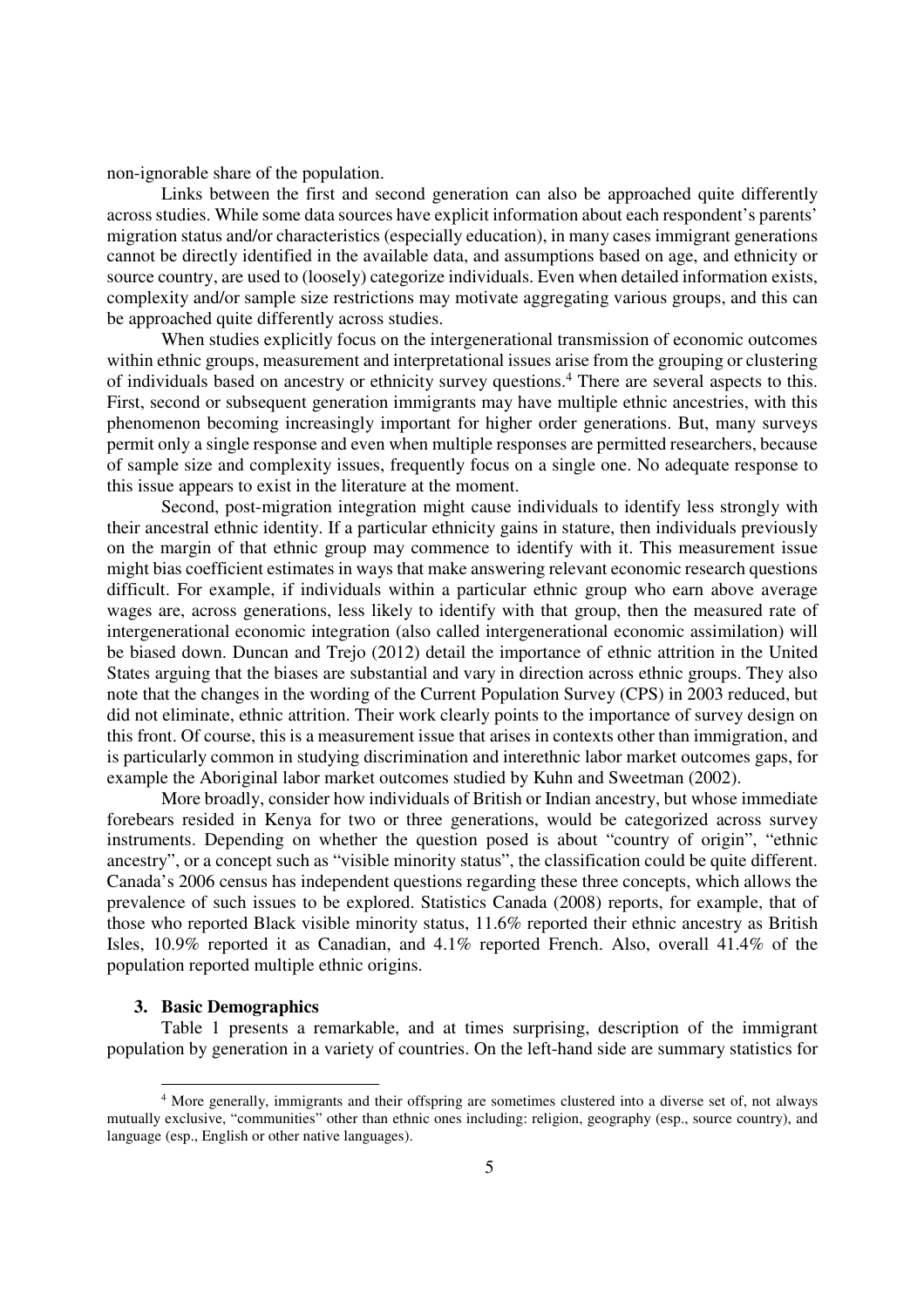non-ignorable share of the population.

Links between the first and second generation can also be approached quite differently across studies. While some data sources have explicit information about each respondent's parents' migration status and/or characteristics (especially education), in many cases immigrant generations cannot be directly identified in the available data, and assumptions based on age, and ethnicity or source country, are used to (loosely) categorize individuals. Even when detailed information exists, complexity and/or sample size restrictions may motivate aggregating various groups, and this can be approached quite differently across studies.

When studies explicitly focus on the intergenerational transmission of economic outcomes within ethnic groups, measurement and interpretational issues arise from the grouping or clustering of individuals based on ancestry or ethnicity survey questions.[4] There are several aspects to this. First, second or subsequent generation immigrants may have multiple ethnic ancestries, with this phenomenon becoming increasingly important for higher order generations. But, many surveys permit only a single response and even when multiple responses are permitted researchers, because of sample size and complexity issues, frequently focus on a single one. No adequate response to this issue appears to exist in the literature at the moment.

Second, post-migration integration might cause individuals to identify less strongly with their ancestral ethnic identity. If a particular ethnicity gains in stature, then individuals previously on the margin of that ethnic group may commence to identify with it. This measurement issue might bias coefficient estimates in ways that make answering relevant economic research questions difficult. For example, if individuals within a particular ethnic group who earn above average wages are, across generations, less likely to identify with that group, then the measured rate of intergenerational economic integration (also called intergenerational economic assimilation) will be biased down. Duncan and Trejo (2012) detail the importance of ethnic attrition in the United States arguing that the biases are substantial and vary in direction across ethnic groups. They also note that the changes in the wording of the Current Population Survey (CPS) in 2003 reduced, but did not eliminate, ethnic attrition. Their work clearly points to the importance of survey design on this front. Of course, this is a measurement issue that arises in contexts other than immigration, and is particularly common in studying discrimination and interethnic labor market outcomes gaps, for example the Aboriginal labor market outcomes studied by Kuhn and Sweetman (2002).

More broadly, consider how individuals of British or Indian ancestry, but whose immediate forebears resided in Kenya for two or three generations, would be categorized across survey instruments. Depending on whether the question posed is about "country of origin", "ethnic ancestry", or a concept such as "visible minority status", the classification could be quite different. Canada's 2006 census has independent questions regarding these three concepts, which allows the prevalence of such issues to be explored. Statistics Canada (2008) reports, for example, that of those who reported Black visible minority status, 11.6% reported their ethnic ancestry as British Isles, 10.9% reported it as Canadian, and 4.1% reported French. Also, overall 41.4% of the population reported multiple ethnic origins.

## 3. Basic Demographics

Table 1 presents a remarkable, and at times surprising, description of the immigrant population by generation in a variety of countries. On the left-hand side are summary statistics for

[4] More generally, immigrants and their offspring are sometimes clustered into a diverse set of, not always mutually exclusive, "communities" other than ethnic ones including: religion, geography (esp., source country), and language (esp., English or other native languages).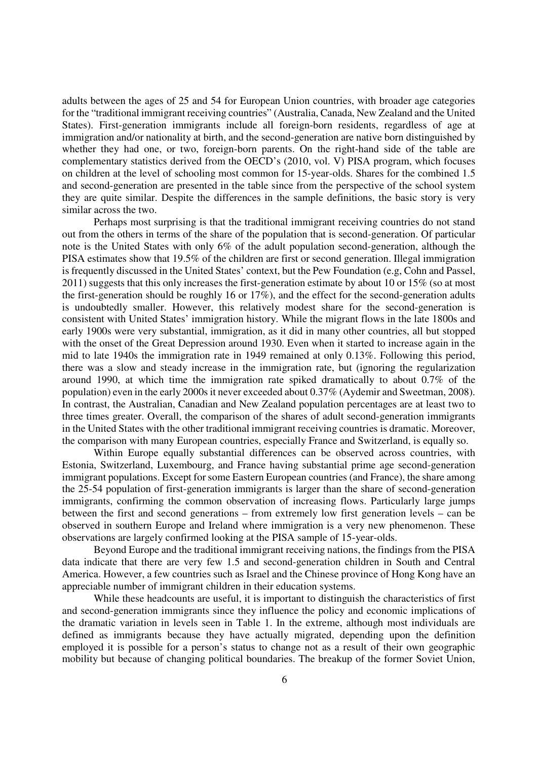adults between the ages of 25 and 54 for European Union countries, with broader age categories for the "traditional immigrant receiving countries" (Australia, Canada, New Zealand and the United States). First-generation immigrants include all foreign-born residents, regardless of age at immigration and/or nationality at birth, and the second-generation are native born distinguished by whether they had one, or two, foreign-born parents. On the right-hand side of the table are complementary statistics derived from the OECD's (2010, vol. V) PISA program, which focuses on children at the level of schooling most common for 15-year-olds. Shares for the combined 1.5 and second-generation are presented in the table since from the perspective of the school system they are quite similar. Despite the differences in the sample definitions, the basic story is very similar across the two.

Perhaps most surprising is that the traditional immigrant receiving countries do not stand out from the others in terms of the share of the population that is second-generation. Of particular note is the United States with only 6% of the adult population second-generation, although the PISA estimates show that 19.5% of the children are first or second generation. Illegal immigration is frequently discussed in the United States' context, but the Pew Foundation (e.g, Cohn and Passel, 2011) suggests that this only increases the first-generation estimate by about 10 or 15% (so at most the first-generation should be roughly 16 or 17%), and the effect for the second-generation adults is undoubtedly smaller. However, this relatively modest share for the second-generation is consistent with United States' immigration history. While the migrant flows in the late 1800s and early 1900s were very substantial, immigration, as it did in many other countries, all but stopped with the onset of the Great Depression around 1930. Even when it started to increase again in the mid to late 1940s the immigration rate in 1949 remained at only 0.13%. Following this period, there was a slow and steady increase in the immigration rate, but (ignoring the regularization around 1990, at which time the immigration rate spiked dramatically to about 0.7% of the population) even in the early 2000s it never exceeded about 0.37% (Aydemir and Sweetman, 2008). In contrast, the Australian, Canadian and New Zealand population percentages are at least two to three times greater. Overall, the comparison of the shares of adult second-generation immigrants in the United States with the other traditional immigrant receiving countries is dramatic. Moreover, the comparison with many European countries, especially France and Switzerland, is equally so.

Within Europe equally substantial differences can be observed across countries, with Estonia, Switzerland, Luxembourg, and France having substantial prime age second-generation immigrant populations. Except for some Eastern European countries (and France), the share among the 25-54 population of first-generation immigrants is larger than the share of second-generation immigrants, confirming the common observation of increasing flows. Particularly large jumps between the first and second generations – from extremely low first generation levels – can be observed in southern Europe and Ireland where immigration is a very new phenomenon. These observations are largely confirmed looking at the PISA sample of 15-year-olds.

Beyond Europe and the traditional immigrant receiving nations, the findings from the PISA data indicate that there are very few 1.5 and second-generation children in South and Central America. However, a few countries such as Israel and the Chinese province of Hong Kong have an appreciable number of immigrant children in their education systems.

While these headcounts are useful, it is important to distinguish the characteristics of first and second-generation immigrants since they influence the policy and economic implications of the dramatic variation in levels seen in Table 1. In the extreme, although most individuals are defined as immigrants because they have actually migrated, depending upon the definition employed it is possible for a person's status to change not as a result of their own geographic mobility but because of changing political boundaries. The breakup of the former Soviet Union,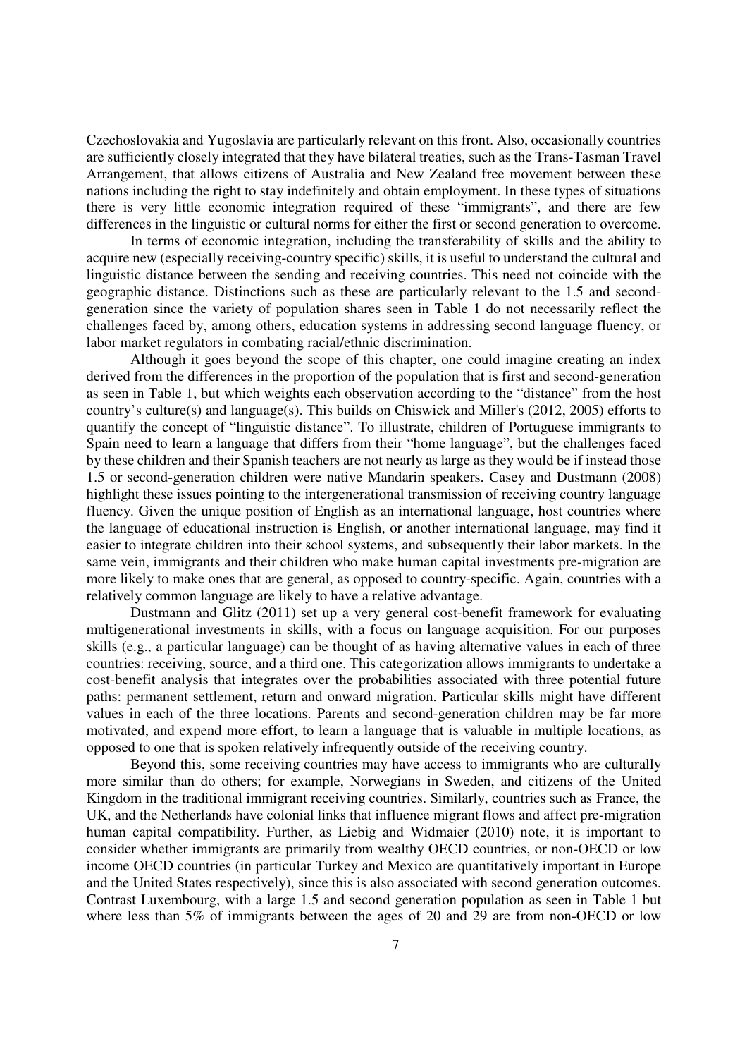Czechoslovakia and Yugoslavia are particularly relevant on this front. Also, occasionally countries are sufficiently closely integrated that they have bilateral treaties, such as the Trans-Tasman Travel Arrangement, that allows citizens of Australia and New Zealand free movement between these nations including the right to stay indefinitely and obtain employment. In these types of situations there is very little economic integration required of these "immigrants", and there are few differences in the linguistic or cultural norms for either the first or second generation to overcome.

In terms of economic integration, including the transferability of skills and the ability to acquire new (especially receiving-country specific) skills, it is useful to understand the cultural and linguistic distance between the sending and receiving countries. This need not coincide with the geographic distance. Distinctions such as these are particularly relevant to the 1.5 and second-generation since the variety of population shares seen in Table 1 do not necessarily reflect the challenges faced by, among others, education systems in addressing second language fluency, or labor market regulators in combating racial/ethnic discrimination.

Although it goes beyond the scope of this chapter, one could imagine creating an index derived from the differences in the proportion of the population that is first and second-generation as seen in Table 1, but which weights each observation according to the "distance" from the host country's culture(s) and language(s). This builds on Chiswick and Miller's (2012, 2005) efforts to quantify the concept of "linguistic distance". To illustrate, children of Portuguese immigrants to Spain need to learn a language that differs from their "home language", but the challenges faced by these children and their Spanish teachers are not nearly as large as they would be if instead those 1.5 or second-generation children were native Mandarin speakers. Casey and Dustmann (2008) highlight these issues pointing to the intergenerational transmission of receiving country language fluency. Given the unique position of English as an international language, host countries where the language of educational instruction is English, or another international language, may find it easier to integrate children into their school systems, and subsequently their labor markets. In the same vein, immigrants and their children who make human capital investments pre-migration are more likely to make ones that are general, as opposed to country-specific. Again, countries with a relatively common language are likely to have a relative advantage.

Dustmann and Glitz (2011) set up a very general cost-benefit framework for evaluating multigenerational investments in skills, with a focus on language acquisition. For our purposes skills (e.g., a particular language) can be thought of as having alternative values in each of three countries: receiving, source, and a third one. This categorization allows immigrants to undertake a cost-benefit analysis that integrates over the probabilities associated with three potential future paths: permanent settlement, return and onward migration. Particular skills might have different values in each of the three locations. Parents and second-generation children may be far more motivated, and expend more effort, to learn a language that is valuable in multiple locations, as opposed to one that is spoken relatively infrequently outside of the receiving country.

Beyond this, some receiving countries may have access to immigrants who are culturally more similar than do others; for example, Norwegians in Sweden, and citizens of the United Kingdom in the traditional immigrant receiving countries. Similarly, countries such as France, the UK, and the Netherlands have colonial links that influence migrant flows and affect pre-migration human capital compatibility. Further, as Liebig and Widmaier (2010) note, it is important to consider whether immigrants are primarily from wealthy OECD countries, or non-OECD or low income OECD countries (in particular Turkey and Mexico are quantitatively important in Europe and the United States respectively), since this is also associated with second generation outcomes. Contrast Luxembourg, with a large 1.5 and second generation population as seen in Table 1 but where less than 5% of immigrants between the ages of 20 and 29 are from non-OECD or low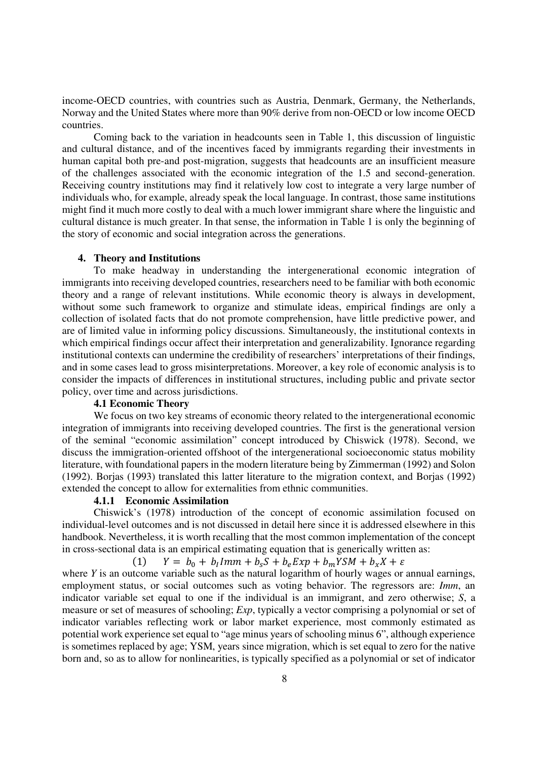income-OECD countries, with countries such as Austria, Denmark, Germany, the Netherlands, Norway and the United States where more than 90% derive from non-OECD or low income OECD countries.

Coming back to the variation in headcounts seen in Table 1, this discussion of linguistic and cultural distance, and of the incentives faced by immigrants regarding their investments in human capital both pre-and post-migration, suggests that headcounts are an insufficient measure of the challenges associated with the economic integration of the 1.5 and second-generation. Receiving country institutions may find it relatively low cost to integrate a very large number of individuals who, for example, already speak the local language. In contrast, those same institutions might find it much more costly to deal with a much lower immigrant share where the linguistic and cultural distance is much greater. In that sense, the information in Table 1 is only the beginning of the story of economic and social integration across the generations.

## 4. Theory and Institutions

To make headway in understanding the intergenerational economic integration of immigrants into receiving developed countries, researchers need to be familiar with both economic theory and a range of relevant institutions. While economic theory is always in development, without some such framework to organize and stimulate ideas, empirical findings are only a collection of isolated facts that do not promote comprehension, have little predictive power, and are of limited value in informing policy discussions. Simultaneously, the institutional contexts in which empirical findings occur affect their interpretation and generalizability. Ignorance regarding institutional contexts can undermine the credibility of researchers' interpretations of their findings, and in some cases lead to gross misinterpretations. Moreover, a key role of economic analysis is to consider the impacts of differences in institutional structures, including public and private sector policy, over time and across jurisdictions.

### 4.1 Economic Theory

We focus on two key streams of economic theory related to the intergenerational economic integration of immigrants into receiving developed countries. The first is the generational version of the seminal "economic assimilation" concept introduced by Chiswick (1978). Second, we discuss the immigration-oriented offshoot of the intergenerational socioeconomic status mobility literature, with foundational papers in the modern literature being by Zimmerman (1992) and Solon (1992). Borjas (1993) translated this latter literature to the migration context, and Borjas (1992) extended the concept to allow for externalities from ethnic communities.

#### 4.1.1 Economic Assimilation

Chiswick's (1978) introduction of the concept of economic assimilation focused on individual-level outcomes and is not discussed in detail here since it is addressed elsewhere in this handbook. Nevertheless, it is worth recalling that the most common implementation of the concept in cross-sectional data is an empirical estimating equation that is generically written as:

$$(1) \quad Y = b_0 + b_I Imm + b_s S + b_e Exp + b_m YSM + b_x X + \varepsilon$$

where $Y$ is an outcome variable such as the natural logarithm of hourly wages or annual earnings, employment status, or social outcomes such as voting behavior. The regressors are: *Imm*, an indicator variable set equal to one if the individual is an immigrant, and zero otherwise; $S$, a measure or set of measures of schooling; *Exp*, typically a vector comprising a polynomial or set of indicator variables reflecting work or labor market experience, most commonly estimated as potential work experience set equal to "age minus years of schooling minus 6", although experience is sometimes replaced by age; YSM, years since migration, which is set equal to zero for the native born and, so as to allow for nonlinearities, is typically specified as a polynomial or set of indicator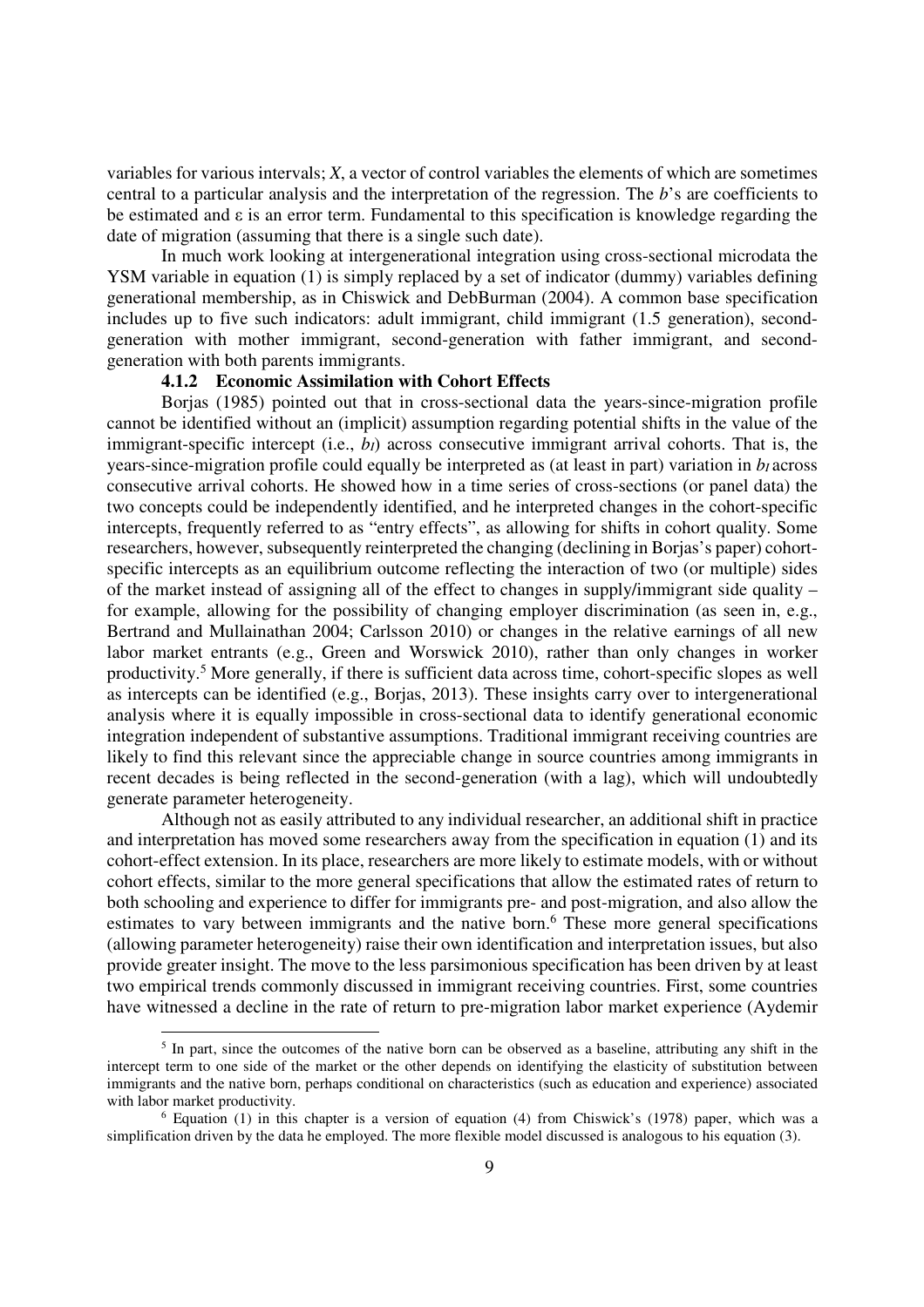variables for various intervals; *X*, a vector of control variables the elements of which are sometimes central to a particular analysis and the interpretation of the regression. The *b*'s are coefficients to be estimated and ε is an error term. Fundamental to this specification is knowledge regarding the date of migration (assuming that there is a single such date).

In much work looking at intergenerational integration using cross-sectional microdata the YSM variable in equation (1) is simply replaced by a set of indicator (dummy) variables defining generational membership, as in Chiswick and DebBurman (2004). A common base specification includes up to five such indicators: adult immigrant, child immigrant (1.5 generation), second-generation with mother immigrant, second-generation with father immigrant, and second-generation with both parents immigrants.

#### 4.1.2 Economic Assimilation with Cohort Effects

Borjas (1985) pointed out that in cross-sectional data the years-since-migration profile cannot be identified without an (implicit) assumption regarding potential shifts in the value of the immigrant-specific intercept (i.e., $b_I$) across consecutive immigrant arrival cohorts. That is, the years-since-migration profile could equally be interpreted as (at least in part) variation in $b_I$ across consecutive arrival cohorts. He showed how in a time series of cross-sections (or panel data) the two concepts could be independently identified, and he interpreted changes in the cohort-specific intercepts, frequently referred to as "entry effects", as allowing for shifts in cohort quality. Some researchers, however, subsequently reinterpreted the changing (declining in Borjas's paper) cohort-specific intercepts as an equilibrium outcome reflecting the interaction of two (or multiple) sides of the market instead of assigning all of the effect to changes in supply/immigrant side quality – for example, allowing for the possibility of changing employer discrimination (as seen in, e.g., Bertrand and Mullainathan 2004; Carlsson 2010) or changes in the relative earnings of all new labor market entrants (e.g., Green and Worswick 2010), rather than only changes in worker productivity.[5] More generally, if there is sufficient data across time, cohort-specific slopes as well as intercepts can be identified (e.g., Borjas, 2013). These insights carry over to intergenerational analysis where it is equally impossible in cross-sectional data to identify generational economic integration independent of substantive assumptions. Traditional immigrant receiving countries are likely to find this relevant since the appreciable change in source countries among immigrants in recent decades is being reflected in the second-generation (with a lag), which will undoubtedly generate parameter heterogeneity.

Although not as easily attributed to any individual researcher, an additional shift in practice and interpretation has moved some researchers away from the specification in equation (1) and its cohort-effect extension. In its place, researchers are more likely to estimate models, with or without cohort effects, similar to the more general specifications that allow the estimated rates of return to both schooling and experience to differ for immigrants pre- and post-migration, and also allow the estimates to vary between immigrants and the native born.[6] These more general specifications (allowing parameter heterogeneity) raise their own identification and interpretation issues, but also provide greater insight. The move to the less parsimonious specification has been driven by at least two empirical trends commonly discussed in immigrant receiving countries. First, some countries have witnessed a decline in the rate of return to pre-migration labor market experience (Aydemir

---

[5] In part, since the outcomes of the native born can be observed as a baseline, attributing any shift in the intercept term to one side of the market or the other depends on identifying the elasticity of substitution between immigrants and the native born, perhaps conditional on characteristics (such as education and experience) associated with labor market productivity.

[6] Equation (1) in this chapter is a version of equation (4) from Chiswick's (1978) paper, which was a simplification driven by the data he employed. The more flexible model discussed is analogous to his equation (3).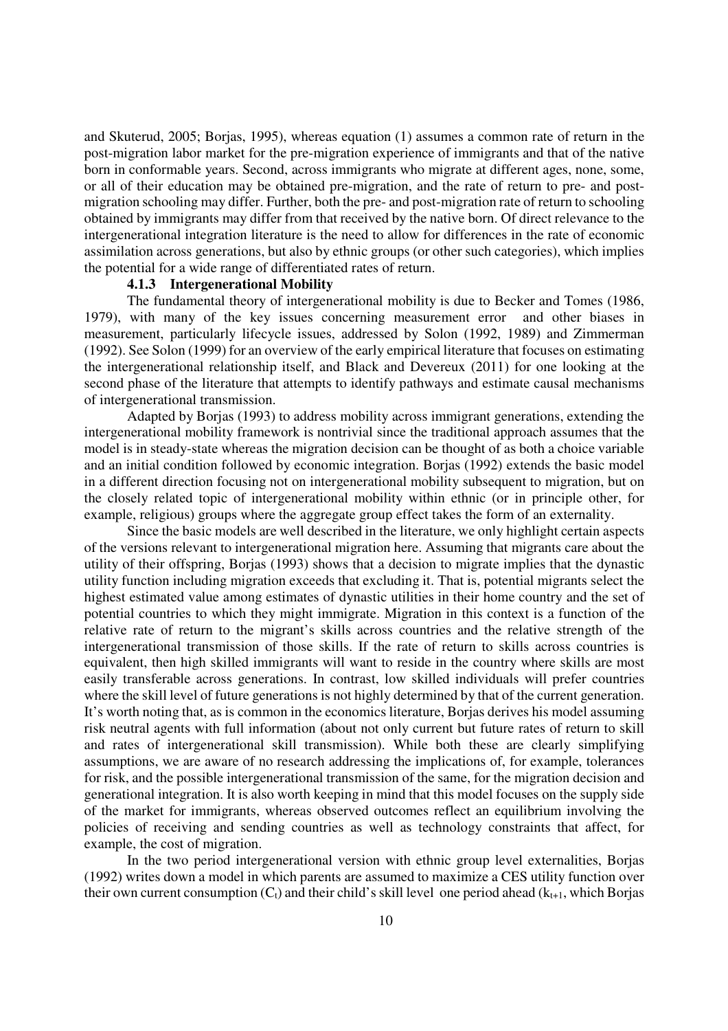and Skuterud, 2005; Borjas, 1995), whereas equation (1) assumes a common rate of return in the post-migration labor market for the pre-migration experience of immigrants and that of the native born in conformable years. Second, across immigrants who migrate at different ages, none, some, or all of their education may be obtained pre-migration, and the rate of return to pre- and post-migration schooling may differ. Further, both the pre- and post-migration rate of return to schooling obtained by immigrants may differ from that received by the native born. Of direct relevance to the intergenerational integration literature is the need to allow for differences in the rate of economic assimilation across generations, but also by ethnic groups (or other such categories), which implies the potential for a wide range of differentiated rates of return.

### 4.1.3 Intergenerational Mobility

The fundamental theory of intergenerational mobility is due to Becker and Tomes (1986, 1979), with many of the key issues concerning measurement error and other biases in measurement, particularly lifecycle issues, addressed by Solon (1992, 1989) and Zimmerman (1992). See Solon (1999) for an overview of the early empirical literature that focuses on estimating the intergenerational relationship itself, and Black and Devereux (2011) for one looking at the second phase of the literature that attempts to identify pathways and estimate causal mechanisms of intergenerational transmission.

Adapted by Borjas (1993) to address mobility across immigrant generations, extending the intergenerational mobility framework is nontrivial since the traditional approach assumes that the model is in steady-state whereas the migration decision can be thought of as both a choice variable and an initial condition followed by economic integration. Borjas (1992) extends the basic model in a different direction focusing not on intergenerational mobility subsequent to migration, but on the closely related topic of intergenerational mobility within ethnic (or in principle other, for example, religious) groups where the aggregate group effect takes the form of an externality.

Since the basic models are well described in the literature, we only highlight certain aspects of the versions relevant to intergenerational migration here. Assuming that migrants care about the utility of their offspring, Borjas (1993) shows that a decision to migrate implies that the dynastic utility function including migration exceeds that excluding it. That is, potential migrants select the highest estimated value among estimates of dynastic utilities in their home country and the set of potential countries to which they might immigrate. Migration in this context is a function of the relative rate of return to the migrant's skills across countries and the relative strength of the intergenerational transmission of those skills. If the rate of return to skills across countries is equivalent, then high skilled immigrants will want to reside in the country where skills are most easily transferable across generations. In contrast, low skilled individuals will prefer countries where the skill level of future generations is not highly determined by that of the current generation. It's worth noting that, as is common in the economics literature, Borjas derives his model assuming risk neutral agents with full information (about not only current but future rates of return to skill and rates of intergenerational skill transmission). While both these are clearly simplifying assumptions, we are aware of no research addressing the implications of, for example, tolerances for risk, and the possible intergenerational transmission of the same, for the migration decision and generational integration. It is also worth keeping in mind that this model focuses on the supply side of the market for immigrants, whereas observed outcomes reflect an equilibrium involving the policies of receiving and sending countries as well as technology constraints that affect, for example, the cost of migration.

In the two period intergenerational version with ethnic group level externalities, Borjas (1992) writes down a model in which parents are assumed to maximize a CES utility function over their own current consumption ($C_t$) and their child's skill level one period ahead ($k_{t+1}$, which Borjas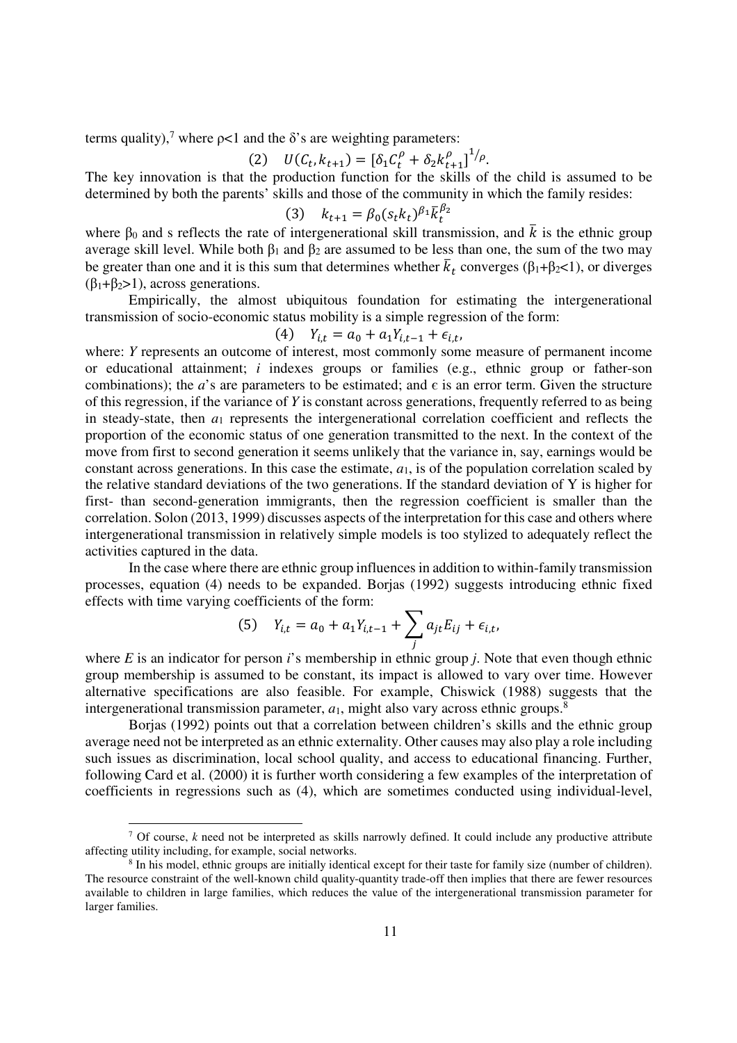terms quality),[7] where $\rho$<1 and the $\delta$'s are weighting parameters:

$$(2) \quad U(C_t, k_{t+1}) = [\delta_1 C_t^{\rho} + \delta_2 k_{t+1}^{\rho}]^{1/\rho}.$$

The key innovation is that the production function for the skills of the child is assumed to be determined by both the parents' skills and those of the community in which the family resides:

$$(3) \quad k_{t+1} = \beta_0 (s_t k_t)^{\beta_1} \bar{k}_t^{\beta_2}$$

where $\beta_0$ and s reflects the rate of intergenerational skill transmission, and $\bar{k}$ is the ethnic group average skill level. While both $\beta_1$ and $\beta_2$ are assumed to be less than one, the sum of the two may be greater than one and it is this sum that determines whether $\bar{k}_t$ converges ($\beta_1+\beta_2<1$), or diverges ($\beta_1+\beta_2>1$), across generations.

Empirically, the almost ubiquitous foundation for estimating the intergenerational transmission of socio-economic status mobility is a simple regression of the form:

$$(4) \quad Y_{i,t} = a_0 + a_1 Y_{i,t-1} + \epsilon_{i,t},$$

where: *Y* represents an outcome of interest, most commonly some measure of permanent income or educational attainment; *i* indexes groups or families (e.g., ethnic group or father-son combinations); the *a*'s are parameters to be estimated; and $\epsilon$ is an error term. Given the structure of this regression, if the variance of *Y* is constant across generations, frequently referred to as being in steady-state, then $a_1$ represents the intergenerational correlation coefficient and reflects the proportion of the economic status of one generation transmitted to the next. In the context of the move from first to second generation it seems unlikely that the variance in, say, earnings would be constant across generations. In this case the estimate, $a_1$, is of the population correlation scaled by the relative standard deviations of the two generations. If the standard deviation of Y is higher for first- than second-generation immigrants, then the regression coefficient is smaller than the correlation. Solon (2013, 1999) discusses aspects of the interpretation for this case and others where intergenerational transmission in relatively simple models is too stylized to adequately reflect the activities captured in the data.

In the case where there are ethnic group influences in addition to within-family transmission processes, equation (4) needs to be expanded. Borjas (1992) suggests introducing ethnic fixed effects with time varying coefficients of the form:

$$(5) \quad Y_{i,t} = a_0 + a_1 Y_{i,t-1} + \sum_j a_{jt} E_{ij} + \epsilon_{i,t},$$

where *E* is an indicator for person *i*'s membership in ethnic group *j*. Note that even though ethnic group membership is assumed to be constant, its impact is allowed to vary over time. However alternative specifications are also feasible. For example, Chiswick (1988) suggests that the intergenerational transmission parameter, $a_1$, might also vary across ethnic groups.[8]

Borjas (1992) points out that a correlation between children's skills and the ethnic group average need not be interpreted as an ethnic externality. Other causes may also play a role including such issues as discrimination, local school quality, and access to educational financing. Further, following Card et al. (2000) it is further worth considering a few examples of the interpretation of coefficients in regressions such as (4), which are sometimes conducted using individual-level,

[7] Of course, *k* need not be interpreted as skills narrowly defined. It could include any productive attribute affecting utility including, for example, social networks.

[8] In his model, ethnic groups are initially identical except for their taste for family size (number of children). The resource constraint of the well-known child quality-quantity trade-off then implies that there are fewer resources available to children in large families, which reduces the value of the intergenerational transmission parameter for larger families.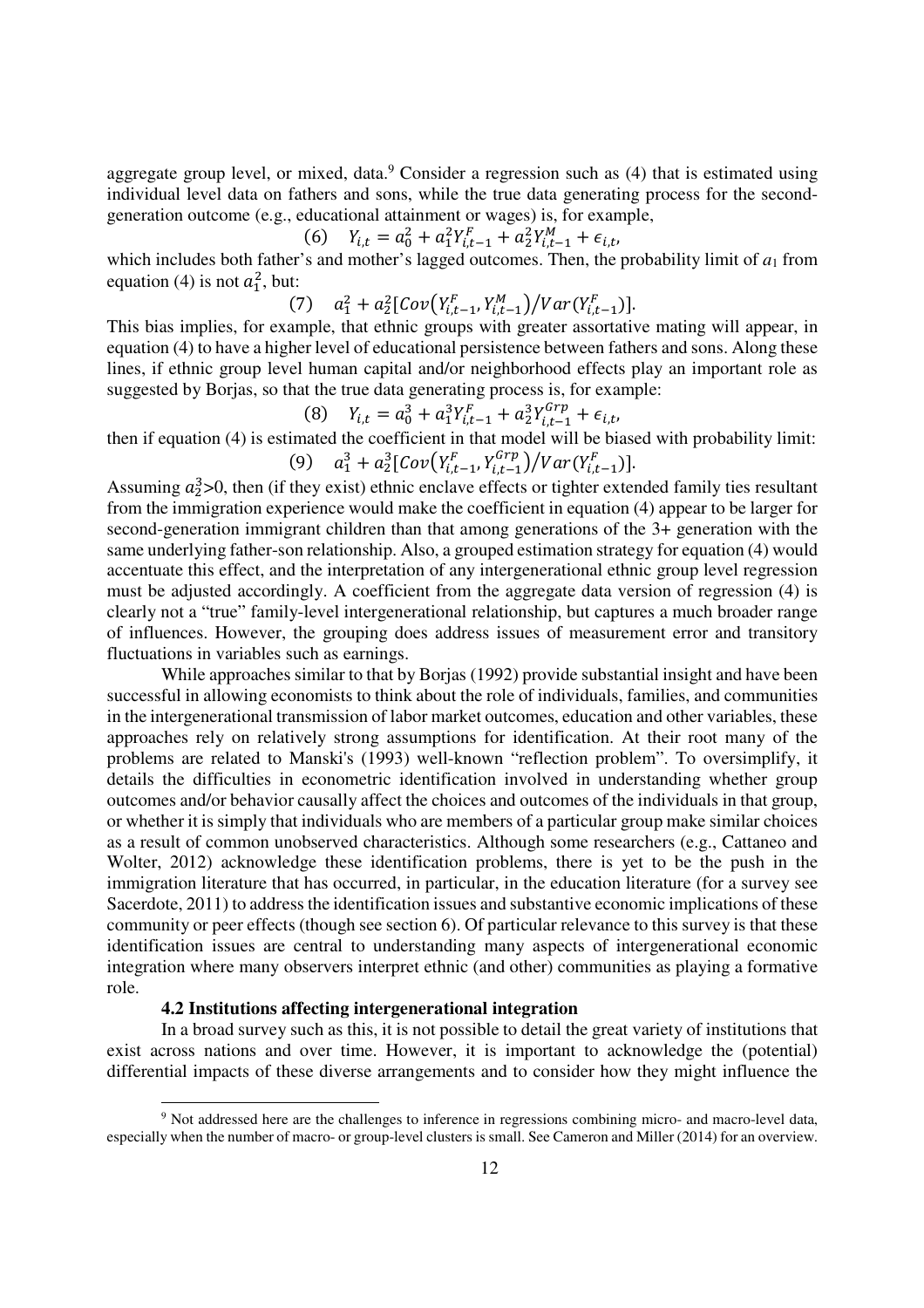aggregate group level, or mixed, data.[9] Consider a regression such as (4) that is estimated using individual level data on fathers and sons, while the true data generating process for the second-generation outcome (e.g., educational attainment or wages) is, for example,

$$(6) \quad Y_{i,t} = a_0^2 + a_1^2 Y_{i,t-1}^F + a_2^2 Y_{i,t-1}^M + \epsilon_{i,t},$$

which includes both father's and mother's lagged outcomes. Then, the probability limit of $a_1$ from equation (4) is not $a_1^2$, but:

$$(7) \quad a_1^2 + a_2^2[Cov(Y_{i,t-1}^F, Y_{i,t-1}^M)/Var(Y_{i,t-1}^F)].$$

This bias implies, for example, that ethnic groups with greater assortative mating will appear, in equation (4) to have a higher level of educational persistence between fathers and sons. Along these lines, if ethnic group level human capital and/or neighborhood effects play an important role as suggested by Borjas, so that the true data generating process is, for example:

$$(8) \quad Y_{i,t} = a_0^3 + a_1^3 Y_{i,t-1}^F + a_2^3 Y_{i,t-1}^{Grp} + \epsilon_{i,t},$$

then if equation (4) is estimated the coefficient in that model will be biased with probability limit:

$$(9) \quad a_1^3 + a_2^3[Cov(Y_{i,t-1}^F, Y_{i,t-1}^{Grp})/Var(Y_{i,t-1}^F)].$$

Assuming $a_2^3>0$, then (if they exist) ethnic enclave effects or tighter extended family ties resultant from the immigration experience would make the coefficient in equation (4) appear to be larger for second-generation immigrant children than that among generations of the 3+ generation with the same underlying father-son relationship. Also, a grouped estimation strategy for equation (4) would accentuate this effect, and the interpretation of any intergenerational ethnic group level regression must be adjusted accordingly. A coefficient from the aggregate data version of regression (4) is clearly not a "true" family-level intergenerational relationship, but captures a much broader range of influences. However, the grouping does address issues of measurement error and transitory fluctuations in variables such as earnings.

While approaches similar to that by Borjas (1992) provide substantial insight and have been successful in allowing economists to think about the role of individuals, families, and communities in the intergenerational transmission of labor market outcomes, education and other variables, these approaches rely on relatively strong assumptions for identification. At their root many of the problems are related to Manski's (1993) well-known "reflection problem". To oversimplify, it details the difficulties in econometric identification involved in understanding whether group outcomes and/or behavior causally affect the choices and outcomes of the individuals in that group, or whether it is simply that individuals who are members of a particular group make similar choices as a result of common unobserved characteristics. Although some researchers (e.g., Cattaneo and Wolter, 2012) acknowledge these identification problems, there is yet to be the push in the immigration literature that has occurred, in particular, in the education literature (for a survey see Sacerdote, 2011) to address the identification issues and substantive economic implications of these community or peer effects (though see section 6). Of particular relevance to this survey is that these identification issues are central to understanding many aspects of intergenerational economic integration where many observers interpret ethnic (and other) communities as playing a formative role.

### 4.2 Institutions affecting intergenerational integration

In a broad survey such as this, it is not possible to detail the great variety of institutions that exist across nations and over time. However, it is important to acknowledge the (potential) differential impacts of these diverse arrangements and to consider how they might influence the

[9] Not addressed here are the challenges to inference in regressions combining micro- and macro-level data, especially when the number of macro- or group-level clusters is small. See Cameron and Miller (2014) for an overview.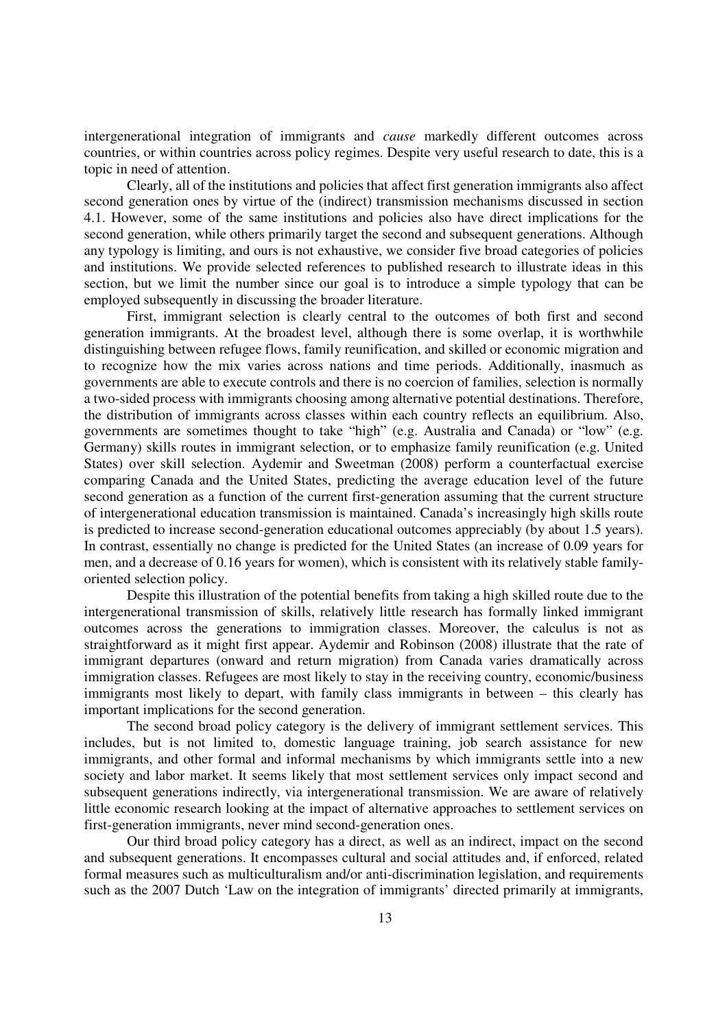intergenerational integration of immigrants and *cause* markedly different outcomes across countries, or within countries across policy regimes. Despite very useful research to date, this is a topic in need of attention.

Clearly, all of the institutions and policies that affect first generation immigrants also affect second generation ones by virtue of the (indirect) transmission mechanisms discussed in section 4.1. However, some of the same institutions and policies also have direct implications for the second generation, while others primarily target the second and subsequent generations. Although any typology is limiting, and ours is not exhaustive, we consider five broad categories of policies and institutions. We provide selected references to published research to illustrate ideas in this section, but we limit the number since our goal is to introduce a simple typology that can be employed subsequently in discussing the broader literature.

First, immigrant selection is clearly central to the outcomes of both first and second generation immigrants. At the broadest level, although there is some overlap, it is worthwhile distinguishing between refugee flows, family reunification, and skilled or economic migration and to recognize how the mix varies across nations and time periods. Additionally, inasmuch as governments are able to execute controls and there is no coercion of families, selection is normally a two-sided process with immigrants choosing among alternative potential destinations. Therefore, the distribution of immigrants across classes within each country reflects an equilibrium. Also, governments are sometimes thought to take "high" (e.g. Australia and Canada) or "low" (e.g. Germany) skills routes in immigrant selection, or to emphasize family reunification (e.g. United States) over skill selection. Aydemir and Sweetman (2008) perform a counterfactual exercise comparing Canada and the United States, predicting the average education level of the future second generation as a function of the current first-generation assuming that the current structure of intergenerational education transmission is maintained. Canada's increasingly high skills route is predicted to increase second-generation educational outcomes appreciably (by about 1.5 years). In contrast, essentially no change is predicted for the United States (an increase of 0.09 years for men, and a decrease of 0.16 years for women), which is consistent with its relatively stable family-oriented selection policy.

Despite this illustration of the potential benefits from taking a high skilled route due to the intergenerational transmission of skills, relatively little research has formally linked immigrant outcomes across the generations to immigration classes. Moreover, the calculus is not as straightforward as it might first appear. Aydemir and Robinson (2008) illustrate that the rate of immigrant departures (onward and return migration) from Canada varies dramatically across immigration classes. Refugees are most likely to stay in the receiving country, economic/business immigrants most likely to depart, with family class immigrants in between – this clearly has important implications for the second generation.

The second broad policy category is the delivery of immigrant settlement services. This includes, but is not limited to, domestic language training, job search assistance for new immigrants, and other formal and informal mechanisms by which immigrants settle into a new society and labor market. It seems likely that most settlement services only impact second and subsequent generations indirectly, via intergenerational transmission. We are aware of relatively little economic research looking at the impact of alternative approaches to settlement services on first-generation immigrants, never mind second-generation ones.

Our third broad policy category has a direct, as well as an indirect, impact on the second and subsequent generations. It encompasses cultural and social attitudes and, if enforced, related formal measures such as multiculturalism and/or anti-discrimination legislation, and requirements such as the 2007 Dutch 'Law on the integration of immigrants' directed primarily at immigrants,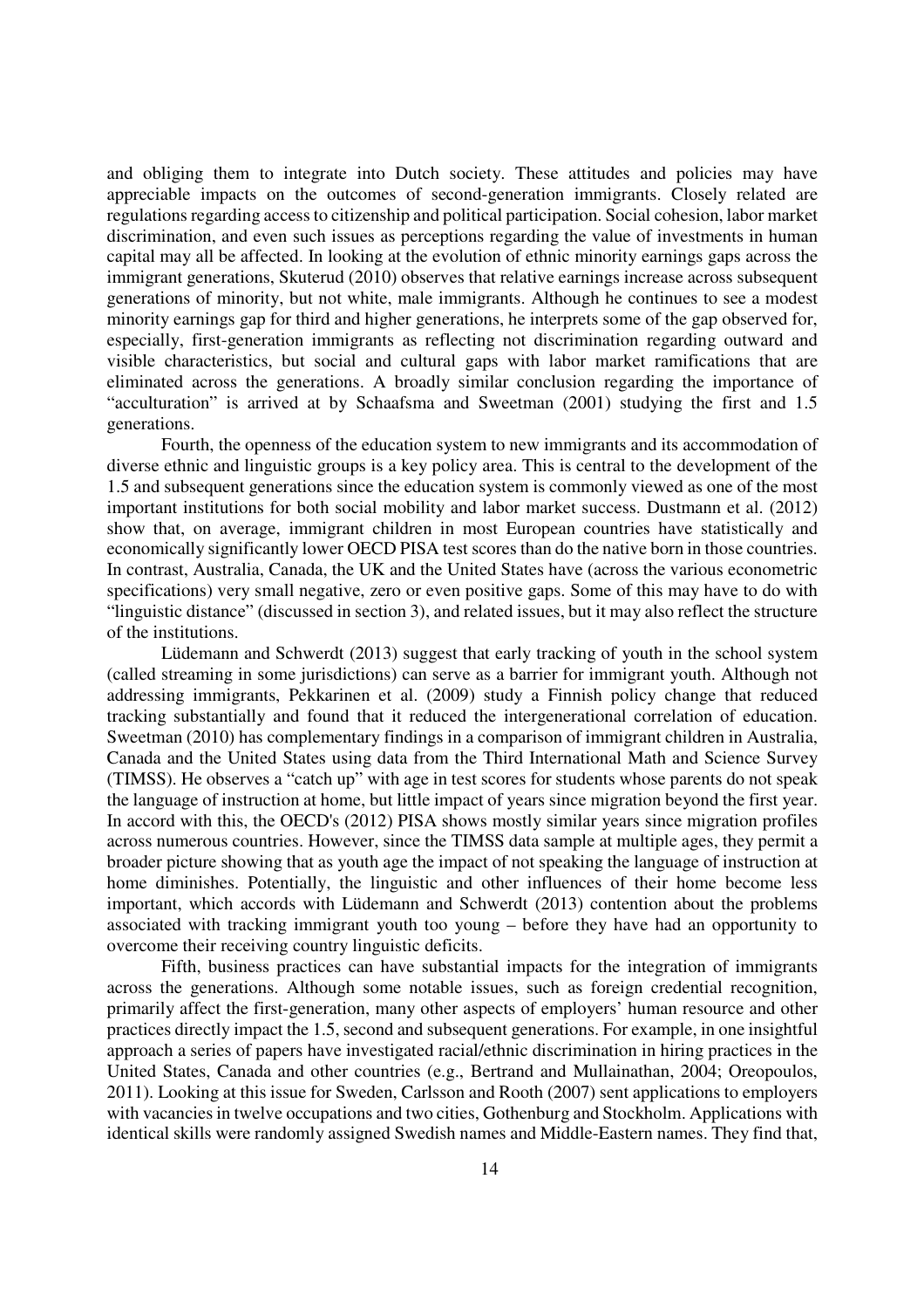and obliging them to integrate into Dutch society. These attitudes and policies may have appreciable impacts on the outcomes of second-generation immigrants. Closely related are regulations regarding access to citizenship and political participation. Social cohesion, labor market discrimination, and even such issues as perceptions regarding the value of investments in human capital may all be affected. In looking at the evolution of ethnic minority earnings gaps across the immigrant generations, Skuterud (2010) observes that relative earnings increase across subsequent generations of minority, but not white, male immigrants. Although he continues to see a modest minority earnings gap for third and higher generations, he interprets some of the gap observed for, especially, first-generation immigrants as reflecting not discrimination regarding outward and visible characteristics, but social and cultural gaps with labor market ramifications that are eliminated across the generations. A broadly similar conclusion regarding the importance of "acculturation" is arrived at by Schaafsma and Sweetman (2001) studying the first and 1.5 generations.

Fourth, the openness of the education system to new immigrants and its accommodation of diverse ethnic and linguistic groups is a key policy area. This is central to the development of the 1.5 and subsequent generations since the education system is commonly viewed as one of the most important institutions for both social mobility and labor market success. Dustmann et al. (2012) show that, on average, immigrant children in most European countries have statistically and economically significantly lower OECD PISA test scores than do the native born in those countries. In contrast, Australia, Canada, the UK and the United States have (across the various econometric specifications) very small negative, zero or even positive gaps. Some of this may have to do with "linguistic distance" (discussed in section 3), and related issues, but it may also reflect the structure of the institutions.

Lüdemann and Schwerdt (2013) suggest that early tracking of youth in the school system (called streaming in some jurisdictions) can serve as a barrier for immigrant youth. Although not addressing immigrants, Pekkarinen et al. (2009) study a Finnish policy change that reduced tracking substantially and found that it reduced the intergenerational correlation of education. Sweetman (2010) has complementary findings in a comparison of immigrant children in Australia, Canada and the United States using data from the Third International Math and Science Survey (TIMSS). He observes a "catch up" with age in test scores for students whose parents do not speak the language of instruction at home, but little impact of years since migration beyond the first year. In accord with this, the OECD's (2012) PISA shows mostly similar years since migration profiles across numerous countries. However, since the TIMSS data sample at multiple ages, they permit a broader picture showing that as youth age the impact of not speaking the language of instruction at home diminishes. Potentially, the linguistic and other influences of their home become less important, which accords with Lüdemann and Schwerdt (2013) contention about the problems associated with tracking immigrant youth too young – before they have had an opportunity to overcome their receiving country linguistic deficits.

Fifth, business practices can have substantial impacts for the integration of immigrants across the generations. Although some notable issues, such as foreign credential recognition, primarily affect the first-generation, many other aspects of employers' human resource and other practices directly impact the 1.5, second and subsequent generations. For example, in one insightful approach a series of papers have investigated racial/ethnic discrimination in hiring practices in the United States, Canada and other countries (e.g., Bertrand and Mullainathan, 2004; Oreopoulos, 2011). Looking at this issue for Sweden, Carlsson and Rooth (2007) sent applications to employers with vacancies in twelve occupations and two cities, Gothenburg and Stockholm. Applications with identical skills were randomly assigned Swedish names and Middle-Eastern names. They find that,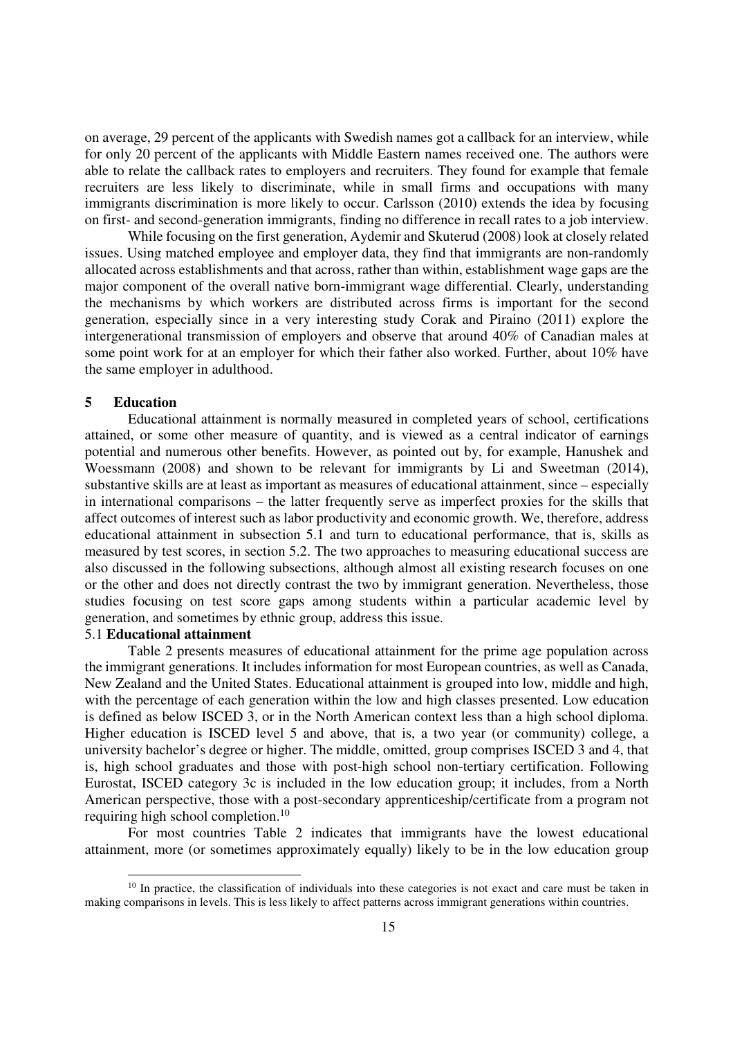on average, 29 percent of the applicants with Swedish names got a callback for an interview, while for only 20 percent of the applicants with Middle Eastern names received one. The authors were able to relate the callback rates to employers and recruiters. They found for example that female recruiters are less likely to discriminate, while in small firms and occupations with many immigrants discrimination is more likely to occur. Carlsson (2010) extends the idea by focusing on first- and second-generation immigrants, finding no difference in recall rates to a job interview.

While focusing on the first generation, Aydemir and Skuterud (2008) look at closely related issues. Using matched employee and employer data, they find that immigrants are non-randomly allocated across establishments and that across, rather than within, establishment wage gaps are the major component of the overall native born-immigrant wage differential. Clearly, understanding the mechanisms by which workers are distributed across firms is important for the second generation, especially since in a very interesting study Corak and Piraino (2011) explore the intergenerational transmission of employers and observe that around 40% of Canadian males at some point work for at an employer for which their father also worked. Further, about 10% have the same employer in adulthood.

## 5 Education

Educational attainment is normally measured in completed years of school, certifications attained, or some other measure of quantity, and is viewed as a central indicator of earnings potential and numerous other benefits. However, as pointed out by, for example, Hanushek and Woessmann (2008) and shown to be relevant for immigrants by Li and Sweetman (2014), substantive skills are at least as important as measures of educational attainment, since – especially in international comparisons – the latter frequently serve as imperfect proxies for the skills that affect outcomes of interest such as labor productivity and economic growth. We, therefore, address educational attainment in subsection 5.1 and turn to educational performance, that is, skills as measured by test scores, in section 5.2. The two approaches to measuring educational success are also discussed in the following subsections, although almost all existing research focuses on one or the other and does not directly contrast the two by immigrant generation. Nevertheless, those studies focusing on test score gaps among students within a particular academic level by generation, and sometimes by ethnic group, address this issue.

### 5.1 Educational attainment

Table 2 presents measures of educational attainment for the prime age population across the immigrant generations. It includes information for most European countries, as well as Canada, New Zealand and the United States. Educational attainment is grouped into low, middle and high, with the percentage of each generation within the low and high classes presented. Low education is defined as below ISCED 3, or in the North American context less than a high school diploma. Higher education is ISCED level 5 and above, that is, a two year (or community) college, a university bachelor's degree or higher. The middle, omitted, group comprises ISCED 3 and 4, that is, high school graduates and those with post-high school non-tertiary certification. Following Eurostat, ISCED category 3c is included in the low education group; it includes, from a North American perspective, those with a post-secondary apprenticeship/certificate from a program not requiring high school completion.[10]

For most countries Table 2 indicates that immigrants have the lowest educational attainment, more (or sometimes approximately equally) likely to be in the low education group

[10] In practice, the classification of individuals into these categories is not exact and care must be taken in making comparisons in levels. This is less likely to affect patterns across immigrant generations within countries.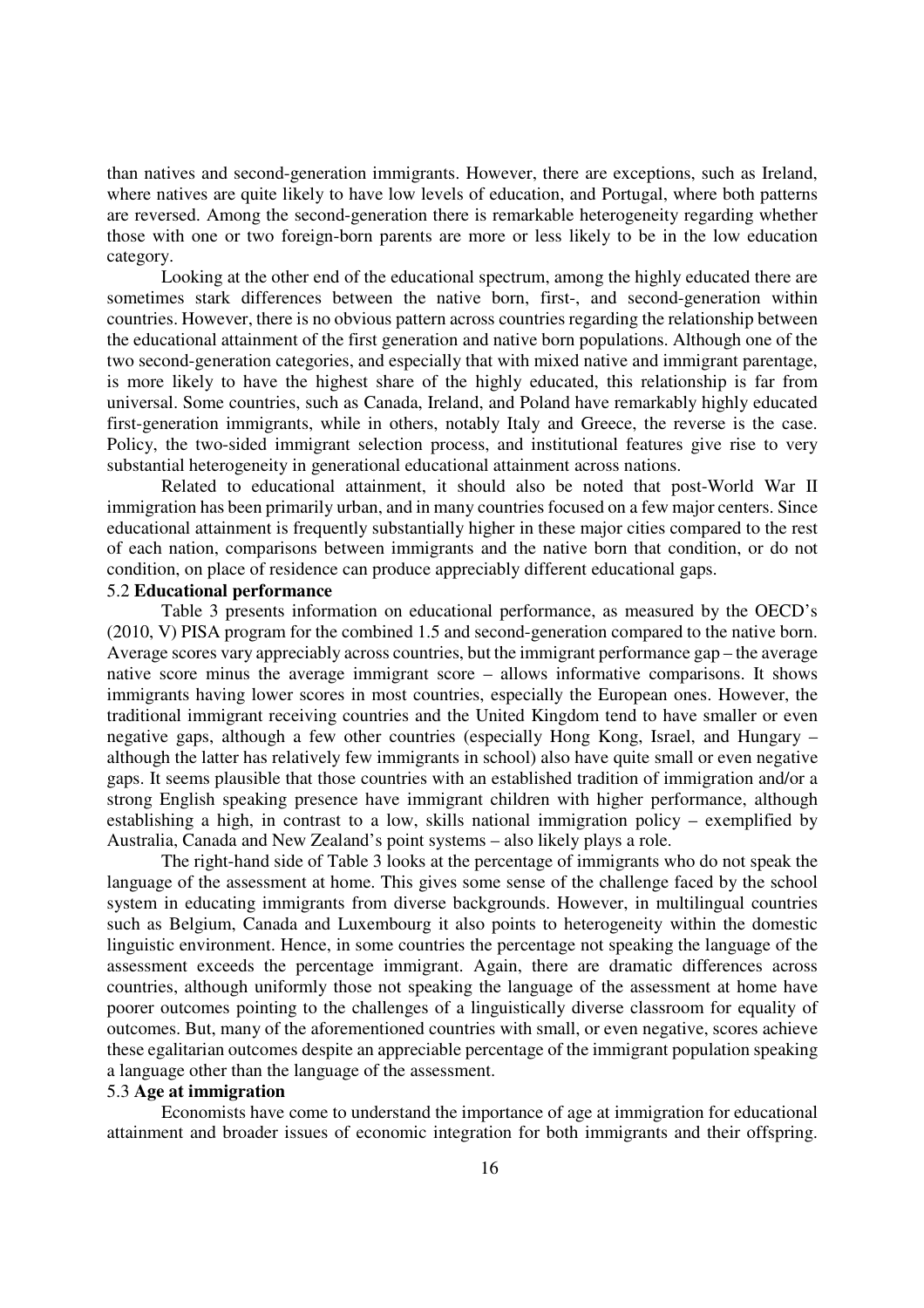than natives and second-generation immigrants. However, there are exceptions, such as Ireland, where natives are quite likely to have low levels of education, and Portugal, where both patterns are reversed. Among the second-generation there is remarkable heterogeneity regarding whether those with one or two foreign-born parents are more or less likely to be in the low education category.

Looking at the other end of the educational spectrum, among the highly educated there are sometimes stark differences between the native born, first-, and second-generation within countries. However, there is no obvious pattern across countries regarding the relationship between the educational attainment of the first generation and native born populations. Although one of the two second-generation categories, and especially that with mixed native and immigrant parentage, is more likely to have the highest share of the highly educated, this relationship is far from universal. Some countries, such as Canada, Ireland, and Poland have remarkably highly educated first-generation immigrants, while in others, notably Italy and Greece, the reverse is the case. Policy, the two-sided immigrant selection process, and institutional features give rise to very substantial heterogeneity in generational educational attainment across nations.

Related to educational attainment, it should also be noted that post-World War II immigration has been primarily urban, and in many countries focused on a few major centers. Since educational attainment is frequently substantially higher in these major cities compared to the rest of each nation, comparisons between immigrants and the native born that condition, or do not condition, on place of residence can produce appreciably different educational gaps.

### 5.2 Educational performance

Table 3 presents information on educational performance, as measured by the OECD's (2010, V) PISA program for the combined 1.5 and second-generation compared to the native born. Average scores vary appreciably across countries, but the immigrant performance gap – the average native score minus the average immigrant score – allows informative comparisons. It shows immigrants having lower scores in most countries, especially the European ones. However, the traditional immigrant receiving countries and the United Kingdom tend to have smaller or even negative gaps, although a few other countries (especially Hong Kong, Israel, and Hungary – although the latter has relatively few immigrants in school) also have quite small or even negative gaps. It seems plausible that those countries with an established tradition of immigration and/or a strong English speaking presence have immigrant children with higher performance, although establishing a high, in contrast to a low, skills national immigration policy – exemplified by Australia, Canada and New Zealand's point systems – also likely plays a role.

The right-hand side of Table 3 looks at the percentage of immigrants who do not speak the language of the assessment at home. This gives some sense of the challenge faced by the school system in educating immigrants from diverse backgrounds. However, in multilingual countries such as Belgium, Canada and Luxembourg it also points to heterogeneity within the domestic linguistic environment. Hence, in some countries the percentage not speaking the language of the assessment exceeds the percentage immigrant. Again, there are dramatic differences across countries, although uniformly those not speaking the language of the assessment at home have poorer outcomes pointing to the challenges of a linguistically diverse classroom for equality of outcomes. But, many of the aforementioned countries with small, or even negative, scores achieve these egalitarian outcomes despite an appreciable percentage of the immigrant population speaking a language other than the language of the assessment.

### 5.3 Age at immigration

Economists have come to understand the importance of age at immigration for educational attainment and broader issues of economic integration for both immigrants and their offspring.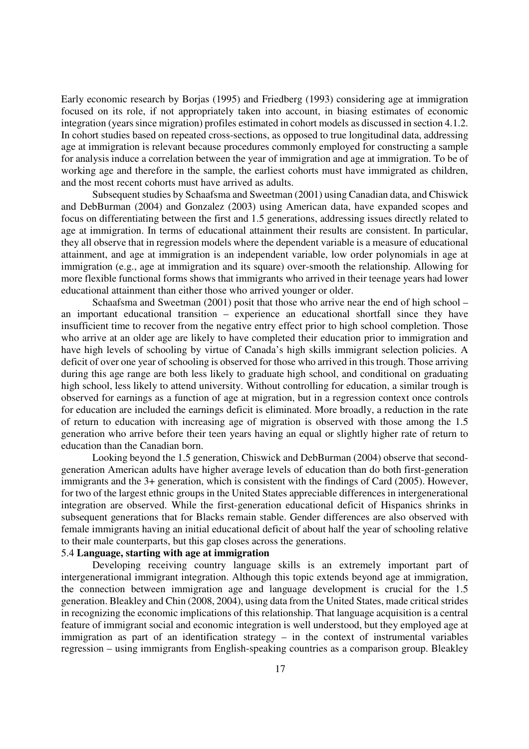Early economic research by Borjas (1995) and Friedberg (1993) considering age at immigration focused on its role, if not appropriately taken into account, in biasing estimates of economic integration (years since migration) profiles estimated in cohort models as discussed in section 4.1.2. In cohort studies based on repeated cross-sections, as opposed to true longitudinal data, addressing age at immigration is relevant because procedures commonly employed for constructing a sample for analysis induce a correlation between the year of immigration and age at immigration. To be of working age and therefore in the sample, the earliest cohorts must have immigrated as children, and the most recent cohorts must have arrived as adults.

Subsequent studies by Schaafsma and Sweetman (2001) using Canadian data, and Chiswick and DebBurman (2004) and Gonzalez (2003) using American data, have expanded scopes and focus on differentiating between the first and 1.5 generations, addressing issues directly related to age at immigration. In terms of educational attainment their results are consistent. In particular, they all observe that in regression models where the dependent variable is a measure of educational attainment, and age at immigration is an independent variable, low order polynomials in age at immigration (e.g., age at immigration and its square) over-smooth the relationship. Allowing for more flexible functional forms shows that immigrants who arrived in their teenage years had lower educational attainment than either those who arrived younger or older.

Schaafsma and Sweetman (2001) posit that those who arrive near the end of high school – an important educational transition – experience an educational shortfall since they have insufficient time to recover from the negative entry effect prior to high school completion. Those who arrive at an older age are likely to have completed their education prior to immigration and have high levels of schooling by virtue of Canada's high skills immigrant selection policies. A deficit of over one year of schooling is observed for those who arrived in this trough. Those arriving during this age range are both less likely to graduate high school, and conditional on graduating high school, less likely to attend university. Without controlling for education, a similar trough is observed for earnings as a function of age at migration, but in a regression context once controls for education are included the earnings deficit is eliminated. More broadly, a reduction in the rate of return to education with increasing age of migration is observed with those among the 1.5 generation who arrive before their teen years having an equal or slightly higher rate of return to education than the Canadian born.

Looking beyond the 1.5 generation, Chiswick and DebBurman (2004) observe that second-generation American adults have higher average levels of education than do both first-generation immigrants and the 3+ generation, which is consistent with the findings of Card (2005). However, for two of the largest ethnic groups in the United States appreciable differences in intergenerational integration are observed. While the first-generation educational deficit of Hispanics shrinks in subsequent generations that for Blacks remain stable. Gender differences are also observed with female immigrants having an initial educational deficit of about half the year of schooling relative to their male counterparts, but this gap closes across the generations.

### 5.4 Language, starting with age at immigration

Developing receiving country language skills is an extremely important part of intergenerational immigrant integration. Although this topic extends beyond age at immigration, the connection between immigration age and language development is crucial for the 1.5 generation. Bleakley and Chin (2008, 2004), using data from the United States, made critical strides in recognizing the economic implications of this relationship. That language acquisition is a central feature of immigrant social and economic integration is well understood, but they employed age at immigration as part of an identification strategy – in the context of instrumental variables regression – using immigrants from English-speaking countries as a comparison group. Bleakley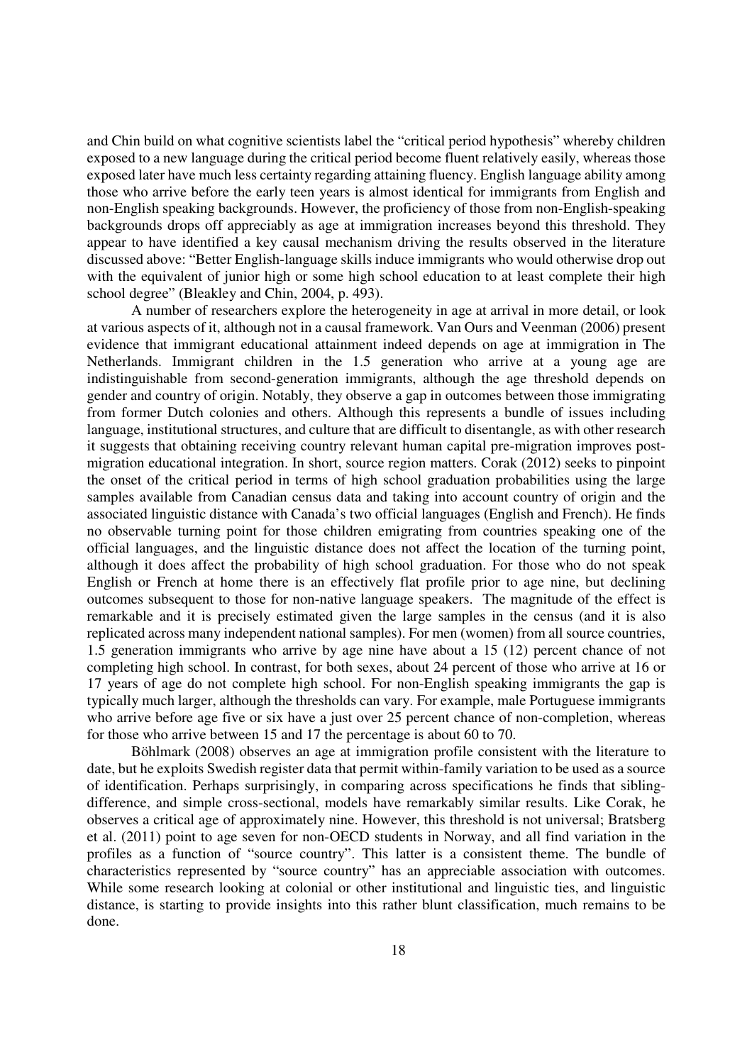and Chin build on what cognitive scientists label the "critical period hypothesis" whereby children exposed to a new language during the critical period become fluent relatively easily, whereas those exposed later have much less certainty regarding attaining fluency. English language ability among those who arrive before the early teen years is almost identical for immigrants from English and non-English speaking backgrounds. However, the proficiency of those from non-English-speaking backgrounds drops off appreciably as age at immigration increases beyond this threshold. They appear to have identified a key causal mechanism driving the results observed in the literature discussed above: "Better English-language skills induce immigrants who would otherwise drop out with the equivalent of junior high or some high school education to at least complete their high school degree" (Bleakley and Chin, 2004, p. 493).

A number of researchers explore the heterogeneity in age at arrival in more detail, or look at various aspects of it, although not in a causal framework. Van Ours and Veenman (2006) present evidence that immigrant educational attainment indeed depends on age at immigration in The Netherlands. Immigrant children in the 1.5 generation who arrive at a young age are indistinguishable from second-generation immigrants, although the age threshold depends on gender and country of origin. Notably, they observe a gap in outcomes between those immigrating from former Dutch colonies and others. Although this represents a bundle of issues including language, institutional structures, and culture that are difficult to disentangle, as with other research it suggests that obtaining receiving country relevant human capital pre-migration improves post-migration educational integration. In short, source region matters. Corak (2012) seeks to pinpoint the onset of the critical period in terms of high school graduation probabilities using the large samples available from Canadian census data and taking into account country of origin and the associated linguistic distance with Canada's two official languages (English and French). He finds no observable turning point for those children emigrating from countries speaking one of the official languages, and the linguistic distance does not affect the location of the turning point, although it does affect the probability of high school graduation. For those who do not speak English or French at home there is an effectively flat profile prior to age nine, but declining outcomes subsequent to those for non-native language speakers. The magnitude of the effect is remarkable and it is precisely estimated given the large samples in the census (and it is also replicated across many independent national samples). For men (women) from all source countries, 1.5 generation immigrants who arrive by age nine have about a 15 (12) percent chance of not completing high school. In contrast, for both sexes, about 24 percent of those who arrive at 16 or 17 years of age do not complete high school. For non-English speaking immigrants the gap is typically much larger, although the thresholds can vary. For example, male Portuguese immigrants who arrive before age five or six have a just over 25 percent chance of non-completion, whereas for those who arrive between 15 and 17 the percentage is about 60 to 70.

Böhlmark (2008) observes an age at immigration profile consistent with the literature to date, but he exploits Swedish register data that permit within-family variation to be used as a source of identification. Perhaps surprisingly, in comparing across specifications he finds that sibling-difference, and simple cross-sectional, models have remarkably similar results. Like Corak, he observes a critical age of approximately nine. However, this threshold is not universal; Bratsberg et al. (2011) point to age seven for non-OECD students in Norway, and all find variation in the profiles as a function of "source country". This latter is a consistent theme. The bundle of characteristics represented by "source country" has an appreciable association with outcomes. While some research looking at colonial or other institutional and linguistic ties, and linguistic distance, is starting to provide insights into this rather blunt classification, much remains to be done.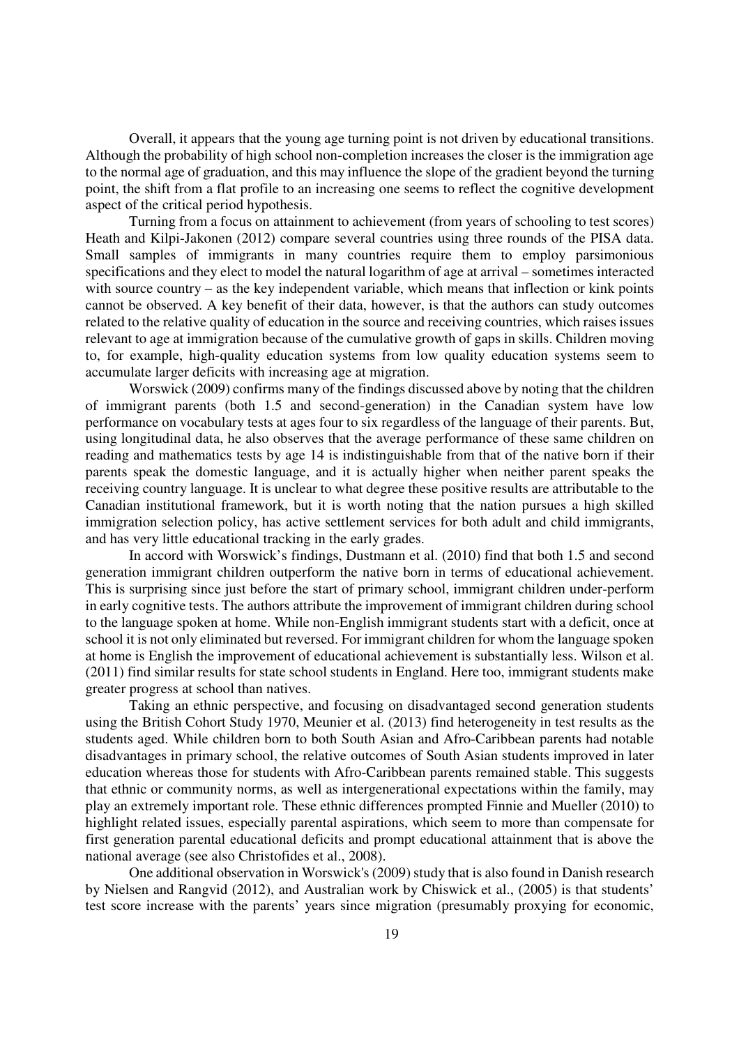Overall, it appears that the young age turning point is not driven by educational transitions. Although the probability of high school non-completion increases the closer is the immigration age to the normal age of graduation, and this may influence the slope of the gradient beyond the turning point, the shift from a flat profile to an increasing one seems to reflect the cognitive development aspect of the critical period hypothesis.

Turning from a focus on attainment to achievement (from years of schooling to test scores) Heath and Kilpi-Jakonen (2012) compare several countries using three rounds of the PISA data. Small samples of immigrants in many countries require them to employ parsimonious specifications and they elect to model the natural logarithm of age at arrival – sometimes interacted with source country – as the key independent variable, which means that inflection or kink points cannot be observed. A key benefit of their data, however, is that the authors can study outcomes related to the relative quality of education in the source and receiving countries, which raises issues relevant to age at immigration because of the cumulative growth of gaps in skills. Children moving to, for example, high-quality education systems from low quality education systems seem to accumulate larger deficits with increasing age at migration.

Worswick (2009) confirms many of the findings discussed above by noting that the children of immigrant parents (both 1.5 and second-generation) in the Canadian system have low performance on vocabulary tests at ages four to six regardless of the language of their parents. But, using longitudinal data, he also observes that the average performance of these same children on reading and mathematics tests by age 14 is indistinguishable from that of the native born if their parents speak the domestic language, and it is actually higher when neither parent speaks the receiving country language. It is unclear to what degree these positive results are attributable to the Canadian institutional framework, but it is worth noting that the nation pursues a high skilled immigration selection policy, has active settlement services for both adult and child immigrants, and has very little educational tracking in the early grades.

In accord with Worswick's findings, Dustmann et al. (2010) find that both 1.5 and second generation immigrant children outperform the native born in terms of educational achievement. This is surprising since just before the start of primary school, immigrant children under-perform in early cognitive tests. The authors attribute the improvement of immigrant children during school to the language spoken at home. While non-English immigrant students start with a deficit, once at school it is not only eliminated but reversed. For immigrant children for whom the language spoken at home is English the improvement of educational achievement is substantially less. Wilson et al. (2011) find similar results for state school students in England. Here too, immigrant students make greater progress at school than natives.

Taking an ethnic perspective, and focusing on disadvantaged second generation students using the British Cohort Study 1970, Meunier et al. (2013) find heterogeneity in test results as the students aged. While children born to both South Asian and Afro-Caribbean parents had notable disadvantages in primary school, the relative outcomes of South Asian students improved in later education whereas those for students with Afro-Caribbean parents remained stable. This suggests that ethnic or community norms, as well as intergenerational expectations within the family, may play an extremely important role. These ethnic differences prompted Finnie and Mueller (2010) to highlight related issues, especially parental aspirations, which seem to more than compensate for first generation parental educational deficits and prompt educational attainment that is above the national average (see also Christofides et al., 2008).

One additional observation in Worswick's (2009) study that is also found in Danish research by Nielsen and Rangvid (2012), and Australian work by Chiswick et al., (2005) is that students' test score increase with the parents' years since migration (presumably proxying for economic,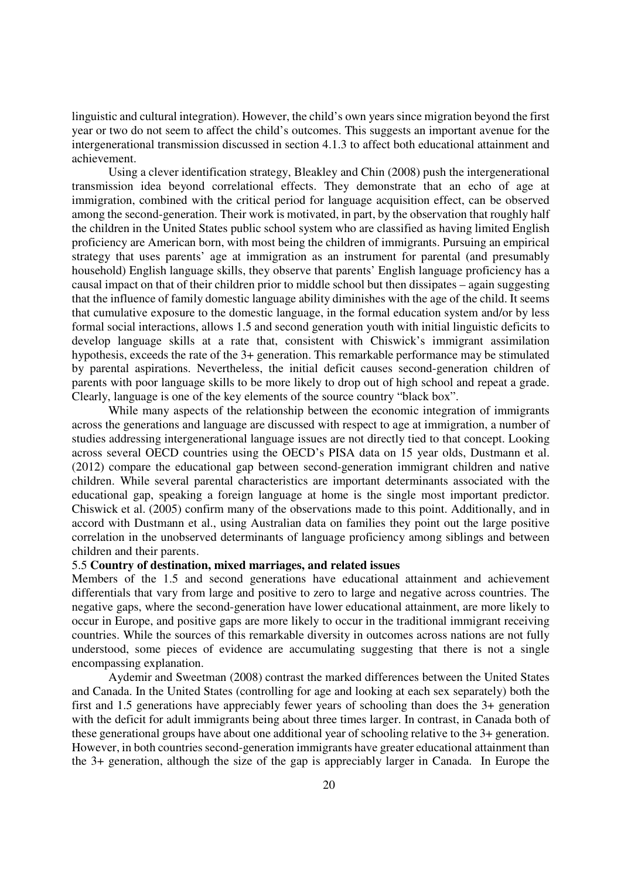linguistic and cultural integration). However, the child's own years since migration beyond the first year or two do not seem to affect the child's outcomes. This suggests an important avenue for the intergenerational transmission discussed in section 4.1.3 to affect both educational attainment and achievement.

Using a clever identification strategy, Bleakley and Chin (2008) push the intergenerational transmission idea beyond correlational effects. They demonstrate that an echo of age at immigration, combined with the critical period for language acquisition effect, can be observed among the second-generation. Their work is motivated, in part, by the observation that roughly half the children in the United States public school system who are classified as having limited English proficiency are American born, with most being the children of immigrants. Pursuing an empirical strategy that uses parents' age at immigration as an instrument for parental (and presumably household) English language skills, they observe that parents' English language proficiency has a causal impact on that of their children prior to middle school but then dissipates – again suggesting that the influence of family domestic language ability diminishes with the age of the child. It seems that cumulative exposure to the domestic language, in the formal education system and/or by less formal social interactions, allows 1.5 and second generation youth with initial linguistic deficits to develop language skills at a rate that, consistent with Chiswick's immigrant assimilation hypothesis, exceeds the rate of the 3+ generation. This remarkable performance may be stimulated by parental aspirations. Nevertheless, the initial deficit causes second-generation children of parents with poor language skills to be more likely to drop out of high school and repeat a grade. Clearly, language is one of the key elements of the source country "black box".

While many aspects of the relationship between the economic integration of immigrants across the generations and language are discussed with respect to age at immigration, a number of studies addressing intergenerational language issues are not directly tied to that concept. Looking across several OECD countries using the OECD's PISA data on 15 year olds, Dustmann et al. (2012) compare the educational gap between second-generation immigrant children and native children. While several parental characteristics are important determinants associated with the educational gap, speaking a foreign language at home is the single most important predictor. Chiswick et al. (2005) confirm many of the observations made to this point. Additionally, and in accord with Dustmann et al., using Australian data on families they point out the large positive correlation in the unobserved determinants of language proficiency among siblings and between children and their parents.

### 5.5 Country of destination, mixed marriages, and related issues

Members of the 1.5 and second generations have educational attainment and achievement differentials that vary from large and positive to zero to large and negative across countries. The negative gaps, where the second-generation have lower educational attainment, are more likely to occur in Europe, and positive gaps are more likely to occur in the traditional immigrant receiving countries. While the sources of this remarkable diversity in outcomes across nations are not fully understood, some pieces of evidence are accumulating suggesting that there is not a single encompassing explanation.

Aydemir and Sweetman (2008) contrast the marked differences between the United States and Canada. In the United States (controlling for age and looking at each sex separately) both the first and 1.5 generations have appreciably fewer years of schooling than does the 3+ generation with the deficit for adult immigrants being about three times larger. In contrast, in Canada both of these generational groups have about one additional year of schooling relative to the 3+ generation. However, in both countries second-generation immigrants have greater educational attainment than the 3+ generation, although the size of the gap is appreciably larger in Canada. In Europe the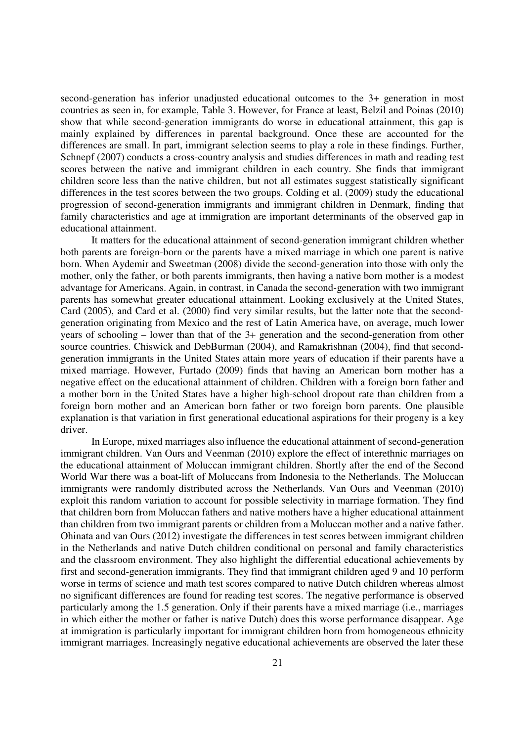second-generation has inferior unadjusted educational outcomes to the 3+ generation in most countries as seen in, for example, Table 3. However, for France at least, Belzil and Poinas (2010) show that while second-generation immigrants do worse in educational attainment, this gap is mainly explained by differences in parental background. Once these are accounted for the differences are small. In part, immigrant selection seems to play a role in these findings. Further, Schnepf (2007) conducts a cross-country analysis and studies differences in math and reading test scores between the native and immigrant children in each country. She finds that immigrant children score less than the native children, but not all estimates suggest statistically significant differences in the test scores between the two groups. Colding et al. (2009) study the educational progression of second-generation immigrants and immigrant children in Denmark, finding that family characteristics and age at immigration are important determinants of the observed gap in educational attainment.

It matters for the educational attainment of second-generation immigrant children whether both parents are foreign-born or the parents have a mixed marriage in which one parent is native born. When Aydemir and Sweetman (2008) divide the second-generation into those with only the mother, only the father, or both parents immigrants, then having a native born mother is a modest advantage for Americans. Again, in contrast, in Canada the second-generation with two immigrant parents has somewhat greater educational attainment. Looking exclusively at the United States, Card (2005), and Card et al. (2000) find very similar results, but the latter note that the second-generation originating from Mexico and the rest of Latin America have, on average, much lower years of schooling – lower than that of the 3+ generation and the second-generation from other source countries. Chiswick and DebBurman (2004), and Ramakrishnan (2004), find that second-generation immigrants in the United States attain more years of education if their parents have a mixed marriage. However, Furtado (2009) finds that having an American born mother has a negative effect on the educational attainment of children. Children with a foreign born father and a mother born in the United States have a higher high-school dropout rate than children from a foreign born mother and an American born father or two foreign born parents. One plausible explanation is that variation in first generational educational aspirations for their progeny is a key driver.

In Europe, mixed marriages also influence the educational attainment of second-generation immigrant children. Van Ours and Veenman (2010) explore the effect of interethnic marriages on the educational attainment of Moluccan immigrant children. Shortly after the end of the Second World War there was a boat-lift of Moluccans from Indonesia to the Netherlands. The Moluccan immigrants were randomly distributed across the Netherlands. Van Ours and Veenman (2010) exploit this random variation to account for possible selectivity in marriage formation. They find that children born from Moluccan fathers and native mothers have a higher educational attainment than children from two immigrant parents or children from a Moluccan mother and a native father. Ohinata and van Ours (2012) investigate the differences in test scores between immigrant children in the Netherlands and native Dutch children conditional on personal and family characteristics and the classroom environment. They also highlight the differential educational achievements by first and second-generation immigrants. They find that immigrant children aged 9 and 10 perform worse in terms of science and math test scores compared to native Dutch children whereas almost no significant differences are found for reading test scores. The negative performance is observed particularly among the 1.5 generation. Only if their parents have a mixed marriage (i.e., marriages in which either the mother or father is native Dutch) does this worse performance disappear. Age at immigration is particularly important for immigrant children born from homogeneous ethnicity immigrant marriages. Increasingly negative educational achievements are observed the later these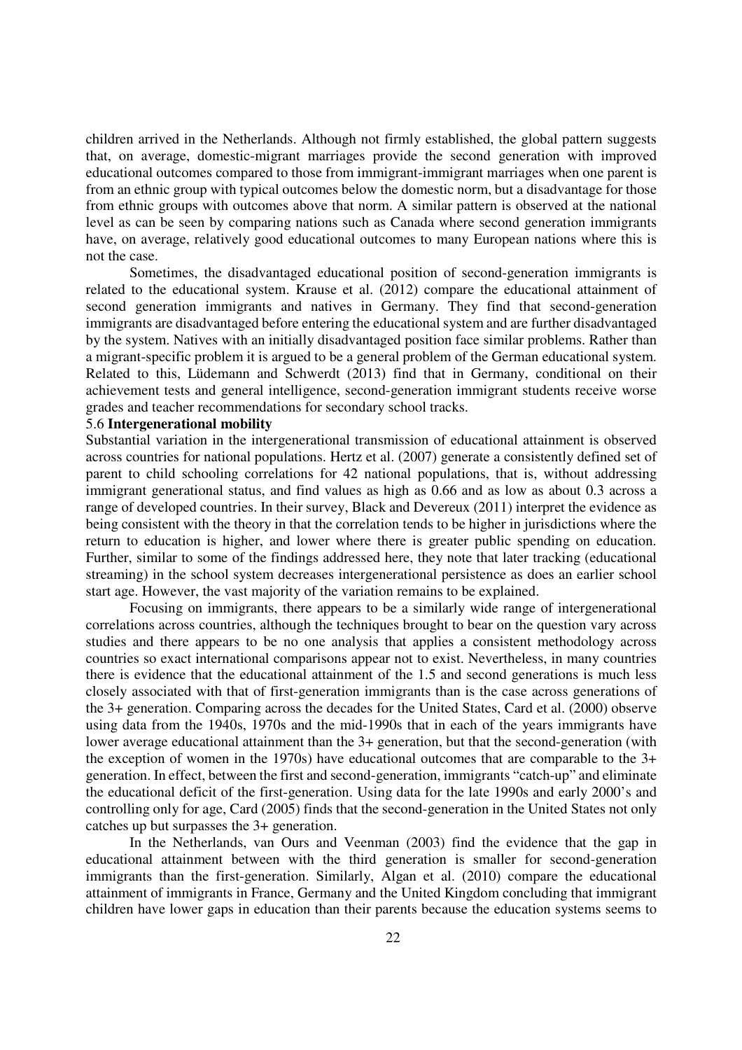children arrived in the Netherlands. Although not firmly established, the global pattern suggests that, on average, domestic-migrant marriages provide the second generation with improved educational outcomes compared to those from immigrant-immigrant marriages when one parent is from an ethnic group with typical outcomes below the domestic norm, but a disadvantage for those from ethnic groups with outcomes above that norm. A similar pattern is observed at the national level as can be seen by comparing nations such as Canada where second generation immigrants have, on average, relatively good educational outcomes to many European nations where this is not the case.

Sometimes, the disadvantaged educational position of second-generation immigrants is related to the educational system. Krause et al. (2012) compare the educational attainment of second generation immigrants and natives in Germany. They find that second-generation immigrants are disadvantaged before entering the educational system and are further disadvantaged by the system. Natives with an initially disadvantaged position face similar problems. Rather than a migrant-specific problem it is argued to be a general problem of the German educational system. Related to this, Lüdemann and Schwerdt (2013) find that in Germany, conditional on their achievement tests and general intelligence, second-generation immigrant students receive worse grades and teacher recommendations for secondary school tracks.

### 5.6 **Intergenerational mobility**

Substantial variation in the intergenerational transmission of educational attainment is observed across countries for national populations. Hertz et al. (2007) generate a consistently defined set of parent to child schooling correlations for 42 national populations, that is, without addressing immigrant generational status, and find values as high as 0.66 and as low as about 0.3 across a range of developed countries. In their survey, Black and Devereux (2011) interpret the evidence as being consistent with the theory in that the correlation tends to be higher in jurisdictions where the return to education is higher, and lower where there is greater public spending on education. Further, similar to some of the findings addressed here, they note that later tracking (educational streaming) in the school system decreases intergenerational persistence as does an earlier school start age. However, the vast majority of the variation remains to be explained.

Focusing on immigrants, there appears to be a similarly wide range of intergenerational correlations across countries, although the techniques brought to bear on the question vary across studies and there appears to be no one analysis that applies a consistent methodology across countries so exact international comparisons appear not to exist. Nevertheless, in many countries there is evidence that the educational attainment of the 1.5 and second generations is much less closely associated with that of first-generation immigrants than is the case across generations of the 3+ generation. Comparing across the decades for the United States, Card et al. (2000) observe using data from the 1940s, 1970s and the mid-1990s that in each of the years immigrants have lower average educational attainment than the 3+ generation, but that the second-generation (with the exception of women in the 1970s) have educational outcomes that are comparable to the 3+ generation. In effect, between the first and second-generation, immigrants "catch-up" and eliminate the educational deficit of the first-generation. Using data for the late 1990s and early 2000's and controlling only for age, Card (2005) finds that the second-generation in the United States not only catches up but surpasses the 3+ generation.

In the Netherlands, van Ours and Veenman (2003) find the evidence that the gap in educational attainment between with the third generation is smaller for second-generation immigrants than the first-generation. Similarly, Algan et al. (2010) compare the educational attainment of immigrants in France, Germany and the United Kingdom concluding that immigrant children have lower gaps in education than their parents because the education systems seems to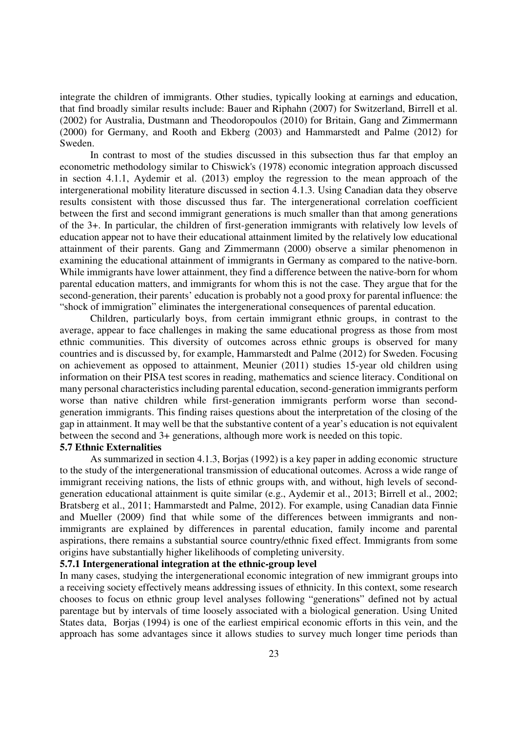integrate the children of immigrants. Other studies, typically looking at earnings and education, that find broadly similar results include: Bauer and Riphahn (2007) for Switzerland, Birrell et al. (2002) for Australia, Dustmann and Theodoropoulos (2010) for Britain, Gang and Zimmermann (2000) for Germany, and Rooth and Ekberg (2003) and Hammarstedt and Palme (2012) for Sweden.

In contrast to most of the studies discussed in this subsection thus far that employ an econometric methodology similar to Chiswick's (1978) economic integration approach discussed in section 4.1.1, Aydemir et al. (2013) employ the regression to the mean approach of the intergenerational mobility literature discussed in section 4.1.3. Using Canadian data they observe results consistent with those discussed thus far. The intergenerational correlation coefficient between the first and second immigrant generations is much smaller than that among generations of the 3+. In particular, the children of first-generation immigrants with relatively low levels of education appear not to have their educational attainment limited by the relatively low educational attainment of their parents. Gang and Zimmermann (2000) observe a similar phenomenon in examining the educational attainment of immigrants in Germany as compared to the native-born. While immigrants have lower attainment, they find a difference between the native-born for whom parental education matters, and immigrants for whom this is not the case. They argue that for the second-generation, their parents' education is probably not a good proxy for parental influence: the "shock of immigration" eliminates the intergenerational consequences of parental education.

Children, particularly boys, from certain immigrant ethnic groups, in contrast to the average, appear to face challenges in making the same educational progress as those from most ethnic communities. This diversity of outcomes across ethnic groups is observed for many countries and is discussed by, for example, Hammarstedt and Palme (2012) for Sweden. Focusing on achievement as opposed to attainment, Meunier (2011) studies 15-year old children using information on their PISA test scores in reading, mathematics and science literacy. Conditional on many personal characteristics including parental education, second-generation immigrants perform worse than native children while first-generation immigrants perform worse than second-generation immigrants. This finding raises questions about the interpretation of the closing of the gap in attainment. It may well be that the substantive content of a year's education is not equivalent between the second and 3+ generations, although more work is needed on this topic.

### 5.7 Ethnic Externalities

As summarized in section 4.1.3, Borjas (1992) is a key paper in adding economic structure to the study of the intergenerational transmission of educational outcomes. Across a wide range of immigrant receiving nations, the lists of ethnic groups with, and without, high levels of second-generation educational attainment is quite similar (e.g., Aydemir et al., 2013; Birrell et al., 2002; Bratsberg et al., 2011; Hammarstedt and Palme, 2012). For example, using Canadian data Finnie and Mueller (2009) find that while some of the differences between immigrants and non-immigrants are explained by differences in parental education, family income and parental aspirations, there remains a substantial source country/ethnic fixed effect. Immigrants from some origins have substantially higher likelihoods of completing university.

#### 5.7.1 Intergenerational integration at the ethnic-group level

In many cases, studying the intergenerational economic integration of new immigrant groups into a receiving society effectively means addressing issues of ethnicity. In this context, some research chooses to focus on ethnic group level analyses following "generations" defined not by actual parentage but by intervals of time loosely associated with a biological generation. Using United States data, Borjas (1994) is one of the earliest empirical economic efforts in this vein, and the approach has some advantages since it allows studies to survey much longer time periods than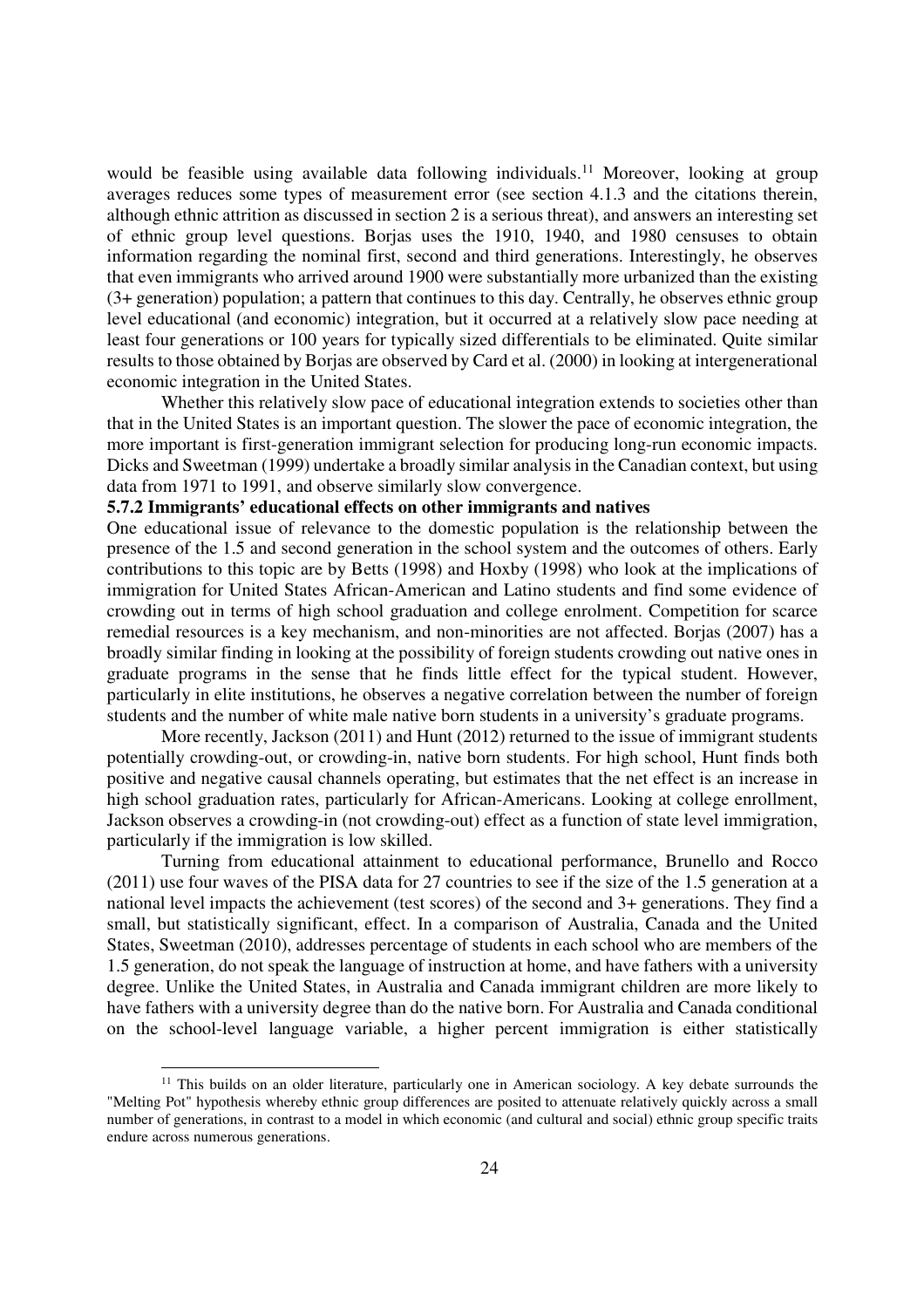would be feasible using available data following individuals.[11] Moreover, looking at group averages reduces some types of measurement error (see section 4.1.3 and the citations therein, although ethnic attrition as discussed in section 2 is a serious threat), and answers an interesting set of ethnic group level questions. Borjas uses the 1910, 1940, and 1980 censuses to obtain information regarding the nominal first, second and third generations. Interestingly, he observes that even immigrants who arrived around 1900 were substantially more urbanized than the existing (3+ generation) population; a pattern that continues to this day. Centrally, he observes ethnic group level educational (and economic) integration, but it occurred at a relatively slow pace needing at least four generations or 100 years for typically sized differentials to be eliminated. Quite similar results to those obtained by Borjas are observed by Card et al. (2000) in looking at intergenerational economic integration in the United States.

Whether this relatively slow pace of educational integration extends to societies other than that in the United States is an important question. The slower the pace of economic integration, the more important is first-generation immigrant selection for producing long-run economic impacts. Dicks and Sweetman (1999) undertake a broadly similar analysis in the Canadian context, but using data from 1971 to 1991, and observe similarly slow convergence.

### 5.7.2 Immigrants' educational effects on other immigrants and natives

One educational issue of relevance to the domestic population is the relationship between the presence of the 1.5 and second generation in the school system and the outcomes of others. Early contributions to this topic are by Betts (1998) and Hoxby (1998) who look at the implications of immigration for United States African-American and Latino students and find some evidence of crowding out in terms of high school graduation and college enrolment. Competition for scarce remedial resources is a key mechanism, and non-minorities are not affected. Borjas (2007) has a broadly similar finding in looking at the possibility of foreign students crowding out native ones in graduate programs in the sense that he finds little effect for the typical student. However, particularly in elite institutions, he observes a negative correlation between the number of foreign students and the number of white male native born students in a university's graduate programs.

More recently, Jackson (2011) and Hunt (2012) returned to the issue of immigrant students potentially crowding-out, or crowding-in, native born students. For high school, Hunt finds both positive and negative causal channels operating, but estimates that the net effect is an increase in high school graduation rates, particularly for African-Americans. Looking at college enrollment, Jackson observes a crowding-in (not crowding-out) effect as a function of state level immigration, particularly if the immigration is low skilled.

Turning from educational attainment to educational performance, Brunello and Rocco (2011) use four waves of the PISA data for 27 countries to see if the size of the 1.5 generation at a national level impacts the achievement (test scores) of the second and 3+ generations. They find a small, but statistically significant, effect. In a comparison of Australia, Canada and the United States, Sweetman (2010), addresses percentage of students in each school who are members of the 1.5 generation, do not speak the language of instruction at home, and have fathers with a university degree. Unlike the United States, in Australia and Canada immigrant children are more likely to have fathers with a university degree than do the native born. For Australia and Canada conditional on the school-level language variable, a higher percent immigration is either statistically

---

[11] This builds on an older literature, particularly one in American sociology. A key debate surrounds the "Melting Pot" hypothesis whereby ethnic group differences are posited to attenuate relatively quickly across a small number of generations, in contrast to a model in which economic (and cultural and social) ethnic group specific traits endure across numerous generations.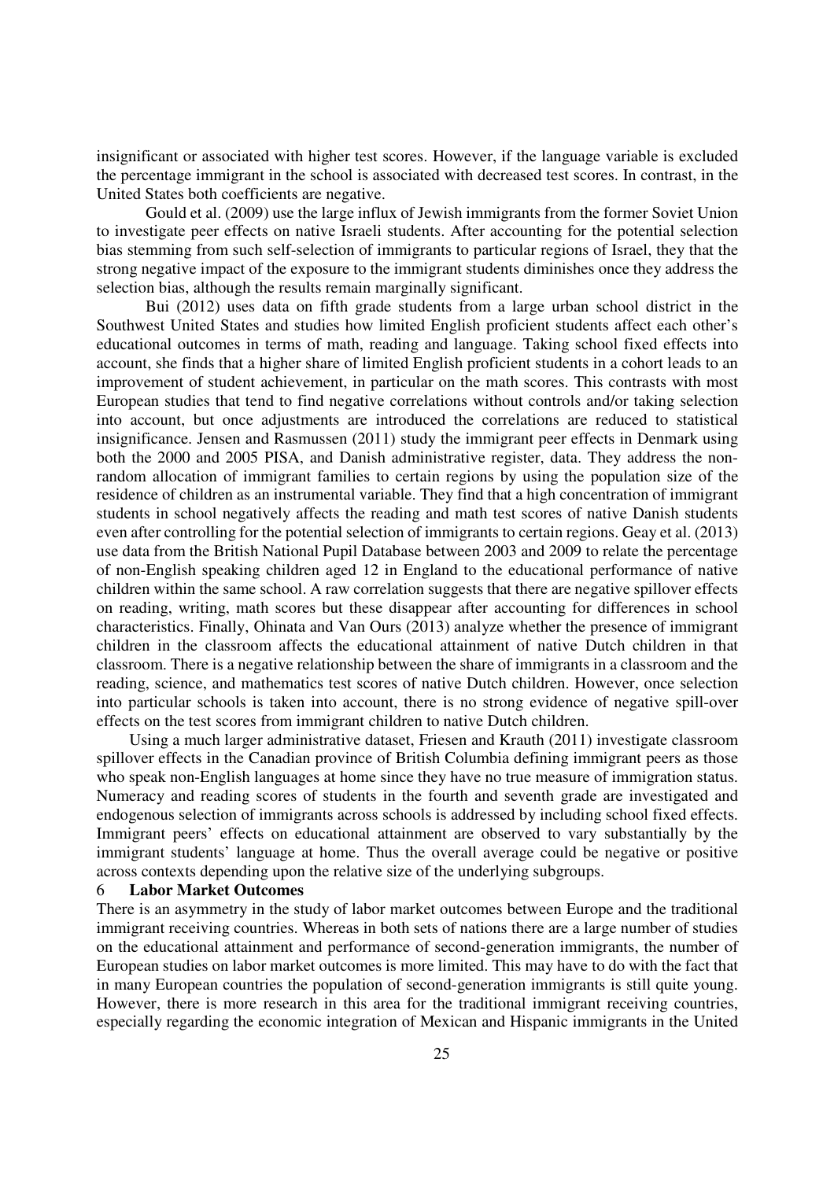insignificant or associated with higher test scores. However, if the language variable is excluded the percentage immigrant in the school is associated with decreased test scores. In contrast, in the United States both coefficients are negative.

Gould et al. (2009) use the large influx of Jewish immigrants from the former Soviet Union to investigate peer effects on native Israeli students. After accounting for the potential selection bias stemming from such self-selection of immigrants to particular regions of Israel, they that the strong negative impact of the exposure to the immigrant students diminishes once they address the selection bias, although the results remain marginally significant.

Bui (2012) uses data on fifth grade students from a large urban school district in the Southwest United States and studies how limited English proficient students affect each other's educational outcomes in terms of math, reading and language. Taking school fixed effects into account, she finds that a higher share of limited English proficient students in a cohort leads to an improvement of student achievement, in particular on the math scores. This contrasts with most European studies that tend to find negative correlations without controls and/or taking selection into account, but once adjustments are introduced the correlations are reduced to statistical insignificance. Jensen and Rasmussen (2011) study the immigrant peer effects in Denmark using both the 2000 and 2005 PISA, and Danish administrative register, data. They address the non-random allocation of immigrant families to certain regions by using the population size of the residence of children as an instrumental variable. They find that a high concentration of immigrant students in school negatively affects the reading and math test scores of native Danish students even after controlling for the potential selection of immigrants to certain regions. Geay et al. (2013) use data from the British National Pupil Database between 2003 and 2009 to relate the percentage of non-English speaking children aged 12 in England to the educational performance of native children within the same school. A raw correlation suggests that there are negative spillover effects on reading, writing, math scores but these disappear after accounting for differences in school characteristics. Finally, Ohinata and Van Ours (2013) analyze whether the presence of immigrant children in the classroom affects the educational attainment of native Dutch children in that classroom. There is a negative relationship between the share of immigrants in a classroom and the reading, science, and mathematics test scores of native Dutch children. However, once selection into particular schools is taken into account, there is no strong evidence of negative spill-over effects on the test scores from immigrant children to native Dutch children.

Using a much larger administrative dataset, Friesen and Krauth (2011) investigate classroom spillover effects in the Canadian province of British Columbia defining immigrant peers as those who speak non-English languages at home since they have no true measure of immigration status. Numeracy and reading scores of students in the fourth and seventh grade are investigated and endogenous selection of immigrants across schools is addressed by including school fixed effects. Immigrant peers' effects on educational attainment are observed to vary substantially by the immigrant students' language at home. Thus the overall average could be negative or positive across contexts depending upon the relative size of the underlying subgroups.

## 6 Labor Market Outcomes

There is an asymmetry in the study of labor market outcomes between Europe and the traditional immigrant receiving countries. Whereas in both sets of nations there are a large number of studies on the educational attainment and performance of second-generation immigrants, the number of European studies on labor market outcomes is more limited. This may have to do with the fact that in many European countries the population of second-generation immigrants is still quite young. However, there is more research in this area for the traditional immigrant receiving countries, especially regarding the economic integration of Mexican and Hispanic immigrants in the United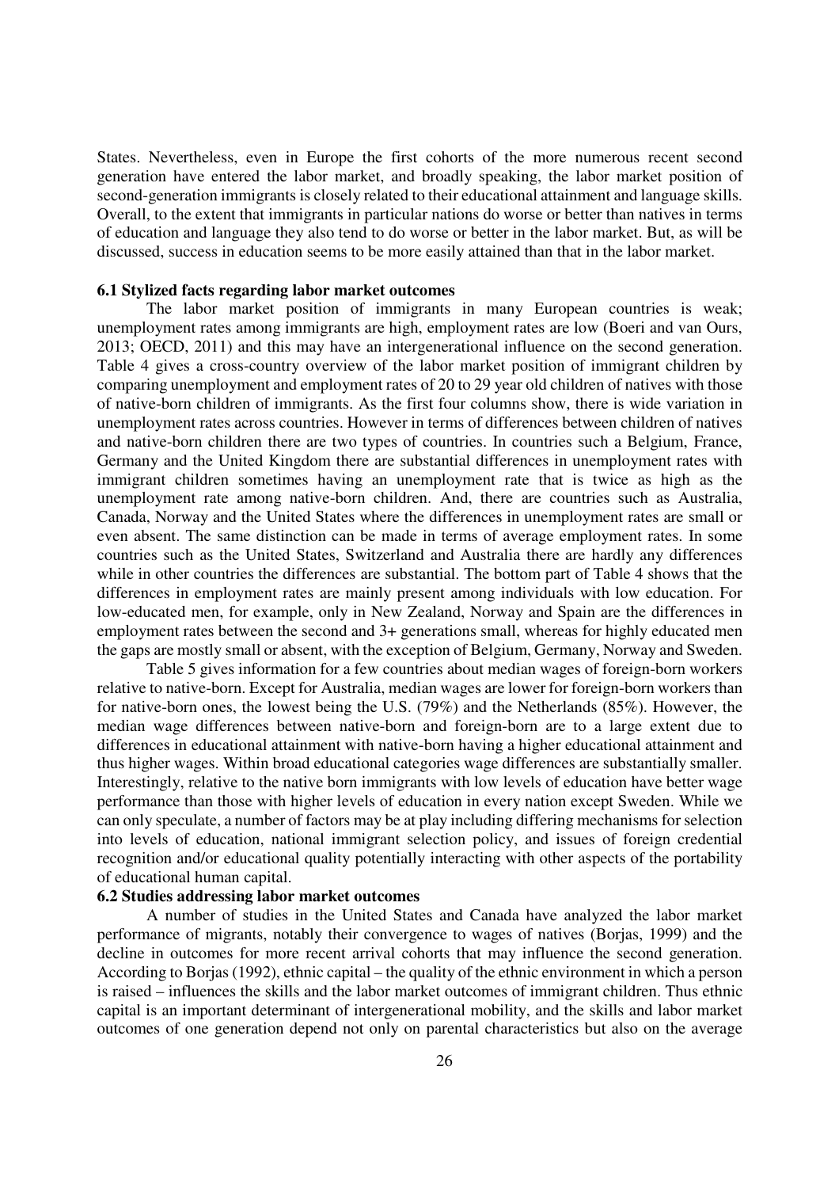States. Nevertheless, even in Europe the first cohorts of the more numerous recent second generation have entered the labor market, and broadly speaking, the labor market position of second-generation immigrants is closely related to their educational attainment and language skills. Overall, to the extent that immigrants in particular nations do worse or better than natives in terms of education and language they also tend to do worse or better in the labor market. But, as will be discussed, success in education seems to be more easily attained than that in the labor market.

### 6.1 Stylized facts regarding labor market outcomes

The labor market position of immigrants in many European countries is weak; unemployment rates among immigrants are high, employment rates are low (Boeri and van Ours, 2013; OECD, 2011) and this may have an intergenerational influence on the second generation. Table 4 gives a cross-country overview of the labor market position of immigrant children by comparing unemployment and employment rates of 20 to 29 year old children of natives with those of native-born children of immigrants. As the first four columns show, there is wide variation in unemployment rates across countries. However in terms of differences between children of natives and native-born children there are two types of countries. In countries such a Belgium, France, Germany and the United Kingdom there are substantial differences in unemployment rates with immigrant children sometimes having an unemployment rate that is twice as high as the unemployment rate among native-born children. And, there are countries such as Australia, Canada, Norway and the United States where the differences in unemployment rates are small or even absent. The same distinction can be made in terms of average employment rates. In some countries such as the United States, Switzerland and Australia there are hardly any differences while in other countries the differences are substantial. The bottom part of Table 4 shows that the differences in employment rates are mainly present among individuals with low education. For low-educated men, for example, only in New Zealand, Norway and Spain are the differences in employment rates between the second and 3+ generations small, whereas for highly educated men the gaps are mostly small or absent, with the exception of Belgium, Germany, Norway and Sweden.

Table 5 gives information for a few countries about median wages of foreign-born workers relative to native-born. Except for Australia, median wages are lower for foreign-born workers than for native-born ones, the lowest being the U.S. (79%) and the Netherlands (85%). However, the median wage differences between native-born and foreign-born are to a large extent due to differences in educational attainment with native-born having a higher educational attainment and thus higher wages. Within broad educational categories wage differences are substantially smaller. Interestingly, relative to the native born immigrants with low levels of education have better wage performance than those with higher levels of education in every nation except Sweden. While we can only speculate, a number of factors may be at play including differing mechanisms for selection into levels of education, national immigrant selection policy, and issues of foreign credential recognition and/or educational quality potentially interacting with other aspects of the portability of educational human capital.

### 6.2 Studies addressing labor market outcomes

A number of studies in the United States and Canada have analyzed the labor market performance of migrants, notably their convergence to wages of natives (Borjas, 1999) and the decline in outcomes for more recent arrival cohorts that may influence the second generation. According to Borjas (1992), ethnic capital – the quality of the ethnic environment in which a person is raised – influences the skills and the labor market outcomes of immigrant children. Thus ethnic capital is an important determinant of intergenerational mobility, and the skills and labor market outcomes of one generation depend not only on parental characteristics but also on the average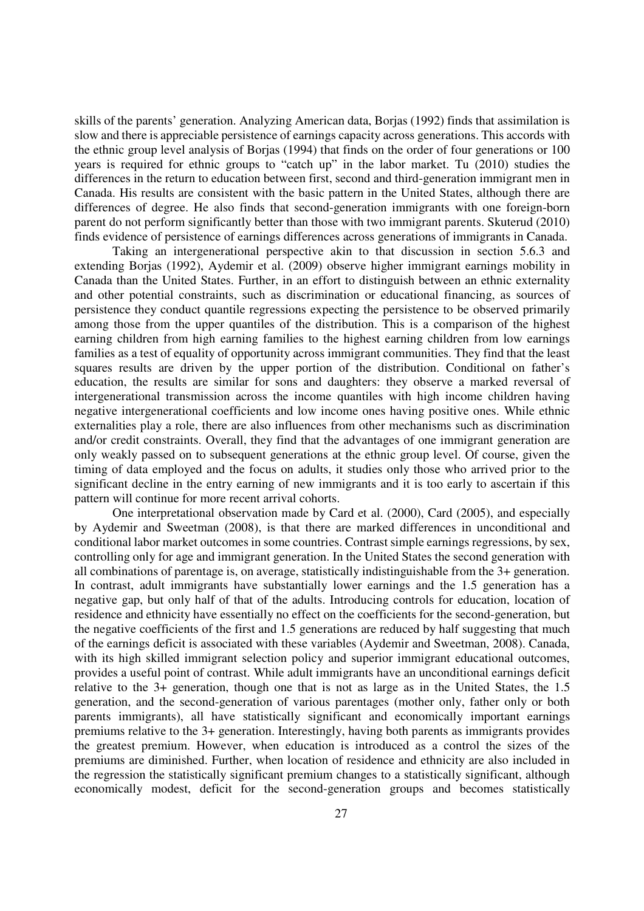skills of the parents' generation. Analyzing American data, Borjas (1992) finds that assimilation is slow and there is appreciable persistence of earnings capacity across generations. This accords with the ethnic group level analysis of Borjas (1994) that finds on the order of four generations or 100 years is required for ethnic groups to "catch up" in the labor market. Tu (2010) studies the differences in the return to education between first, second and third-generation immigrant men in Canada. His results are consistent with the basic pattern in the United States, although there are differences of degree. He also finds that second-generation immigrants with one foreign-born parent do not perform significantly better than those with two immigrant parents. Skuterud (2010) finds evidence of persistence of earnings differences across generations of immigrants in Canada.

Taking an intergenerational perspective akin to that discussion in section 5.6.3 and extending Borjas (1992), Aydemir et al. (2009) observe higher immigrant earnings mobility in Canada than the United States. Further, in an effort to distinguish between an ethnic externality and other potential constraints, such as discrimination or educational financing, as sources of persistence they conduct quantile regressions expecting the persistence to be observed primarily among those from the upper quantiles of the distribution. This is a comparison of the highest earning children from high earning families to the highest earning children from low earnings families as a test of equality of opportunity across immigrant communities. They find that the least squares results are driven by the upper portion of the distribution. Conditional on father's education, the results are similar for sons and daughters: they observe a marked reversal of intergenerational transmission across the income quantiles with high income children having negative intergenerational coefficients and low income ones having positive ones. While ethnic externalities play a role, there are also influences from other mechanisms such as discrimination and/or credit constraints. Overall, they find that the advantages of one immigrant generation are only weakly passed on to subsequent generations at the ethnic group level. Of course, given the timing of data employed and the focus on adults, it studies only those who arrived prior to the significant decline in the entry earning of new immigrants and it is too early to ascertain if this pattern will continue for more recent arrival cohorts.

One interpretational observation made by Card et al. (2000), Card (2005), and especially by Aydemir and Sweetman (2008), is that there are marked differences in unconditional and conditional labor market outcomes in some countries. Contrast simple earnings regressions, by sex, controlling only for age and immigrant generation. In the United States the second generation with all combinations of parentage is, on average, statistically indistinguishable from the 3+ generation. In contrast, adult immigrants have substantially lower earnings and the 1.5 generation has a negative gap, but only half of that of the adults. Introducing controls for education, location of residence and ethnicity have essentially no effect on the coefficients for the second-generation, but the negative coefficients of the first and 1.5 generations are reduced by half suggesting that much of the earnings deficit is associated with these variables (Aydemir and Sweetman, 2008). Canada, with its high skilled immigrant selection policy and superior immigrant educational outcomes, provides a useful point of contrast. While adult immigrants have an unconditional earnings deficit relative to the 3+ generation, though one that is not as large as in the United States, the 1.5 generation, and the second-generation of various parentages (mother only, father only or both parents immigrants), all have statistically significant and economically important earnings premiums relative to the 3+ generation. Interestingly, having both parents as immigrants provides the greatest premium. However, when education is introduced as a control the sizes of the premiums are diminished. Further, when location of residence and ethnicity are also included in the regression the statistically significant premium changes to a statistically significant, although economically modest, deficit for the second-generation groups and becomes statistically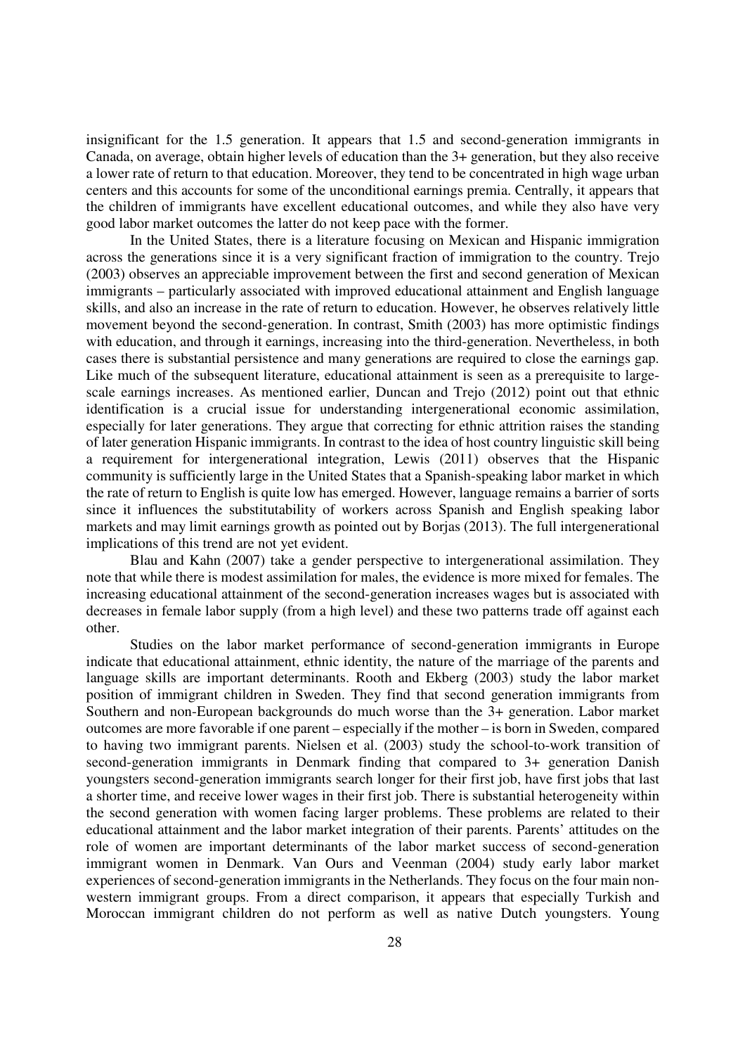insignificant for the 1.5 generation. It appears that 1.5 and second-generation immigrants in Canada, on average, obtain higher levels of education than the 3+ generation, but they also receive a lower rate of return to that education. Moreover, they tend to be concentrated in high wage urban centers and this accounts for some of the unconditional earnings premia. Centrally, it appears that the children of immigrants have excellent educational outcomes, and while they also have very good labor market outcomes the latter do not keep pace with the former.

In the United States, there is a literature focusing on Mexican and Hispanic immigration across the generations since it is a very significant fraction of immigration to the country. Trejo (2003) observes an appreciable improvement between the first and second generation of Mexican immigrants – particularly associated with improved educational attainment and English language skills, and also an increase in the rate of return to education. However, he observes relatively little movement beyond the second-generation. In contrast, Smith (2003) has more optimistic findings with education, and through it earnings, increasing into the third-generation. Nevertheless, in both cases there is substantial persistence and many generations are required to close the earnings gap. Like much of the subsequent literature, educational attainment is seen as a prerequisite to large-scale earnings increases. As mentioned earlier, Duncan and Trejo (2012) point out that ethnic identification is a crucial issue for understanding intergenerational economic assimilation, especially for later generations. They argue that correcting for ethnic attrition raises the standing of later generation Hispanic immigrants. In contrast to the idea of host country linguistic skill being a requirement for intergenerational integration, Lewis (2011) observes that the Hispanic community is sufficiently large in the United States that a Spanish-speaking labor market in which the rate of return to English is quite low has emerged. However, language remains a barrier of sorts since it influences the substitutability of workers across Spanish and English speaking labor markets and may limit earnings growth as pointed out by Borjas (2013). The full intergenerational implications of this trend are not yet evident.

Blau and Kahn (2007) take a gender perspective to intergenerational assimilation. They note that while there is modest assimilation for males, the evidence is more mixed for females. The increasing educational attainment of the second-generation increases wages but is associated with decreases in female labor supply (from a high level) and these two patterns trade off against each other.

Studies on the labor market performance of second-generation immigrants in Europe indicate that educational attainment, ethnic identity, the nature of the marriage of the parents and language skills are important determinants. Rooth and Ekberg (2003) study the labor market position of immigrant children in Sweden. They find that second generation immigrants from Southern and non-European backgrounds do much worse than the 3+ generation. Labor market outcomes are more favorable if one parent – especially if the mother – is born in Sweden, compared to having two immigrant parents. Nielsen et al. (2003) study the school-to-work transition of second-generation immigrants in Denmark finding that compared to 3+ generation Danish youngsters second-generation immigrants search longer for their first job, have first jobs that last a shorter time, and receive lower wages in their first job. There is substantial heterogeneity within the second generation with women facing larger problems. These problems are related to their educational attainment and the labor market integration of their parents. Parents' attitudes on the role of women are important determinants of the labor market success of second-generation immigrant women in Denmark. Van Ours and Veenman (2004) study early labor market experiences of second-generation immigrants in the Netherlands. They focus on the four main non-western immigrant groups. From a direct comparison, it appears that especially Turkish and Moroccan immigrant children do not perform as well as native Dutch youngsters. Young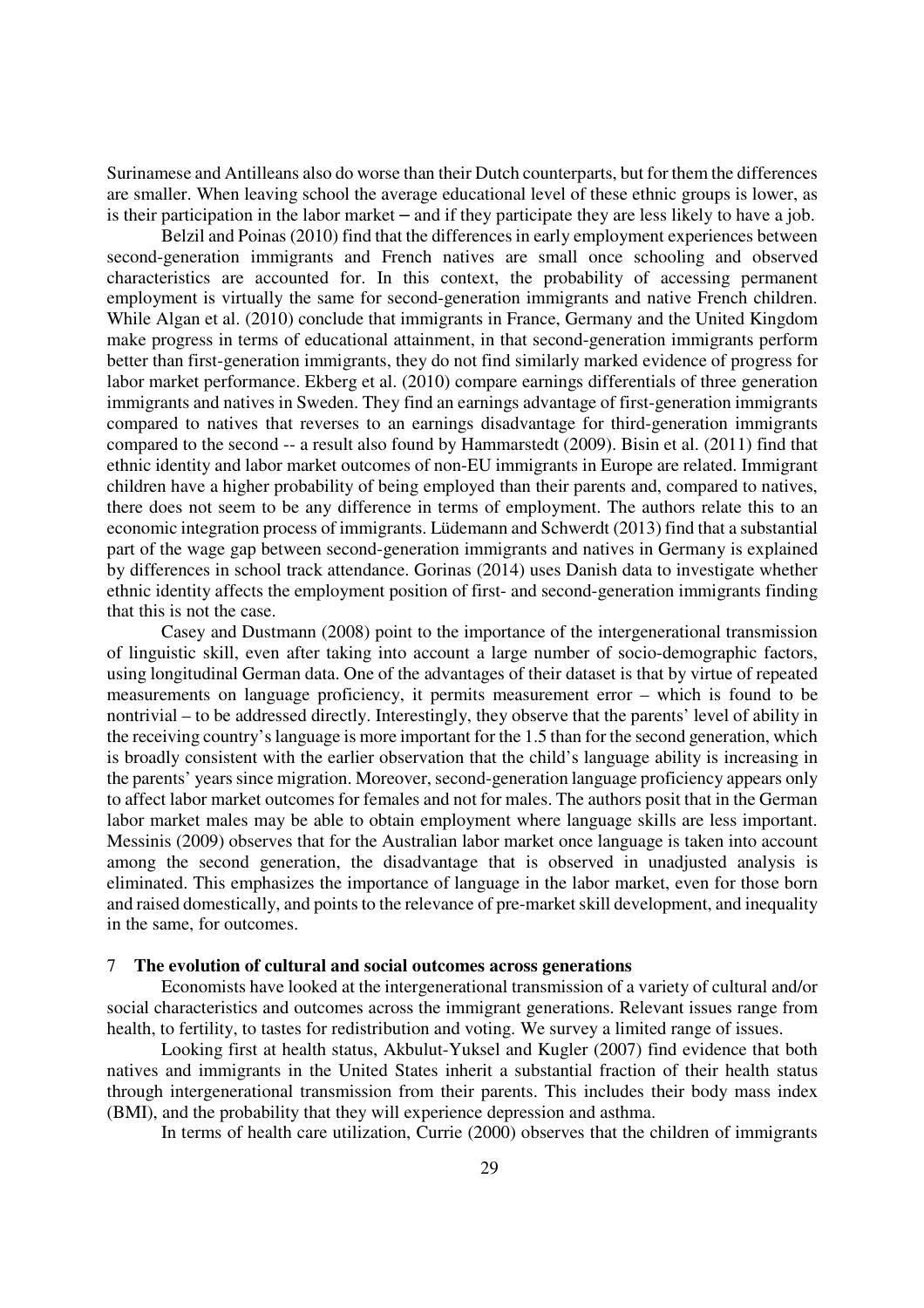Surinamese and Antilleans also do worse than their Dutch counterparts, but for them the differences are smaller. When leaving school the average educational level of these ethnic groups is lower, as is their participation in the labor market – and if they participate they are less likely to have a job.

Belzil and Poinas (2010) find that the differences in early employment experiences between second-generation immigrants and French natives are small once schooling and observed characteristics are accounted for. In this context, the probability of accessing permanent employment is virtually the same for second-generation immigrants and native French children. While Algan et al. (2010) conclude that immigrants in France, Germany and the United Kingdom make progress in terms of educational attainment, in that second-generation immigrants perform better than first-generation immigrants, they do not find similarly marked evidence of progress for labor market performance. Ekberg et al. (2010) compare earnings differentials of three generation immigrants and natives in Sweden. They find an earnings advantage of first-generation immigrants compared to natives that reverses to an earnings disadvantage for third-generation immigrants compared to the second -- a result also found by Hammarstedt (2009). Bisin et al. (2011) find that ethnic identity and labor market outcomes of non-EU immigrants in Europe are related. Immigrant children have a higher probability of being employed than their parents and, compared to natives, there does not seem to be any difference in terms of employment. The authors relate this to an economic integration process of immigrants. Lüdemann and Schwerdt (2013) find that a substantial part of the wage gap between second-generation immigrants and natives in Germany is explained by differences in school track attendance. Gorinas (2014) uses Danish data to investigate whether ethnic identity affects the employment position of first- and second-generation immigrants finding that this is not the case.

Casey and Dustmann (2008) point to the importance of the intergenerational transmission of linguistic skill, even after taking into account a large number of socio-demographic factors, using longitudinal German data. One of the advantages of their dataset is that by virtue of repeated measurements on language proficiency, it permits measurement error – which is found to be nontrivial – to be addressed directly. Interestingly, they observe that the parents' level of ability in the receiving country's language is more important for the 1.5 than for the second generation, which is broadly consistent with the earlier observation that the child's language ability is increasing in the parents' years since migration. Moreover, second-generation language proficiency appears only to affect labor market outcomes for females and not for males. The authors posit that in the German labor market males may be able to obtain employment where language skills are less important. Messinis (2009) observes that for the Australian labor market once language is taken into account among the second generation, the disadvantage that is observed in unadjusted analysis is eliminated. This emphasizes the importance of language in the labor market, even for those born and raised domestically, and points to the relevance of pre-market skill development, and inequality in the same, for outcomes.

## 7 The evolution of cultural and social outcomes across generations

Economists have looked at the intergenerational transmission of a variety of cultural and/or social characteristics and outcomes across the immigrant generations. Relevant issues range from health, to fertility, to tastes for redistribution and voting. We survey a limited range of issues.

Looking first at health status, Akbulut-Yuksel and Kugler (2007) find evidence that both natives and immigrants in the United States inherit a substantial fraction of their health status through intergenerational transmission from their parents. This includes their body mass index (BMI), and the probability that they will experience depression and asthma.

In terms of health care utilization, Currie (2000) observes that the children of immigrants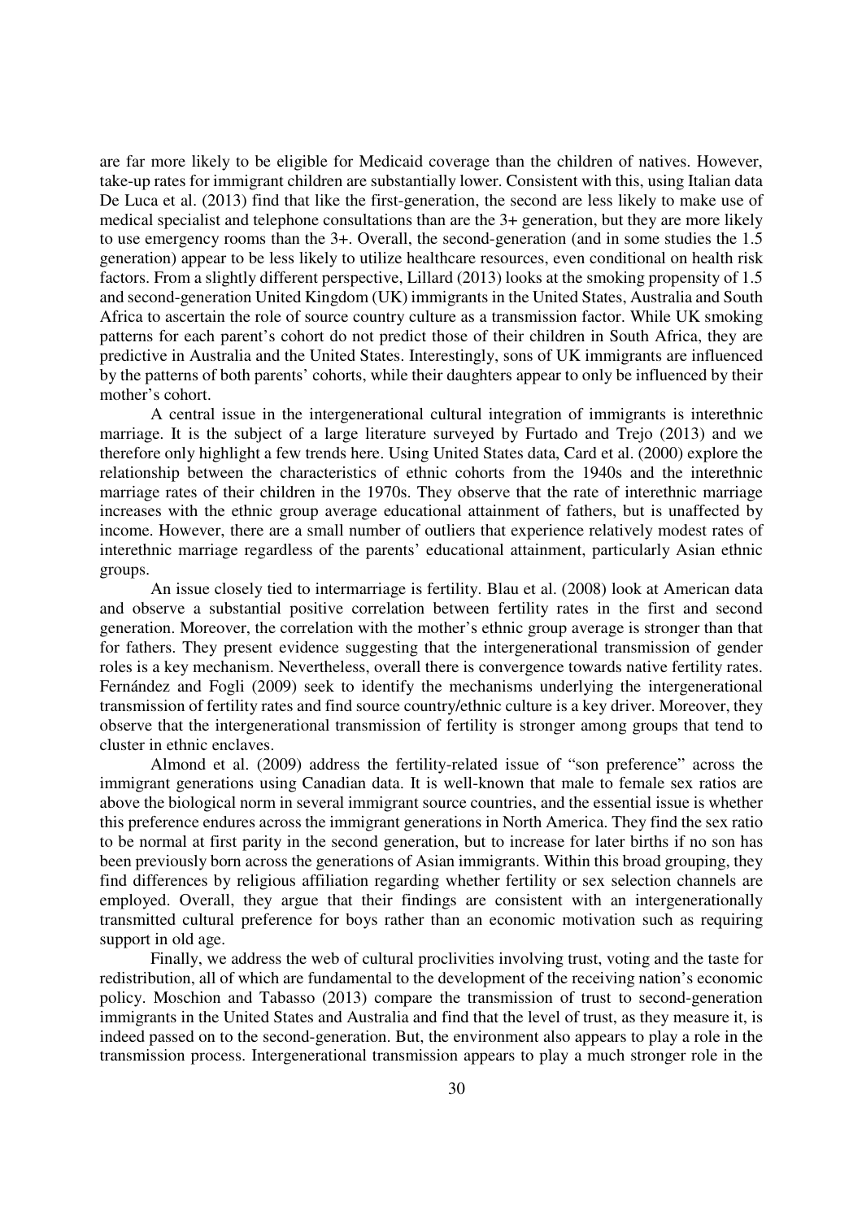are far more likely to be eligible for Medicaid coverage than the children of natives. However, take-up rates for immigrant children are substantially lower. Consistent with this, using Italian data De Luca et al. (2013) find that like the first-generation, the second are less likely to make use of medical specialist and telephone consultations than are the 3+ generation, but they are more likely to use emergency rooms than the 3+. Overall, the second-generation (and in some studies the 1.5 generation) appear to be less likely to utilize healthcare resources, even conditional on health risk factors. From a slightly different perspective, Lillard (2013) looks at the smoking propensity of 1.5 and second-generation United Kingdom (UK) immigrants in the United States, Australia and South Africa to ascertain the role of source country culture as a transmission factor. While UK smoking patterns for each parent's cohort do not predict those of their children in South Africa, they are predictive in Australia and the United States. Interestingly, sons of UK immigrants are influenced by the patterns of both parents' cohorts, while their daughters appear to only be influenced by their mother's cohort.

A central issue in the intergenerational cultural integration of immigrants is interethnic marriage. It is the subject of a large literature surveyed by Furtado and Trejo (2013) and we therefore only highlight a few trends here. Using United States data, Card et al. (2000) explore the relationship between the characteristics of ethnic cohorts from the 1940s and the interethnic marriage rates of their children in the 1970s. They observe that the rate of interethnic marriage increases with the ethnic group average educational attainment of fathers, but is unaffected by income. However, there are a small number of outliers that experience relatively modest rates of interethnic marriage regardless of the parents' educational attainment, particularly Asian ethnic groups.

An issue closely tied to intermarriage is fertility. Blau et al. (2008) look at American data and observe a substantial positive correlation between fertility rates in the first and second generation. Moreover, the correlation with the mother's ethnic group average is stronger than that for fathers. They present evidence suggesting that the intergenerational transmission of gender roles is a key mechanism. Nevertheless, overall there is convergence towards native fertility rates. Fernández and Fogli (2009) seek to identify the mechanisms underlying the intergenerational transmission of fertility rates and find source country/ethnic culture is a key driver. Moreover, they observe that the intergenerational transmission of fertility is stronger among groups that tend to cluster in ethnic enclaves.

Almond et al. (2009) address the fertility-related issue of "son preference" across the immigrant generations using Canadian data. It is well-known that male to female sex ratios are above the biological norm in several immigrant source countries, and the essential issue is whether this preference endures across the immigrant generations in North America. They find the sex ratio to be normal at first parity in the second generation, but to increase for later births if no son has been previously born across the generations of Asian immigrants. Within this broad grouping, they find differences by religious affiliation regarding whether fertility or sex selection channels are employed. Overall, they argue that their findings are consistent with an intergenerationally transmitted cultural preference for boys rather than an economic motivation such as requiring support in old age.

Finally, we address the web of cultural proclivities involving trust, voting and the taste for redistribution, all of which are fundamental to the development of the receiving nation's economic policy. Moschion and Tabasso (2013) compare the transmission of trust to second-generation immigrants in the United States and Australia and find that the level of trust, as they measure it, is indeed passed on to the second-generation. But, the environment also appears to play a role in the transmission process. Intergenerational transmission appears to play a much stronger role in the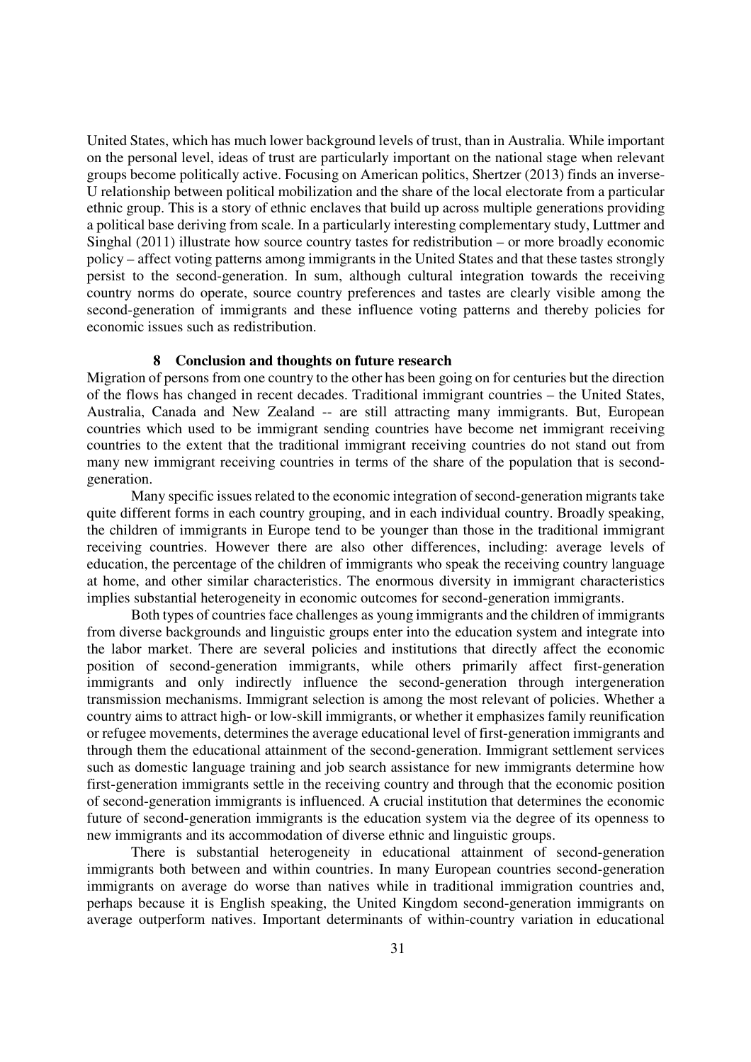United States, which has much lower background levels of trust, than in Australia. While important on the personal level, ideas of trust are particularly important on the national stage when relevant groups become politically active. Focusing on American politics, Shertzer (2013) finds an inverse-U relationship between political mobilization and the share of the local electorate from a particular ethnic group. This is a story of ethnic enclaves that build up across multiple generations providing a political base deriving from scale. In a particularly interesting complementary study, Luttmer and Singhal (2011) illustrate how source country tastes for redistribution – or more broadly economic policy – affect voting patterns among immigrants in the United States and that these tastes strongly persist to the second-generation. In sum, although cultural integration towards the receiving country norms do operate, source country preferences and tastes are clearly visible among the second-generation of immigrants and these influence voting patterns and thereby policies for economic issues such as redistribution.

## 8 Conclusion and thoughts on future research

Migration of persons from one country to the other has been going on for centuries but the direction of the flows has changed in recent decades. Traditional immigrant countries – the United States, Australia, Canada and New Zealand -- are still attracting many immigrants. But, European countries which used to be immigrant sending countries have become net immigrant receiving countries to the extent that the traditional immigrant receiving countries do not stand out from many new immigrant receiving countries in terms of the share of the population that is second-generation.

Many specific issues related to the economic integration of second-generation migrants take quite different forms in each country grouping, and in each individual country. Broadly speaking, the children of immigrants in Europe tend to be younger than those in the traditional immigrant receiving countries. However there are also other differences, including: average levels of education, the percentage of the children of immigrants who speak the receiving country language at home, and other similar characteristics. The enormous diversity in immigrant characteristics implies substantial heterogeneity in economic outcomes for second-generation immigrants.

Both types of countries face challenges as young immigrants and the children of immigrants from diverse backgrounds and linguistic groups enter into the education system and integrate into the labor market. There are several policies and institutions that directly affect the economic position of second-generation immigrants, while others primarily affect first-generation immigrants and only indirectly influence the second-generation through intergeneration transmission mechanisms. Immigrant selection is among the most relevant of policies. Whether a country aims to attract high- or low-skill immigrants, or whether it emphasizes family reunification or refugee movements, determines the average educational level of first-generation immigrants and through them the educational attainment of the second-generation. Immigrant settlement services such as domestic language training and job search assistance for new immigrants determine how first-generation immigrants settle in the receiving country and through that the economic position of second-generation immigrants is influenced. A crucial institution that determines the economic future of second-generation immigrants is the education system via the degree of its openness to new immigrants and its accommodation of diverse ethnic and linguistic groups.

There is substantial heterogeneity in educational attainment of second-generation immigrants both between and within countries. In many European countries second-generation immigrants on average do worse than natives while in traditional immigration countries and, perhaps because it is English speaking, the United Kingdom second-generation immigrants on average outperform natives. Important determinants of within-country variation in educational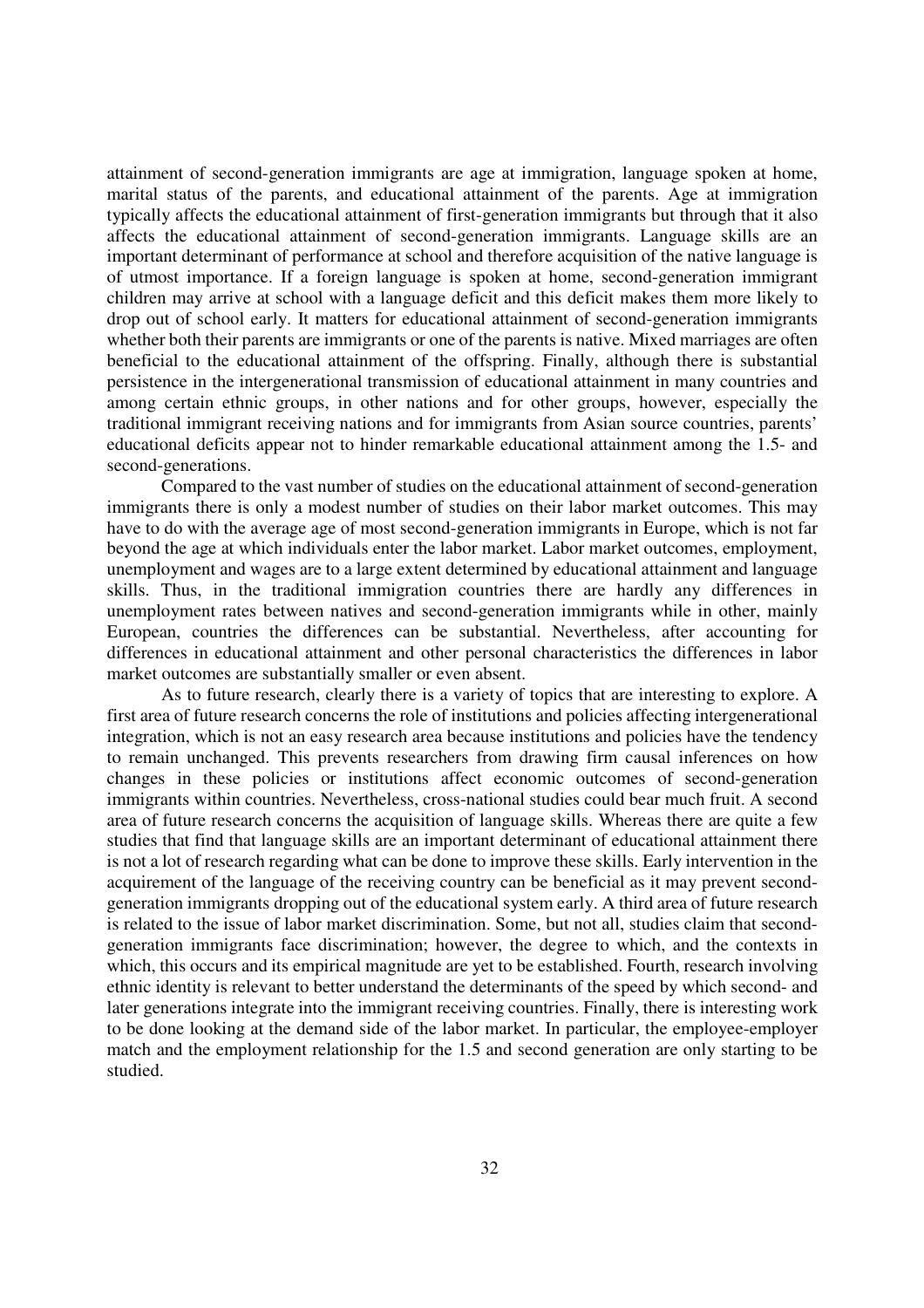attainment of second-generation immigrants are age at immigration, language spoken at home, marital status of the parents, and educational attainment of the parents. Age at immigration typically affects the educational attainment of first-generation immigrants but through that it also affects the educational attainment of second-generation immigrants. Language skills are an important determinant of performance at school and therefore acquisition of the native language is of utmost importance. If a foreign language is spoken at home, second-generation immigrant children may arrive at school with a language deficit and this deficit makes them more likely to drop out of school early. It matters for educational attainment of second-generation immigrants whether both their parents are immigrants or one of the parents is native. Mixed marriages are often beneficial to the educational attainment of the offspring. Finally, although there is substantial persistence in the intergenerational transmission of educational attainment in many countries and among certain ethnic groups, in other nations and for other groups, however, especially the traditional immigrant receiving nations and for immigrants from Asian source countries, parents' educational deficits appear not to hinder remarkable educational attainment among the 1.5- and second-generations.

Compared to the vast number of studies on the educational attainment of second-generation immigrants there is only a modest number of studies on their labor market outcomes. This may have to do with the average age of most second-generation immigrants in Europe, which is not far beyond the age at which individuals enter the labor market. Labor market outcomes, employment, unemployment and wages are to a large extent determined by educational attainment and language skills. Thus, in the traditional immigration countries there are hardly any differences in unemployment rates between natives and second-generation immigrants while in other, mainly European, countries the differences can be substantial. Nevertheless, after accounting for differences in educational attainment and other personal characteristics the differences in labor market outcomes are substantially smaller or even absent.

As to future research, clearly there is a variety of topics that are interesting to explore. A first area of future research concerns the role of institutions and policies affecting intergenerational integration, which is not an easy research area because institutions and policies have the tendency to remain unchanged. This prevents researchers from drawing firm causal inferences on how changes in these policies or institutions affect economic outcomes of second-generation immigrants within countries. Nevertheless, cross-national studies could bear much fruit. A second area of future research concerns the acquisition of language skills. Whereas there are quite a few studies that find that language skills are an important determinant of educational attainment there is not a lot of research regarding what can be done to improve these skills. Early intervention in the acquirement of the language of the receiving country can be beneficial as it may prevent second-generation immigrants dropping out of the educational system early. A third area of future research is related to the issue of labor market discrimination. Some, but not all, studies claim that second-generation immigrants face discrimination; however, the degree to which, and the contexts in which, this occurs and its empirical magnitude are yet to be established. Fourth, research involving ethnic identity is relevant to better understand the determinants of the speed by which second- and later generations integrate into the immigrant receiving countries. Finally, there is interesting work to be done looking at the demand side of the labor market. In particular, the employee-employer match and the employment relationship for the 1.5 and second generation are only starting to be studied.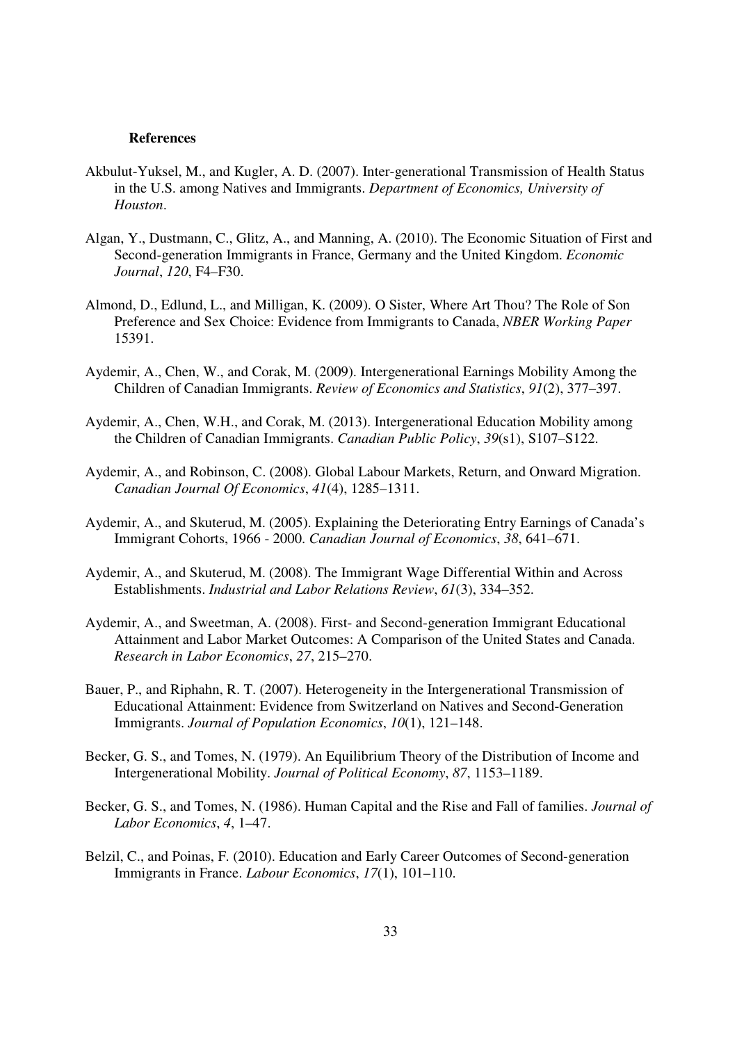**References**

Akbulut-Yuksel, M., and Kugler, A. D. (2007). Inter-generational Transmission of Health Status in the U.S. among Natives and Immigrants. *Department of Economics, University of Houston*.

Algan, Y., Dustmann, C., Glitz, A., and Manning, A. (2010). The Economic Situation of First and Second-generation Immigrants in France, Germany and the United Kingdom. *Economic Journal*, *120*, F4–F30.

Almond, D., Edlund, L., and Milligan, K. (2009). O Sister, Where Art Thou? The Role of Son Preference and Sex Choice: Evidence from Immigrants to Canada, *NBER Working Paper* 15391.

Aydemir, A., Chen, W., and Corak, M. (2009). Intergenerational Earnings Mobility Among the Children of Canadian Immigrants. *Review of Economics and Statistics*, *91*(2), 377–397.

Aydemir, A., Chen, W.H., and Corak, M. (2013). Intergenerational Education Mobility among the Children of Canadian Immigrants. *Canadian Public Policy*, *39*(s1), S107–S122.

Aydemir, A., and Robinson, C. (2008). Global Labour Markets, Return, and Onward Migration. *Canadian Journal Of Economics*, *41*(4), 1285–1311.

Aydemir, A., and Skuterud, M. (2005). Explaining the Deteriorating Entry Earnings of Canada's Immigrant Cohorts, 1966 - 2000. *Canadian Journal of Economics*, *38*, 641–671.

Aydemir, A., and Skuterud, M. (2008). The Immigrant Wage Differential Within and Across Establishments. *Industrial and Labor Relations Review*, *61*(3), 334–352.

Aydemir, A., and Sweetman, A. (2008). First- and Second-generation Immigrant Educational Attainment and Labor Market Outcomes: A Comparison of the United States and Canada. *Research in Labor Economics*, *27*, 215–270.

Bauer, P., and Riphahn, R. T. (2007). Heterogeneity in the Intergenerational Transmission of Educational Attainment: Evidence from Switzerland on Natives and Second-Generation Immigrants. *Journal of Population Economics*, *10*(1), 121–148.

Becker, G. S., and Tomes, N. (1979). An Equilibrium Theory of the Distribution of Income and Intergenerational Mobility. *Journal of Political Economy*, *87*, 1153–1189.

Becker, G. S., and Tomes, N. (1986). Human Capital and the Rise and Fall of families. *Journal of Labor Economics*, *4*, 1–47.

Belzil, C., and Poinas, F. (2010). Education and Early Career Outcomes of Second-generation Immigrants in France. *Labour Economics*, *17*(1), 101–110.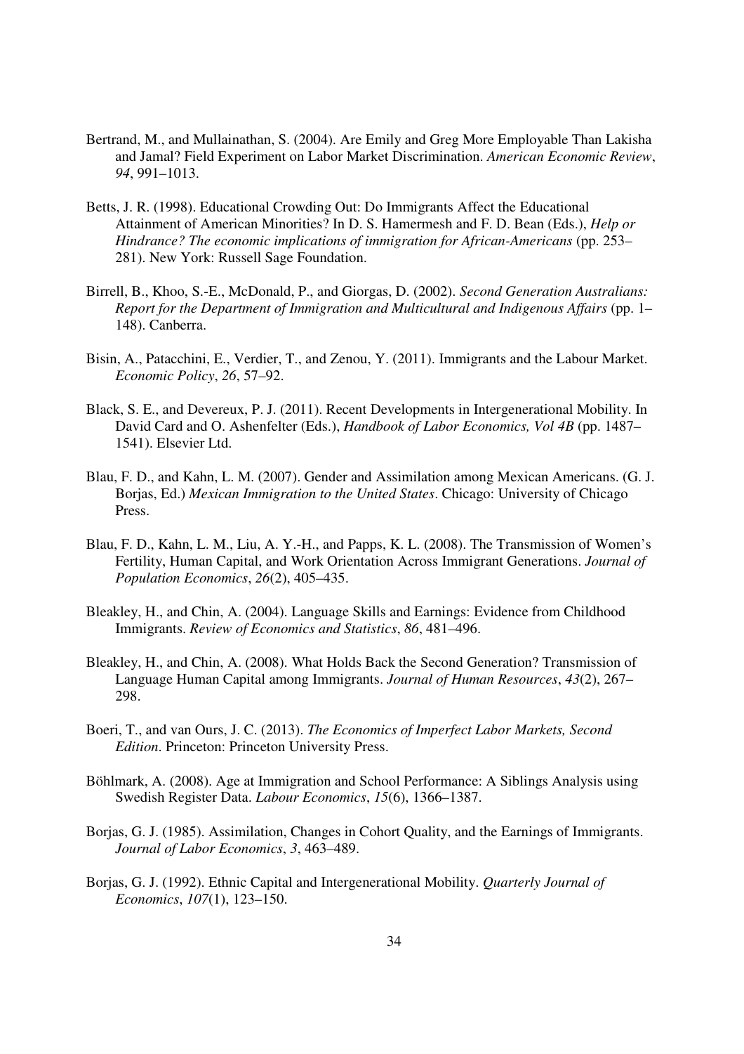Bertrand, M., and Mullainathan, S. (2004). Are Emily and Greg More Employable Than Lakisha and Jamal? Field Experiment on Labor Market Discrimination. *American Economic Review*, *94*, 991–1013.

Betts, J. R. (1998). Educational Crowding Out: Do Immigrants Affect the Educational Attainment of American Minorities? In D. S. Hamermesh and F. D. Bean (Eds.), *Help or Hindrance? The economic implications of immigration for African-Americans* (pp. 253–281). New York: Russell Sage Foundation.

Birrell, B., Khoo, S.-E., McDonald, P., and Giorgas, D. (2002). *Second Generation Australians: Report for the Department of Immigration and Multicultural and Indigenous Affairs* (pp. 1–148). Canberra.

Bisin, A., Patacchini, E., Verdier, T., and Zenou, Y. (2011). Immigrants and the Labour Market. *Economic Policy*, *26*, 57–92.

Black, S. E., and Devereux, P. J. (2011). Recent Developments in Intergenerational Mobility. In David Card and O. Ashenfelter (Eds.), *Handbook of Labor Economics, Vol 4B* (pp. 1487–1541). Elsevier Ltd.

Blau, F. D., and Kahn, L. M. (2007). Gender and Assimilation among Mexican Americans. (G. J. Borjas, Ed.) *Mexican Immigration to the United States*. Chicago: University of Chicago Press.

Blau, F. D., Kahn, L. M., Liu, A. Y.-H., and Papps, K. L. (2008). The Transmission of Women's Fertility, Human Capital, and Work Orientation Across Immigrant Generations. *Journal of Population Economics*, *26*(2), 405–435.

Bleakley, H., and Chin, A. (2004). Language Skills and Earnings: Evidence from Childhood Immigrants. *Review of Economics and Statistics*, *86*, 481–496.

Bleakley, H., and Chin, A. (2008). What Holds Back the Second Generation? Transmission of Language Human Capital among Immigrants. *Journal of Human Resources*, *43*(2), 267–298.

Boeri, T., and van Ours, J. C. (2013). *The Economics of Imperfect Labor Markets, Second Edition*. Princeton: Princeton University Press.

Böhlmark, A. (2008). Age at Immigration and School Performance: A Siblings Analysis using Swedish Register Data. *Labour Economics*, *15*(6), 1366–1387.

Borjas, G. J. (1985). Assimilation, Changes in Cohort Quality, and the Earnings of Immigrants. *Journal of Labor Economics*, *3*, 463–489.

Borjas, G. J. (1992). Ethnic Capital and Intergenerational Mobility. *Quarterly Journal of Economics*, *107*(1), 123–150.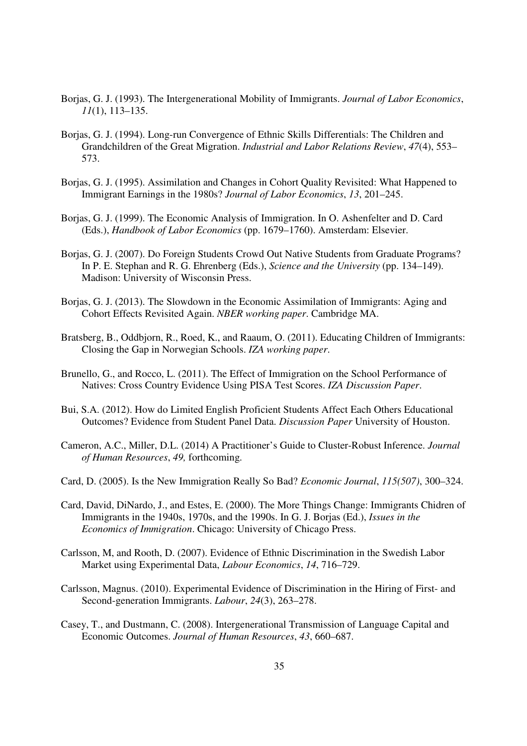Borjas, G. J. (1993). The Intergenerational Mobility of Immigrants. *Journal of Labor Economics*, *11*(1), 113–135.

Borjas, G. J. (1994). Long-run Convergence of Ethnic Skills Differentials: The Children and Grandchildren of the Great Migration. *Industrial and Labor Relations Review*, *47*(4), 553–573.

Borjas, G. J. (1995). Assimilation and Changes in Cohort Quality Revisited: What Happened to Immigrant Earnings in the 1980s? *Journal of Labor Economics*, *13*, 201–245.

Borjas, G. J. (1999). The Economic Analysis of Immigration. In O. Ashenfelter and D. Card (Eds.), *Handbook of Labor Economics* (pp. 1679–1760). Amsterdam: Elsevier.

Borjas, G. J. (2007). Do Foreign Students Crowd Out Native Students from Graduate Programs? In P. E. Stephan and R. G. Ehrenberg (Eds.), *Science and the University* (pp. 134–149). Madison: University of Wisconsin Press.

Borjas, G. J. (2013). The Slowdown in the Economic Assimilation of Immigrants: Aging and Cohort Effects Revisited Again. *NBER working paper*. Cambridge MA.

Bratsberg, B., Oddbjorn, R., Roed, K., and Raaum, O. (2011). Educating Children of Immigrants: Closing the Gap in Norwegian Schools. *IZA working paper*.

Brunello, G., and Rocco, L. (2011). The Effect of Immigration on the School Performance of Natives: Cross Country Evidence Using PISA Test Scores. *IZA Discussion Paper*.

Bui, S.A. (2012). How do Limited English Proficient Students Affect Each Others Educational Outcomes? Evidence from Student Panel Data. *Discussion Paper* University of Houston.

Cameron, A.C., Miller, D.L. (2014) A Practitioner's Guide to Cluster-Robust Inference. *Journal of Human Resources*, *49,* forthcoming.

Card, D. (2005). Is the New Immigration Really So Bad? *Economic Journal*, *115(507)*, 300–324.

Card, David, DiNardo, J., and Estes, E. (2000). The More Things Change: Immigrants Chidren of Immigrants in the 1940s, 1970s, and the 1990s. In G. J. Borjas (Ed.), *Issues in the Economics of Immigration*. Chicago: University of Chicago Press.

Carlsson, M, and Rooth, D. (2007). Evidence of Ethnic Discrimination in the Swedish Labor Market using Experimental Data, *Labour Economics*, *14*, 716–729.

Carlsson, Magnus. (2010). Experimental Evidence of Discrimination in the Hiring of First- and Second-generation Immigrants. *Labour*, *24*(3), 263–278.

Casey, T., and Dustmann, C. (2008). Intergenerational Transmission of Language Capital and Economic Outcomes. *Journal of Human Resources*, *43*, 660–687.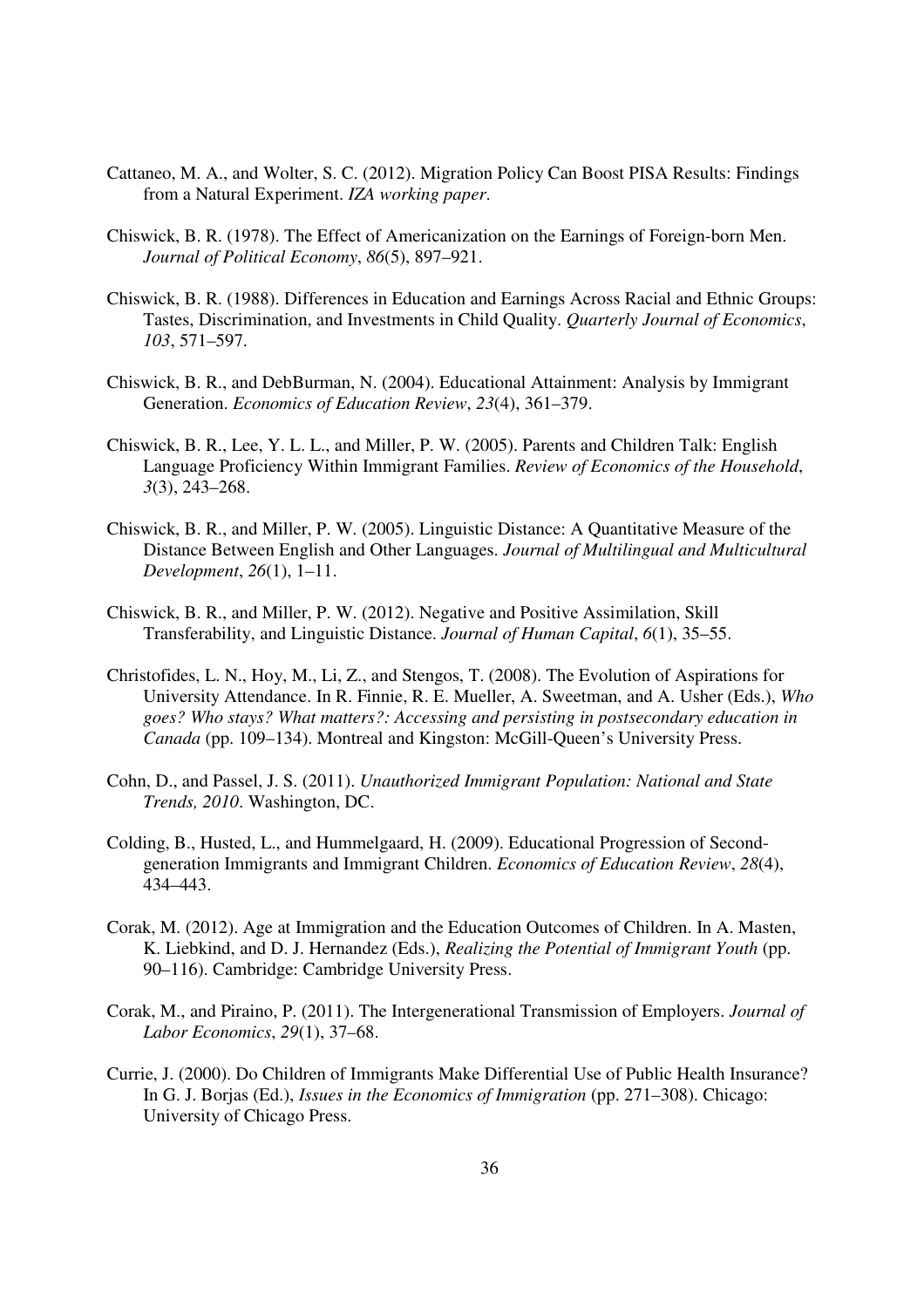Cattaneo, M. A., and Wolter, S. C. (2012). Migration Policy Can Boost PISA Results: Findings from a Natural Experiment. *IZA working paper*.

Chiswick, B. R. (1978). The Effect of Americanization on the Earnings of Foreign-born Men. *Journal of Political Economy*, *86*(5), 897–921.

Chiswick, B. R. (1988). Differences in Education and Earnings Across Racial and Ethnic Groups: Tastes, Discrimination, and Investments in Child Quality. *Quarterly Journal of Economics*, *103*, 571–597.

Chiswick, B. R., and DebBurman, N. (2004). Educational Attainment: Analysis by Immigrant Generation. *Economics of Education Review*, *23*(4), 361–379.

Chiswick, B. R., Lee, Y. L. L., and Miller, P. W. (2005). Parents and Children Talk: English Language Proficiency Within Immigrant Families. *Review of Economics of the Household*, *3*(3), 243–268.

Chiswick, B. R., and Miller, P. W. (2005). Linguistic Distance: A Quantitative Measure of the Distance Between English and Other Languages. *Journal of Multilingual and Multicultural Development*, *26*(1), 1–11.

Chiswick, B. R., and Miller, P. W. (2012). Negative and Positive Assimilation, Skill Transferability, and Linguistic Distance. *Journal of Human Capital*, *6*(1), 35–55.

Christofides, L. N., Hoy, M., Li, Z., and Stengos, T. (2008). The Evolution of Aspirations for University Attendance. In R. Finnie, R. E. Mueller, A. Sweetman, and A. Usher (Eds.), *Who goes? Who stays? What matters?: Accessing and persisting in postsecondary education in Canada* (pp. 109–134). Montreal and Kingston: McGill-Queen's University Press.

Cohn, D., and Passel, J. S. (2011). *Unauthorized Immigrant Population: National and State Trends, 2010*. Washington, DC.

Colding, B., Husted, L., and Hummelgaard, H. (2009). Educational Progression of Second-generation Immigrants and Immigrant Children. *Economics of Education Review*, *28*(4), 434–443.

Corak, M. (2012). Age at Immigration and the Education Outcomes of Children. In A. Masten, K. Liebkind, and D. J. Hernandez (Eds.), *Realizing the Potential of Immigrant Youth* (pp. 90–116). Cambridge: Cambridge University Press.

Corak, M., and Piraino, P. (2011). The Intergenerational Transmission of Employers. *Journal of Labor Economics*, *29*(1), 37–68.

Currie, J. (2000). Do Children of Immigrants Make Differential Use of Public Health Insurance? In G. J. Borjas (Ed.), *Issues in the Economics of Immigration* (pp. 271–308). Chicago: University of Chicago Press.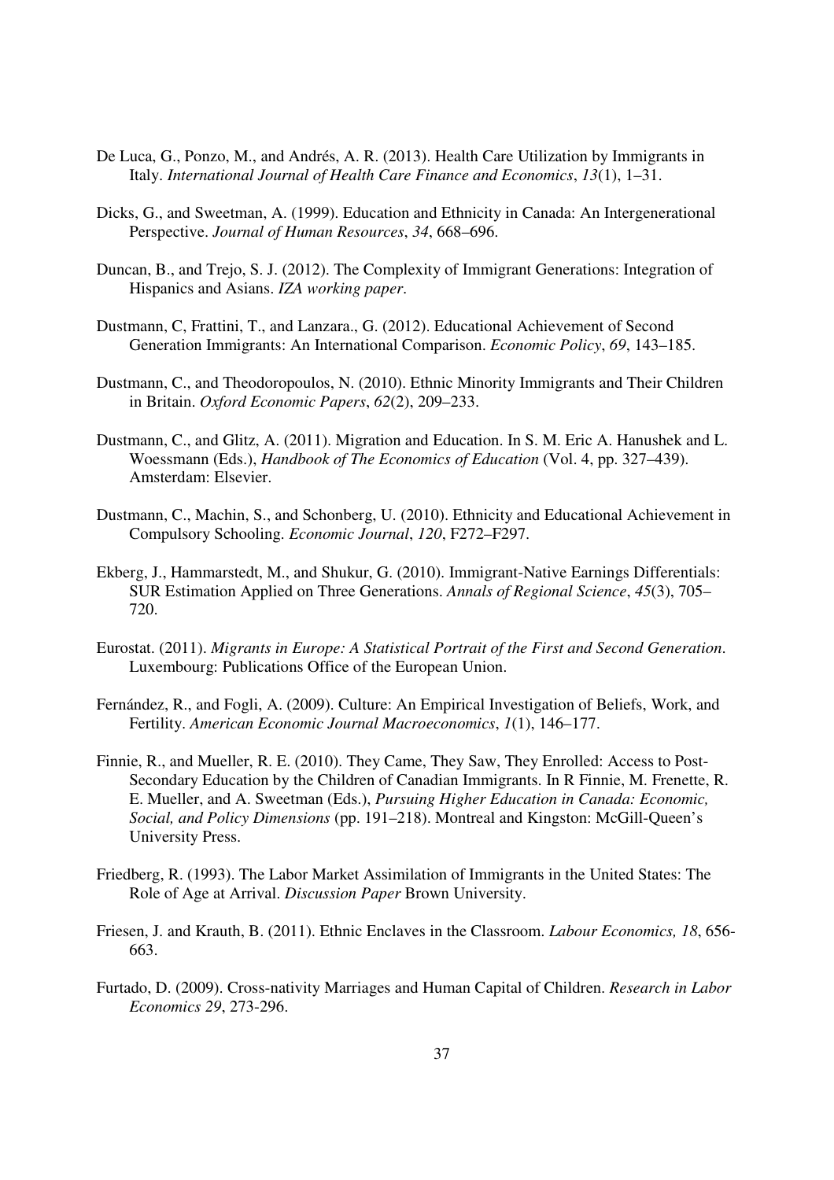De Luca, G., Ponzo, M., and Andrés, A. R. (2013). Health Care Utilization by Immigrants in Italy. *International Journal of Health Care Finance and Economics*, *13*(1), 1–31.

Dicks, G., and Sweetman, A. (1999). Education and Ethnicity in Canada: An Intergenerational Perspective. *Journal of Human Resources*, *34*, 668–696.

Duncan, B., and Trejo, S. J. (2012). The Complexity of Immigrant Generations: Integration of Hispanics and Asians. *IZA working paper*.

Dustmann, C, Frattini, T., and Lanzara., G. (2012). Educational Achievement of Second Generation Immigrants: An International Comparison. *Economic Policy*, *69*, 143–185.

Dustmann, C., and Theodoropoulos, N. (2010). Ethnic Minority Immigrants and Their Children in Britain. *Oxford Economic Papers*, *62*(2), 209–233.

Dustmann, C., and Glitz, A. (2011). Migration and Education. In S. M. Eric A. Hanushek and L. Woessmann (Eds.), *Handbook of The Economics of Education* (Vol. 4, pp. 327–439). Amsterdam: Elsevier.

Dustmann, C., Machin, S., and Schonberg, U. (2010). Ethnicity and Educational Achievement in Compulsory Schooling. *Economic Journal*, *120*, F272–F297.

Ekberg, J., Hammarstedt, M., and Shukur, G. (2010). Immigrant-Native Earnings Differentials: SUR Estimation Applied on Three Generations. *Annals of Regional Science*, *45*(3), 705–720.

Eurostat. (2011). *Migrants in Europe: A Statistical Portrait of the First and Second Generation*. Luxembourg: Publications Office of the European Union.

Fernández, R., and Fogli, A. (2009). Culture: An Empirical Investigation of Beliefs, Work, and Fertility. *American Economic Journal Macroeconomics*, *1*(1), 146–177.

Finnie, R., and Mueller, R. E. (2010). They Came, They Saw, They Enrolled: Access to Post-Secondary Education by the Children of Canadian Immigrants. In R Finnie, M. Frenette, R. E. Mueller, and A. Sweetman (Eds.), *Pursuing Higher Education in Canada: Economic, Social, and Policy Dimensions* (pp. 191–218). Montreal and Kingston: McGill-Queen's University Press.

Friedberg, R. (1993). The Labor Market Assimilation of Immigrants in the United States: The Role of Age at Arrival. *Discussion Paper* Brown University.

Friesen, J. and Krauth, B. (2011). Ethnic Enclaves in the Classroom. *Labour Economics, 18*, 656-663.

Furtado, D. (2009). Cross-nativity Marriages and Human Capital of Children. *Research in Labor Economics 29*, 273-296.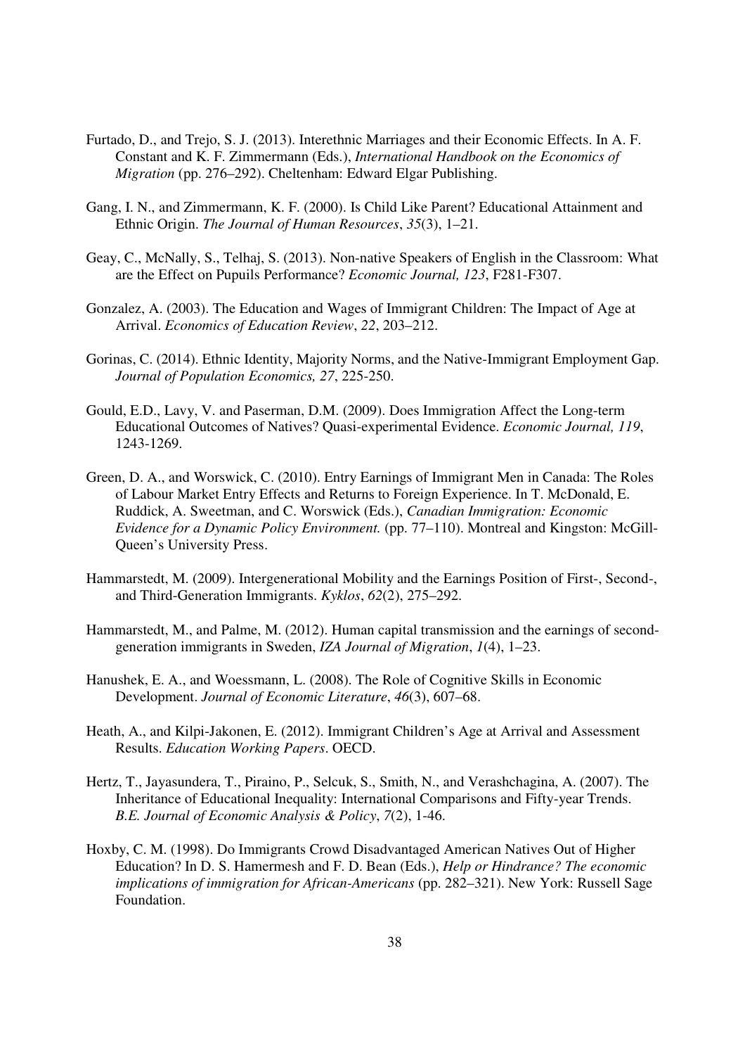Furtado, D., and Trejo, S. J. (2013). Interethnic Marriages and their Economic Effects. In A. F. Constant and K. F. Zimmermann (Eds.), *International Handbook on the Economics of Migration* (pp. 276–292). Cheltenham: Edward Elgar Publishing.

Gang, I. N., and Zimmermann, K. F. (2000). Is Child Like Parent? Educational Attainment and Ethnic Origin. *The Journal of Human Resources*, *35*(3), 1–21.

Geay, C., McNally, S., Telhaj, S. (2013). Non-native Speakers of English in the Classroom: What are the Effect on Pupuils Performance? *Economic Journal, 123*, F281-F307.

Gonzalez, A. (2003). The Education and Wages of Immigrant Children: The Impact of Age at Arrival. *Economics of Education Review*, *22*, 203–212.

Gorinas, C. (2014). Ethnic Identity, Majority Norms, and the Native-Immigrant Employment Gap. *Journal of Population Economics, 27*, 225-250.

Gould, E.D., Lavy, V. and Paserman, D.M. (2009). Does Immigration Affect the Long-term Educational Outcomes of Natives? Quasi-experimental Evidence. *Economic Journal, 119*, 1243-1269.

Green, D. A., and Worswick, C. (2010). Entry Earnings of Immigrant Men in Canada: The Roles of Labour Market Entry Effects and Returns to Foreign Experience. In T. McDonald, E. Ruddick, A. Sweetman, and C. Worswick (Eds.), *Canadian Immigration: Economic Evidence for a Dynamic Policy Environment.* (pp. 77–110). Montreal and Kingston: McGill-Queen's University Press.

Hammarstedt, M. (2009). Intergenerational Mobility and the Earnings Position of First-, Second-, and Third-Generation Immigrants. *Kyklos*, *62*(2), 275–292.

Hammarstedt, M., and Palme, M. (2012). Human capital transmission and the earnings of second-generation immigrants in Sweden, *IZA Journal of Migration*, *1*(4), 1–23.

Hanushek, E. A., and Woessmann, L. (2008). The Role of Cognitive Skills in Economic Development. *Journal of Economic Literature*, *46*(3), 607–68.

Heath, A., and Kilpi-Jakonen, E. (2012). Immigrant Children's Age at Arrival and Assessment Results. *Education Working Papers*. OECD.

Hertz, T., Jayasundera, T., Piraino, P., Selcuk, S., Smith, N., and Verashchagina, A. (2007). The Inheritance of Educational Inequality: International Comparisons and Fifty-year Trends. *B.E. Journal of Economic Analysis & Policy*, *7*(2), 1-46.

Hoxby, C. M. (1998). Do Immigrants Crowd Disadvantaged American Natives Out of Higher Education? In D. S. Hamermesh and F. D. Bean (Eds.), *Help or Hindrance? The economic implications of immigration for African-Americans* (pp. 282–321). New York: Russell Sage Foundation.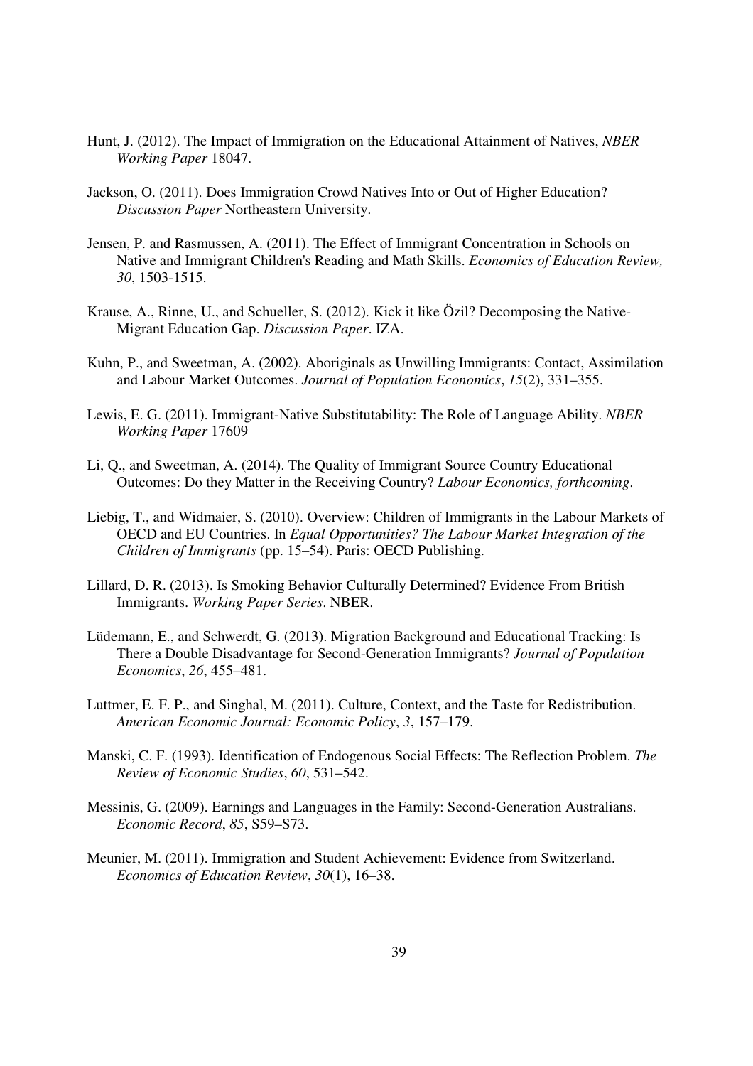Hunt, J. (2012). The Impact of Immigration on the Educational Attainment of Natives, *NBER Working Paper* 18047.

Jackson, O. (2011). Does Immigration Crowd Natives Into or Out of Higher Education? *Discussion Paper* Northeastern University.

Jensen, P. and Rasmussen, A. (2011). The Effect of Immigrant Concentration in Schools on Native and Immigrant Children's Reading and Math Skills. *Economics of Education Review, 30*, 1503-1515.

Krause, A., Rinne, U., and Schueller, S. (2012). Kick it like Özil? Decomposing the Native-Migrant Education Gap. *Discussion Paper*. IZA.

Kuhn, P., and Sweetman, A. (2002). Aboriginals as Unwilling Immigrants: Contact, Assimilation and Labour Market Outcomes. *Journal of Population Economics*, *15*(2), 331–355.

Lewis, E. G. (2011). Immigrant-Native Substitutability: The Role of Language Ability. *NBER Working Paper* 17609

Li, Q., and Sweetman, A. (2014). The Quality of Immigrant Source Country Educational Outcomes: Do they Matter in the Receiving Country? *Labour Economics, forthcoming*.

Liebig, T., and Widmaier, S. (2010). Overview: Children of Immigrants in the Labour Markets of OECD and EU Countries. In *Equal Opportunities? The Labour Market Integration of the Children of Immigrants* (pp. 15–54). Paris: OECD Publishing.

Lillard, D. R. (2013). Is Smoking Behavior Culturally Determined? Evidence From British Immigrants. *Working Paper Series*. NBER.

Lüdemann, E., and Schwerdt, G. (2013). Migration Background and Educational Tracking: Is There a Double Disadvantage for Second-Generation Immigrants? *Journal of Population Economics*, *26*, 455–481.

Luttmer, E. F. P., and Singhal, M. (2011). Culture, Context, and the Taste for Redistribution. *American Economic Journal: Economic Policy*, *3*, 157–179.

Manski, C. F. (1993). Identification of Endogenous Social Effects: The Reflection Problem. *The Review of Economic Studies*, *60*, 531–542.

Messinis, G. (2009). Earnings and Languages in the Family: Second-Generation Australians. *Economic Record*, *85*, S59–S73.

Meunier, M. (2011). Immigration and Student Achievement: Evidence from Switzerland. *Economics of Education Review*, *30*(1), 16–38.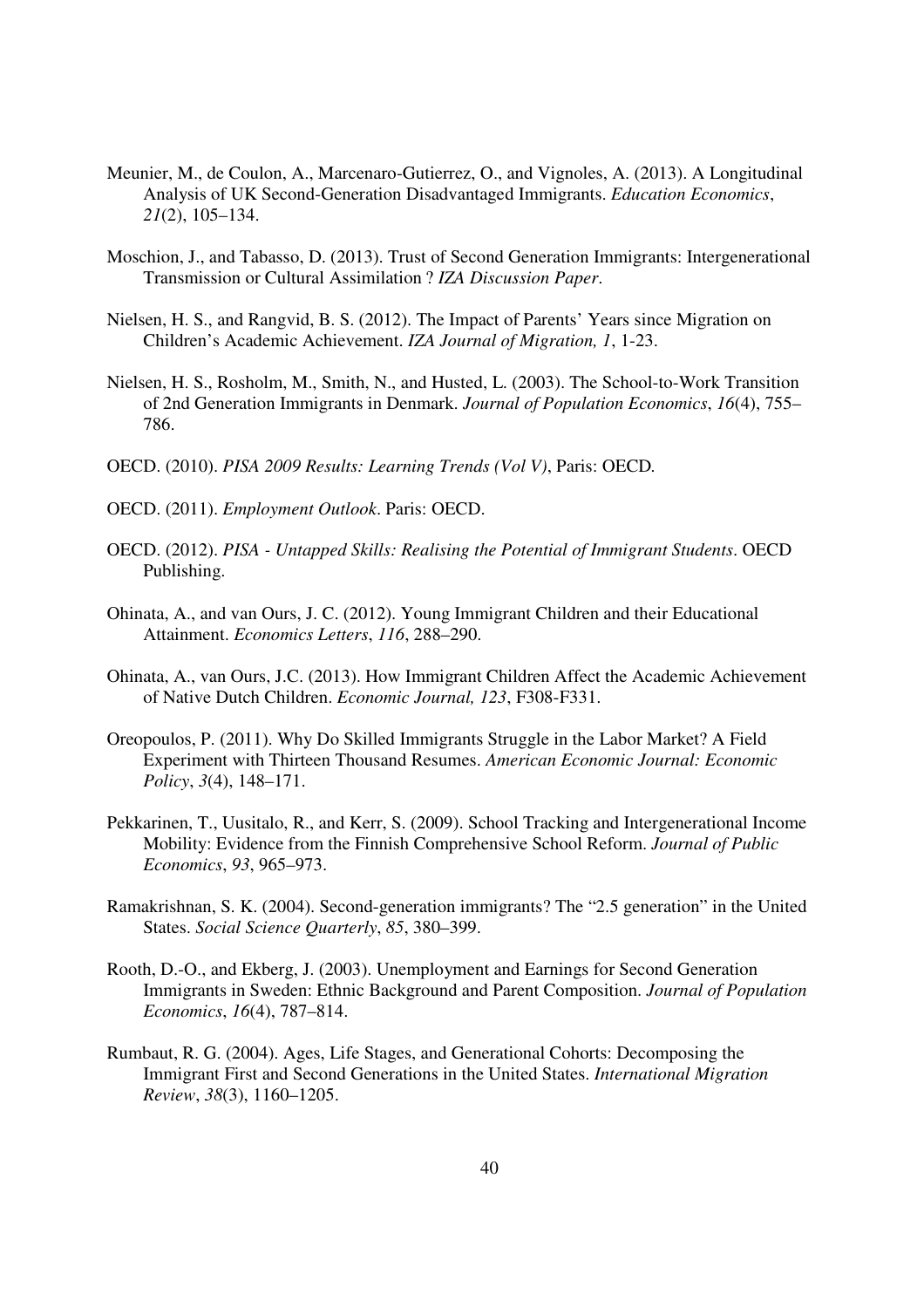Meunier, M., de Coulon, A., Marcenaro-Gutierrez, O., and Vignoles, A. (2013). A Longitudinal Analysis of UK Second-Generation Disadvantaged Immigrants. *Education Economics*, *21*(2), 105–134.

Moschion, J., and Tabasso, D. (2013). Trust of Second Generation Immigrants: Intergenerational Transmission or Cultural Assimilation ? *IZA Discussion Paper*.

Nielsen, H. S., and Rangvid, B. S. (2012). The Impact of Parents' Years since Migration on Children's Academic Achievement. *IZA Journal of Migration, 1*, 1-23.

Nielsen, H. S., Rosholm, M., Smith, N., and Husted, L. (2003). The School-to-Work Transition of 2nd Generation Immigrants in Denmark. *Journal of Population Economics*, *16*(4), 755–786.

OECD. (2010). *PISA 2009 Results: Learning Trends (Vol V)*, Paris: OECD.

OECD. (2011). *Employment Outlook*. Paris: OECD.

OECD. (2012). *PISA - Untapped Skills: Realising the Potential of Immigrant Students*. OECD Publishing.

Ohinata, A., and van Ours, J. C. (2012). Young Immigrant Children and their Educational Attainment. *Economics Letters*, *116*, 288–290.

Ohinata, A., van Ours, J.C. (2013). How Immigrant Children Affect the Academic Achievement of Native Dutch Children. *Economic Journal, 123*, F308-F331.

Oreopoulos, P. (2011). Why Do Skilled Immigrants Struggle in the Labor Market? A Field Experiment with Thirteen Thousand Resumes. *American Economic Journal: Economic Policy*, *3*(4), 148–171.

Pekkarinen, T., Uusitalo, R., and Kerr, S. (2009). School Tracking and Intergenerational Income Mobility: Evidence from the Finnish Comprehensive School Reform. *Journal of Public Economics*, *93*, 965–973.

Ramakrishnan, S. K. (2004). Second-generation immigrants? The "2.5 generation" in the United States. *Social Science Quarterly*, *85*, 380–399.

Rooth, D.-O., and Ekberg, J. (2003). Unemployment and Earnings for Second Generation Immigrants in Sweden: Ethnic Background and Parent Composition. *Journal of Population Economics*, *16*(4), 787–814.

Rumbaut, R. G. (2004). Ages, Life Stages, and Generational Cohorts: Decomposing the Immigrant First and Second Generations in the United States. *International Migration Review*, *38*(3), 1160–1205.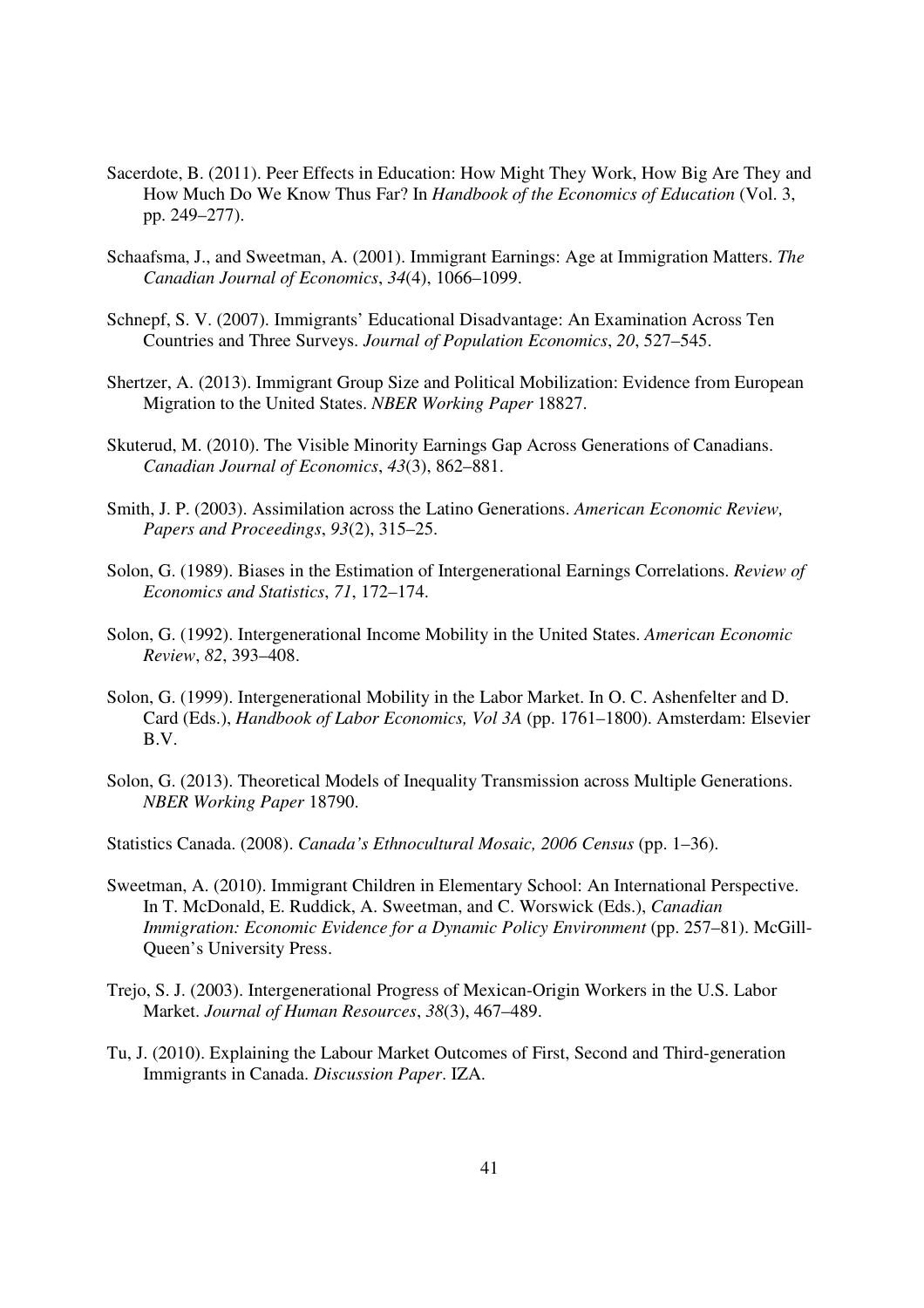Sacerdote, B. (2011). Peer Effects in Education: How Might They Work, How Big Are They and How Much Do We Know Thus Far? In *Handbook of the Economics of Education* (Vol. 3, pp. 249–277).

Schaafsma, J., and Sweetman, A. (2001). Immigrant Earnings: Age at Immigration Matters. *The Canadian Journal of Economics*, *34*(4), 1066–1099.

Schnepf, S. V. (2007). Immigrants' Educational Disadvantage: An Examination Across Ten Countries and Three Surveys. *Journal of Population Economics*, *20*, 527–545.

Shertzer, A. (2013). Immigrant Group Size and Political Mobilization: Evidence from European Migration to the United States. *NBER Working Paper* 18827.

Skuterud, M. (2010). The Visible Minority Earnings Gap Across Generations of Canadians. *Canadian Journal of Economics*, *43*(3), 862–881.

Smith, J. P. (2003). Assimilation across the Latino Generations. *American Economic Review, Papers and Proceedings*, *93*(2), 315–25.

Solon, G. (1989). Biases in the Estimation of Intergenerational Earnings Correlations. *Review of Economics and Statistics*, *71*, 172–174.

Solon, G. (1992). Intergenerational Income Mobility in the United States. *American Economic Review*, *82*, 393–408.

Solon, G. (1999). Intergenerational Mobility in the Labor Market. In O. C. Ashenfelter and D. Card (Eds.), *Handbook of Labor Economics, Vol 3A* (pp. 1761–1800). Amsterdam: Elsevier B.V.

Solon, G. (2013). Theoretical Models of Inequality Transmission across Multiple Generations. *NBER Working Paper* 18790.

Statistics Canada. (2008). *Canada's Ethnocultural Mosaic, 2006 Census* (pp. 1–36).

Sweetman, A. (2010). Immigrant Children in Elementary School: An International Perspective. In T. McDonald, E. Ruddick, A. Sweetman, and C. Worswick (Eds.), *Canadian Immigration: Economic Evidence for a Dynamic Policy Environment* (pp. 257–81). McGill-Queen's University Press.

Trejo, S. J. (2003). Intergenerational Progress of Mexican-Origin Workers in the U.S. Labor Market. *Journal of Human Resources*, *38*(3), 467–489.

Tu, J. (2010). Explaining the Labour Market Outcomes of First, Second and Third-generation Immigrants in Canada. *Discussion Paper*. IZA.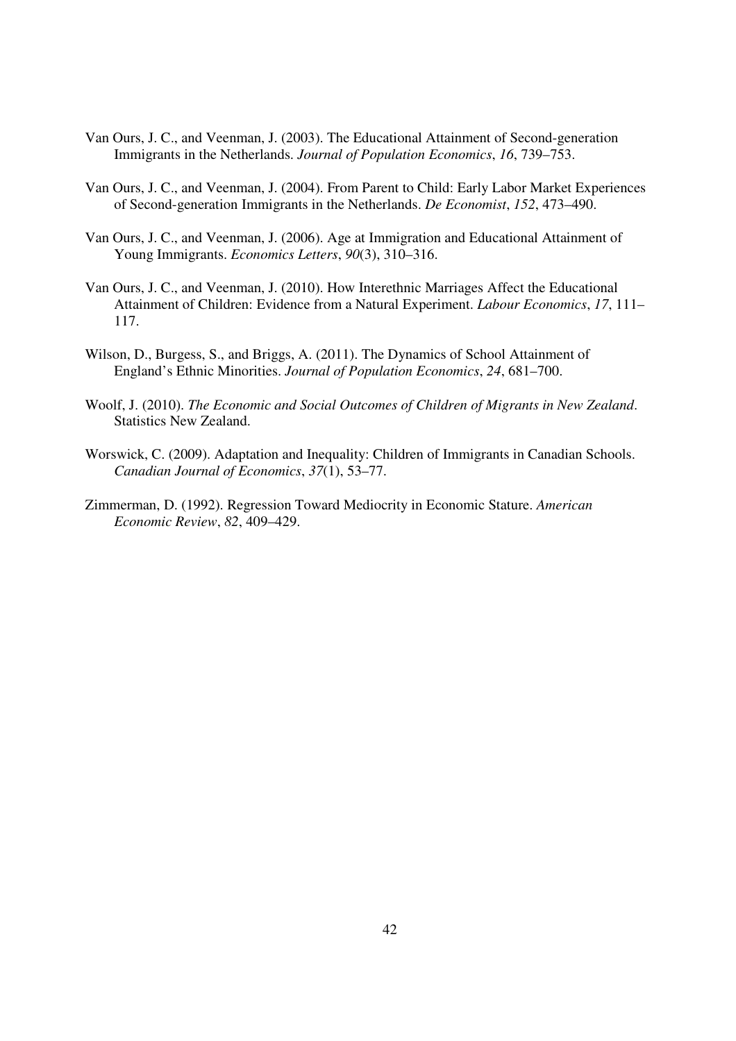Van Ours, J. C., and Veenman, J. (2003). The Educational Attainment of Second-generation Immigrants in the Netherlands. *Journal of Population Economics*, *16*, 739–753.

Van Ours, J. C., and Veenman, J. (2004). From Parent to Child: Early Labor Market Experiences of Second-generation Immigrants in the Netherlands. *De Economist*, *152*, 473–490.

Van Ours, J. C., and Veenman, J. (2006). Age at Immigration and Educational Attainment of Young Immigrants. *Economics Letters*, *90*(3), 310–316.

Van Ours, J. C., and Veenman, J. (2010). How Interethnic Marriages Affect the Educational Attainment of Children: Evidence from a Natural Experiment. *Labour Economics*, *17*, 111–117.

Wilson, D., Burgess, S., and Briggs, A. (2011). The Dynamics of School Attainment of England's Ethnic Minorities. *Journal of Population Economics*, *24*, 681–700.

Woolf, J. (2010). *The Economic and Social Outcomes of Children of Migrants in New Zealand*. Statistics New Zealand.

Worswick, C. (2009). Adaptation and Inequality: Children of Immigrants in Canadian Schools. *Canadian Journal of Economics*, *37*(1), 53–77.

Zimmerman, D. (1992). Regression Toward Mediocrity in Economic Stature. *American Economic Review*, *82*, 409–429.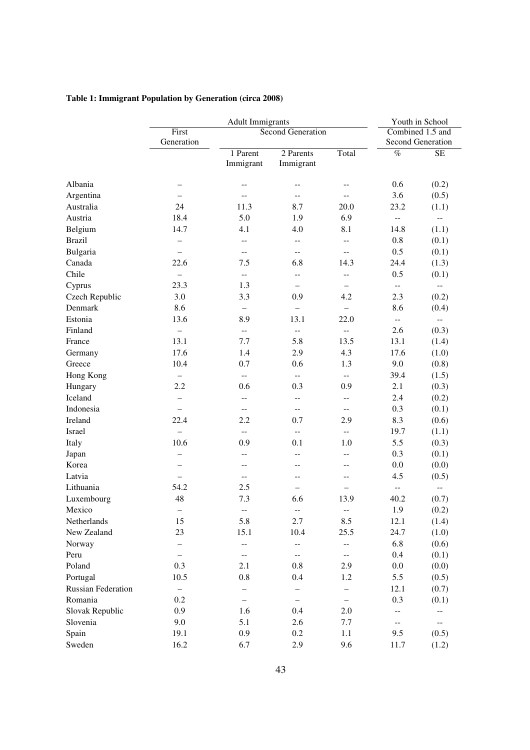**Table 1: Immigrant Population by Generation (circa 2008)**

| | Adult Immigrants | | | | Youth in School | |
|---|---|---|---|---|---|---|
| | First Generation | Second Generation | | | Combined 1.5 and Second Generation | |
| | | 1 Parent Immigrant | 2 Parents Immigrant | Total | % | SE |
| Albania | – | -- | -- | -- | 0.6 | (0.2) |
| Argentina | – | -- | -- | -- | 3.6 | (0.5) |
| Australia | 24 | 11.3 | 8.7 | 20.0 | 23.2 | (1.1) |
| Austria | 18.4 | 5.0 | 1.9 | 6.9 | -- | -- |
| Belgium | 14.7 | 4.1 | 4.0 | 8.1 | 14.8 | (1.1) |
| Brazil | – | -- | -- | -- | 0.8 | (0.1) |
| Bulgaria | – | -- | -- | -- | 0.5 | (0.1) |
| Canada | 22.6 | 7.5 | 6.8 | 14.3 | 24.4 | (1.3) |
| Chile | – | -- | -- | -- | 0.5 | (0.1) |
| Cyprus | 23.3 | 1.3 | – | – | -- | -- |
| Czech Republic | 3.0 | 3.3 | 0.9 | 4.2 | 2.3 | (0.2) |
| Denmark | 8.6 | – | – | – | 8.6 | (0.4) |
| Estonia | 13.6 | 8.9 | 13.1 | 22.0 | -- | -- |
| Finland | – | -- | -- | -- | 2.6 | (0.3) |
| France | 13.1 | 7.7 | 5.8 | 13.5 | 13.1 | (1.4) |
| Germany | 17.6 | 1.4 | 2.9 | 4.3 | 17.6 | (1.0) |
| Greece | 10.4 | 0.7 | 0.6 | 1.3 | 9.0 | (0.8) |
| Hong Kong | – | -- | -- | -- | 39.4 | (1.5) |
| Hungary | 2.2 | 0.6 | 0.3 | 0.9 | 2.1 | (0.3) |
| Iceland | – | -- | -- | -- | 2.4 | (0.2) |
| Indonesia | – | -- | -- | -- | 0.3 | (0.1) |
| Ireland | 22.4 | 2.2 | 0.7 | 2.9 | 8.3 | (0.6) |
| Israel | – | -- | -- | -- | 19.7 | (1.1) |
| Italy | 10.6 | 0.9 | 0.1 | 1.0 | 5.5 | (0.3) |
| Japan | – | -- | -- | -- | 0.3 | (0.1) |
| Korea | – | -- | -- | -- | 0.0 | (0.0) |
| Latvia | – | -- | -- | -- | 4.5 | (0.5) |
| Lithuania | 54.2 | 2.5 | – | – | -- | -- |
| Luxembourg | 48 | 7.3 | 6.6 | 13.9 | 40.2 | (0.7) |
| Mexico | – | -- | -- | -- | 1.9 | (0.2) |
| Netherlands | 15 | 5.8 | 2.7 | 8.5 | 12.1 | (1.4) |
| New Zealand | 23 | 15.1 | 10.4 | 25.5 | 24.7 | (1.0) |
| Norway | – | -- | -- | -- | 6.8 | (0.6) |
| Peru | – | -- | -- | -- | 0.4 | (0.1) |
| Poland | 0.3 | 2.1 | 0.8 | 2.9 | 0.0 | (0.0) |
| Portugal | 10.5 | 0.8 | 0.4 | 1.2 | 5.5 | (0.5) |
| Russian Federation | – | – | – | – | 12.1 | (0.7) |
| Romania | 0.2 | – | – | – | 0.3 | (0.1) |
| Slovak Republic | 0.9 | 1.6 | 0.4 | 2.0 | -- | -- |
| Slovenia | 9.0 | 5.1 | 2.6 | 7.7 | -- | -- |
| Spain | 19.1 | 0.9 | 0.2 | 1.1 | 9.5 | (0.5) |
| Sweden | 16.2 | 6.7 | 2.9 | 9.6 | 11.7 | (1.2) |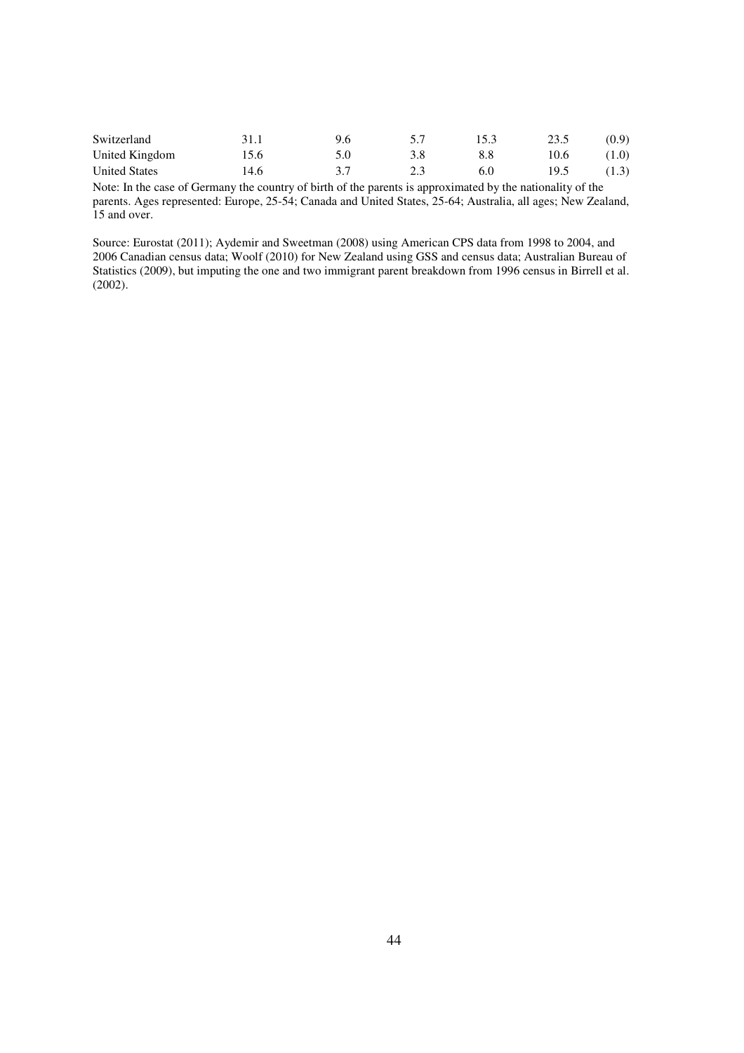| | | | | | | |
|---|---|---|---|---|---|---|
| Switzerland | 31.1 | 9.6 | 5.7 | 15.3 | 23.5 | (0.9) |
| United Kingdom | 15.6 | 5.0 | 3.8 | 8.8 | 10.6 | (1.0) |
| United States | 14.6 | 3.7 | 2.3 | 6.0 | 19.5 | (1.3) |

Note: In the case of Germany the country of birth of the parents is approximated by the nationality of the parents. Ages represented: Europe, 25-54; Canada and United States, 25-64; Australia, all ages; New Zealand, 15 and over.

Source: Eurostat (2011); Aydemir and Sweetman (2008) using American CPS data from 1998 to 2004, and 2006 Canadian census data; Woolf (2010) for New Zealand using GSS and census data; Australian Bureau of Statistics (2009), but imputing the one and two immigrant parent breakdown from 1996 census in Birrell et al. (2002).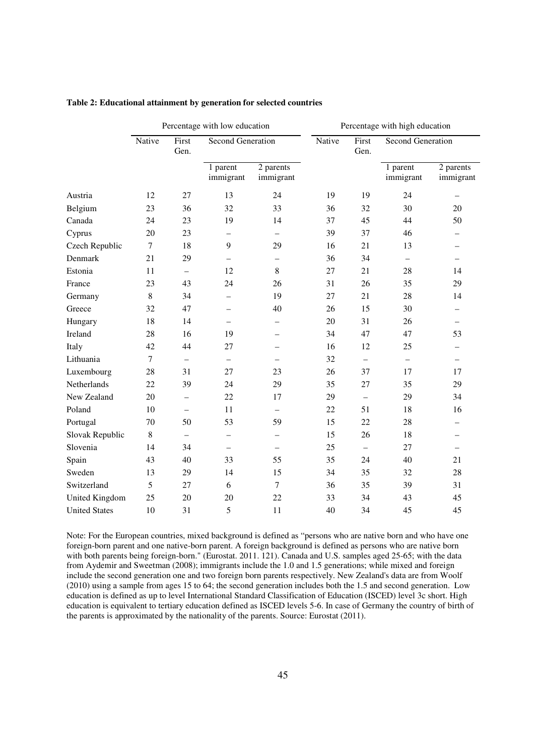**Table 2: Educational attainment by generation for selected countries**

| | Percentage with low education | | | | Percentage with high education | | | |
|---|---|---|---|---|---|---|---|---|
| | Native | First Gen. | Second Generation | | Native | First Gen. | Second Generation | |
| | | | 1 parent immigrant | 2 parents immigrant | | | 1 parent immigrant | 2 parents immigrant |
| Austria | 12 | 27 | 13 | 24 | 19 | 19 | 24 | – |
| Belgium | 23 | 36 | 32 | 33 | 36 | 32 | 30 | 20 |
| Canada | 24 | 23 | 19 | 14 | 37 | 45 | 44 | 50 |
| Cyprus | 20 | 23 | – | – | 39 | 37 | 46 | – |
| Czech Republic | 7 | 18 | 9 | 29 | 16 | 21 | 13 | – |
| Denmark | 21 | 29 | – | – | 36 | 34 | – | – |
| Estonia | 11 | – | 12 | 8 | 27 | 21 | 28 | 14 |
| France | 23 | 43 | 24 | 26 | 31 | 26 | 35 | 29 |
| Germany | 8 | 34 | – | 19 | 27 | 21 | 28 | 14 |
| Greece | 32 | 47 | – | 40 | 26 | 15 | 30 | – |
| Hungary | 18 | 14 | – | – | 20 | 31 | 26 | – |
| Ireland | 28 | 16 | 19 | – | 34 | 47 | 47 | 53 |
| Italy | 42 | 44 | 27 | – | 16 | 12 | 25 | – |
| Lithuania | 7 | – | – | – | 32 | – | – | – |
| Luxembourg | 28 | 31 | 27 | 23 | 26 | 37 | 17 | 17 |
| Netherlands | 22 | 39 | 24 | 29 | 35 | 27 | 35 | 29 |
| New Zealand | 20 | – | 22 | 17 | 29 | – | 29 | 34 |
| Poland | 10 | – | 11 | – | 22 | 51 | 18 | 16 |
| Portugal | 70 | 50 | 53 | 59 | 15 | 22 | 28 | – |
| Slovak Republic | 8 | – | – | – | 15 | 26 | 18 | – |
| Slovenia | 14 | 34 | – | – | 25 | – | 27 | – |
| Spain | 43 | 40 | 33 | 55 | 35 | 24 | 40 | 21 |
| Sweden | 13 | 29 | 14 | 15 | 34 | 35 | 32 | 28 |
| Switzerland | 5 | 27 | 6 | 7 | 36 | 35 | 39 | 31 |
| United Kingdom | 25 | 20 | 20 | 22 | 33 | 34 | 43 | 45 |
| United States | 10 | 31 | 5 | 11 | 40 | 34 | 45 | 45 |

Note: For the European countries, mixed background is defined as "persons who are native born and who have one foreign-born parent and one native-born parent. A foreign background is defined as persons who are native born with both parents being foreign-born." (Eurostat. 2011. 121). Canada and U.S. samples aged 25-65; with the data from Aydemir and Sweetman (2008); immigrants include the 1.0 and 1.5 generations; while mixed and foreign include the second generation one and two foreign born parents respectively. New Zealand's data are from Woolf (2010) using a sample from ages 15 to 64; the second generation includes both the 1.5 and second generation. Low education is defined as up to level International Standard Classification of Education (ISCED) level 3c short. High education is equivalent to tertiary education defined as ISCED levels 5-6. In case of Germany the country of birth of the parents is approximated by the nationality of the parents. Source: Eurostat (2011).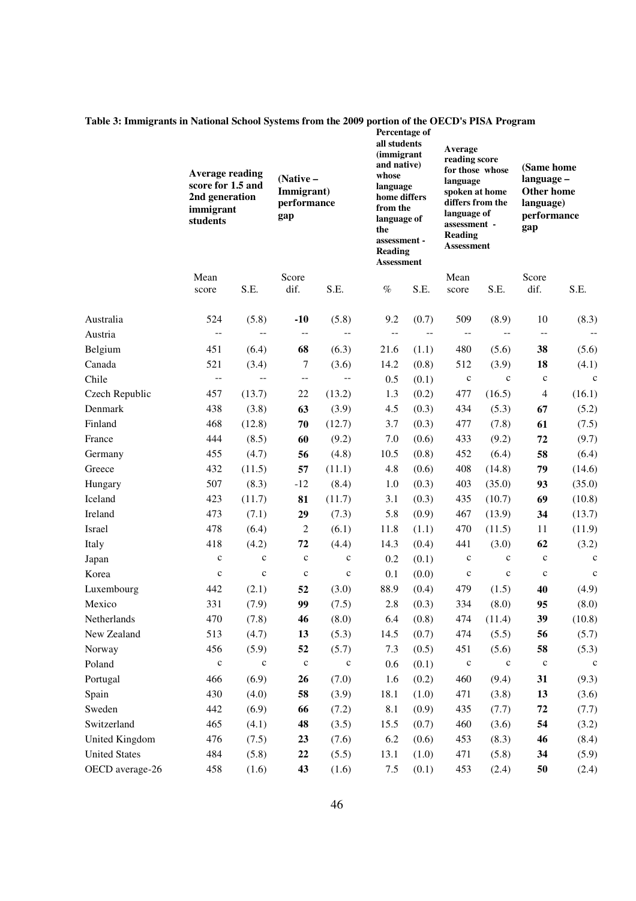**Table 3: Immigrants in National School Systems from the 2009 portion of the OECD's PISA Program**

| | Average reading score for 1.5 and 2nd generation immigrant students | | (Native – Immigrant) performance gap | | Percentage of all students (immigrant and native) whose language home differs from the language of the assessment - Reading Assessment | | Average reading score for those whose language spoken at home differs from the language of assessment - Reading Assessment | | (Same home language – Other home language) performance gap | |
|---|---|---|---|---|---|---|---|---|---|---|
| | Mean score | S.E. | Score dif. | S.E. | % | S.E. | Mean score | S.E. | Score dif. | S.E. |
| Australia | 524 | (5.8) | **-10** | (5.8) | 9.2 | (0.7) | 509 | (8.9) | 10 | (8.3) |
| Austria | -- | -- | -- | -- | -- | -- | -- | -- | -- | -- |
| Belgium | 451 | (6.4) | **68** | (6.3) | 21.6 | (1.1) | 480 | (5.6) | **38** | (5.6) |
| Canada | 521 | (3.4) | 7 | (3.6) | 14.2 | (0.8) | 512 | (3.9) | **18** | (4.1) |
| Chile | -- | -- | -- | -- | 0.5 | (0.1) | c | c | c | c |
| Czech Republic | 457 | (13.7) | 22 | (13.2) | 1.3 | (0.2) | 477 | (16.5) | 4 | (16.1) |
| Denmark | 438 | (3.8) | **63** | (3.9) | 4.5 | (0.3) | 434 | (5.3) | **67** | (5.2) |
| Finland | 468 | (12.8) | **70** | (12.7) | 3.7 | (0.3) | 477 | (7.8) | **61** | (7.5) |
| France | 444 | (8.5) | **60** | (9.2) | 7.0 | (0.6) | 433 | (9.2) | **72** | (9.7) |
| Germany | 455 | (4.7) | **56** | (4.8) | 10.5 | (0.8) | 452 | (6.4) | **58** | (6.4) |
| Greece | 432 | (11.5) | **57** | (11.1) | 4.8 | (0.6) | 408 | (14.8) | **79** | (14.6) |
| Hungary | 507 | (8.3) | -12 | (8.4) | 1.0 | (0.3) | 403 | (35.0) | **93** | (35.0) |
| Iceland | 423 | (11.7) | **81** | (11.7) | 3.1 | (0.3) | 435 | (10.7) | **69** | (10.8) |
| Ireland | 473 | (7.1) | **29** | (7.3) | 5.8 | (0.9) | 467 | (13.9) | **34** | (13.7) |
| Israel | 478 | (6.4) | 2 | (6.1) | 11.8 | (1.1) | 470 | (11.5) | 11 | (11.9) |
| Italy | 418 | (4.2) | **72** | (4.4) | 14.3 | (0.4) | 441 | (3.0) | **62** | (3.2) |
| Japan | c | c | c | c | 0.2 | (0.1) | c | c | c | c |
| Korea | c | c | c | c | 0.1 | (0.0) | c | c | c | c |
| Luxembourg | 442 | (2.1) | **52** | (3.0) | 88.9 | (0.4) | 479 | (1.5) | **40** | (4.9) |
| Mexico | 331 | (7.9) | **99** | (7.5) | 2.8 | (0.3) | 334 | (8.0) | **95** | (8.0) |
| Netherlands | 470 | (7.8) | **46** | (8.0) | 6.4 | (0.8) | 474 | (11.4) | **39** | (10.8) |
| New Zealand | 513 | (4.7) | **13** | (5.3) | 14.5 | (0.7) | 474 | (5.5) | **56** | (5.7) |
| Norway | 456 | (5.9) | **52** | (5.7) | 7.3 | (0.5) | 451 | (5.6) | **58** | (5.3) |
| Poland | c | c | c | c | 0.6 | (0.1) | c | c | c | c |
| Portugal | 466 | (6.9) | **26** | (7.0) | 1.6 | (0.2) | 460 | (9.4) | **31** | (9.3) |
| Spain | 430 | (4.0) | **58** | (3.9) | 18.1 | (1.0) | 471 | (3.8) | **13** | (3.6) |
| Sweden | 442 | (6.9) | **66** | (7.2) | 8.1 | (0.9) | 435 | (7.7) | **72** | (7.7) |
| Switzerland | 465 | (4.1) | **48** | (3.5) | 15.5 | (0.7) | 460 | (3.6) | **54** | (3.2) |
| United Kingdom | 476 | (7.5) | **23** | (7.6) | 6.2 | (0.6) | 453 | (8.3) | **46** | (8.4) |
| United States | 484 | (5.8) | **22** | (5.5) | 13.1 | (1.0) | 471 | (5.8) | **34** | (5.9) |
| OECD average-26 | 458 | (1.6) | **43** | (1.6) | 7.5 | (0.1) | 453 | (2.4) | **50** | (2.4) |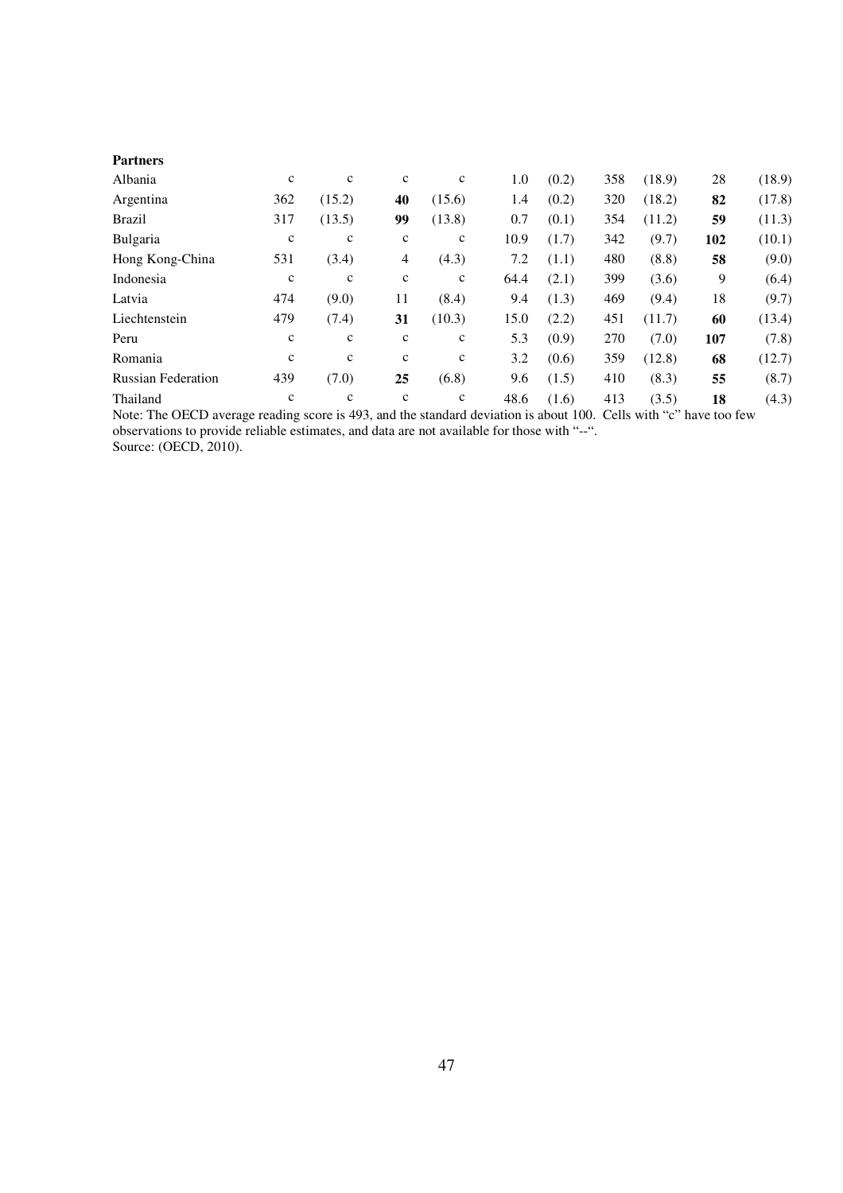| | | | | | | | | | | |
|---|---|---|---|---|---|---|---|---|---|---|
| **Partners** | | | | | | | | | | |
| Albania | c | c | c | c | 1.0 | (0.2) | 358 | (18.9) | 28 | (18.9) |
| Argentina | 362 | (15.2) | **40** | (15.6) | 1.4 | (0.2) | 320 | (18.2) | **82** | (17.8) |
| Brazil | 317 | (13.5) | **99** | (13.8) | 0.7 | (0.1) | 354 | (11.2) | **59** | (11.3) |
| Bulgaria | c | c | c | c | 10.9 | (1.7) | 342 | (9.7) | **102** | (10.1) |
| Hong Kong-China | 531 | (3.4) | 4 | (4.3) | 7.2 | (1.1) | 480 | (8.8) | **58** | (9.0) |
| Indonesia | c | c | c | c | 64.4 | (2.1) | 399 | (3.6) | 9 | (6.4) |
| Latvia | 474 | (9.0) | 11 | (8.4) | 9.4 | (1.3) | 469 | (9.4) | 18 | (9.7) |
| Liechtenstein | 479 | (7.4) | **31** | (10.3) | 15.0 | (2.2) | 451 | (11.7) | **60** | (13.4) |
| Peru | c | c | c | c | 5.3 | (0.9) | 270 | (7.0) | **107** | (7.8) |
| Romania | c | c | c | c | 3.2 | (0.6) | 359 | (12.8) | **68** | (12.7) |
| Russian Federation | 439 | (7.0) | **25** | (6.8) | 9.6 | (1.5) | 410 | (8.3) | **55** | (8.7) |
| Thailand | c | c | c | c | 48.6 | (1.6) | 413 | (3.5) | **18** | (4.3) |

Note: The OECD average reading score is 493, and the standard deviation is about 100. Cells with "c" have too few observations to provide reliable estimates, and data are not available for those with "--".
Source: (OECD, 2010).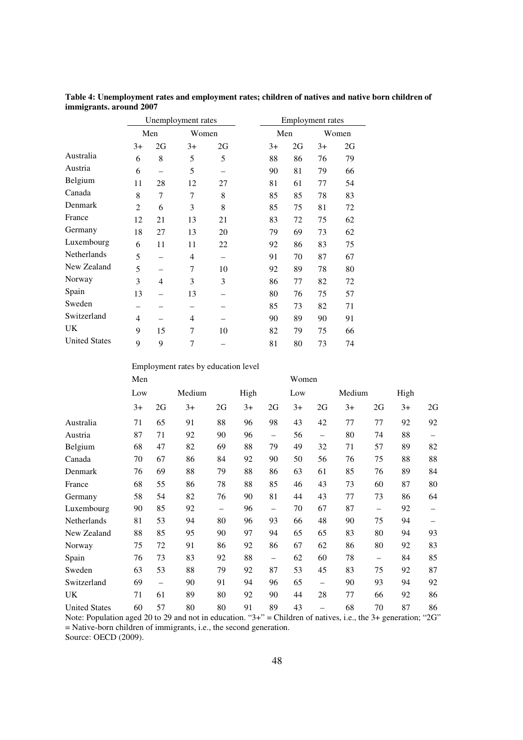**Table 4: Unemployment rates and employment rates; children of natives and native born children of immigrants. around 2007**

| | Unemployment rates | | | | Employment rates | | | |
|---|---|---|---|---|---|---|---|---|
| | Men | | Women | | Men | | Women | |
| | 3+ | 2G | 3+ | 2G | 3+ | 2G | 3+ | 2G |
| Australia | 6 | 8 | 5 | 5 | 88 | 86 | 76 | 79 |
| Austria | 6 | – | 5 | – | 90 | 81 | 79 | 66 |
| Belgium | 11 | 28 | 12 | 27 | 81 | 61 | 77 | 54 |
| Canada | 8 | 7 | 7 | 8 | 85 | 85 | 78 | 83 |
| Denmark | 2 | 6 | 3 | 8 | 85 | 75 | 81 | 72 |
| France | 12 | 21 | 13 | 21 | 83 | 72 | 75 | 62 |
| Germany | 18 | 27 | 13 | 20 | 79 | 69 | 73 | 62 |
| Luxembourg | 6 | 11 | 11 | 22 | 92 | 86 | 83 | 75 |
| Netherlands | 5 | – | 4 | – | 91 | 70 | 87 | 67 |
| New Zealand | 5 | – | 7 | 10 | 92 | 89 | 78 | 80 |
| Norway | 3 | 4 | 3 | 3 | 86 | 77 | 82 | 72 |
| Spain | 13 | – | 13 | – | 80 | 76 | 75 | 57 |
| Sweden | – | – | – | – | 85 | 73 | 82 | 71 |
| Switzerland | 4 | – | 4 | – | 90 | 89 | 90 | 91 |
| UK | 9 | 15 | 7 | 10 | 82 | 79 | 75 | 66 |
| United States | 9 | 9 | 7 | – | 81 | 80 | 73 | 74 |

Employment rates by education level

| | Men | | | | | | Women | | | | | |
|---|---|---|---|---|---|---|---|---|---|---|---|---|
| | Low | | Medium | | High | | Low | | Medium | | High | |
| | 3+ | 2G | 3+ | 2G | 3+ | 2G | 3+ | 2G | 3+ | 2G | 3+ | 2G |
| Australia | 71 | 65 | 91 | 88 | 96 | 98 | 43 | 42 | 77 | 77 | 92 | 92 |
| Austria | 87 | 71 | 92 | 90 | 96 | – | 56 | – | 80 | 74 | 88 | – |
| Belgium | 68 | 47 | 82 | 69 | 88 | 79 | 49 | 32 | 71 | 57 | 89 | 82 |
| Canada | 70 | 67 | 86 | 84 | 92 | 90 | 50 | 56 | 76 | 75 | 88 | 88 |
| Denmark | 76 | 69 | 88 | 79 | 88 | 86 | 63 | 61 | 85 | 76 | 89 | 84 |
| France | 68 | 55 | 86 | 78 | 88 | 85 | 46 | 43 | 73 | 60 | 87 | 80 |
| Germany | 58 | 54 | 82 | 76 | 90 | 81 | 44 | 43 | 77 | 73 | 86 | 64 |
| Luxembourg | 90 | 85 | 92 | – | 96 | – | 70 | 67 | 87 | – | 92 | – |
| Netherlands | 81 | 53 | 94 | 80 | 96 | 93 | 66 | 48 | 90 | 75 | 94 | – |
| New Zealand | 88 | 85 | 95 | 90 | 97 | 94 | 65 | 65 | 83 | 80 | 94 | 93 |
| Norway | 75 | 72 | 91 | 86 | 92 | 86 | 67 | 62 | 86 | 80 | 92 | 83 |
| Spain | 76 | 73 | 83 | 92 | 88 | – | 62 | 60 | 78 | – | 84 | 85 |
| Sweden | 63 | 53 | 88 | 79 | 92 | 87 | 53 | 45 | 83 | 75 | 92 | 87 |
| Switzerland | 69 | – | 90 | 91 | 94 | 96 | 65 | – | 90 | 93 | 94 | 92 |
| UK | 71 | 61 | 89 | 80 | 92 | 90 | 44 | 28 | 77 | 66 | 92 | 86 |
| United States | 60 | 57 | 80 | 80 | 91 | 89 | 43 | – | 68 | 70 | 87 | 86 |

Note: Population aged 20 to 29 and not in education. "3+" = Children of natives, i.e., the 3+ generation; "2G" = Native-born children of immigrants, i.e., the second generation.
Source: OECD (2009).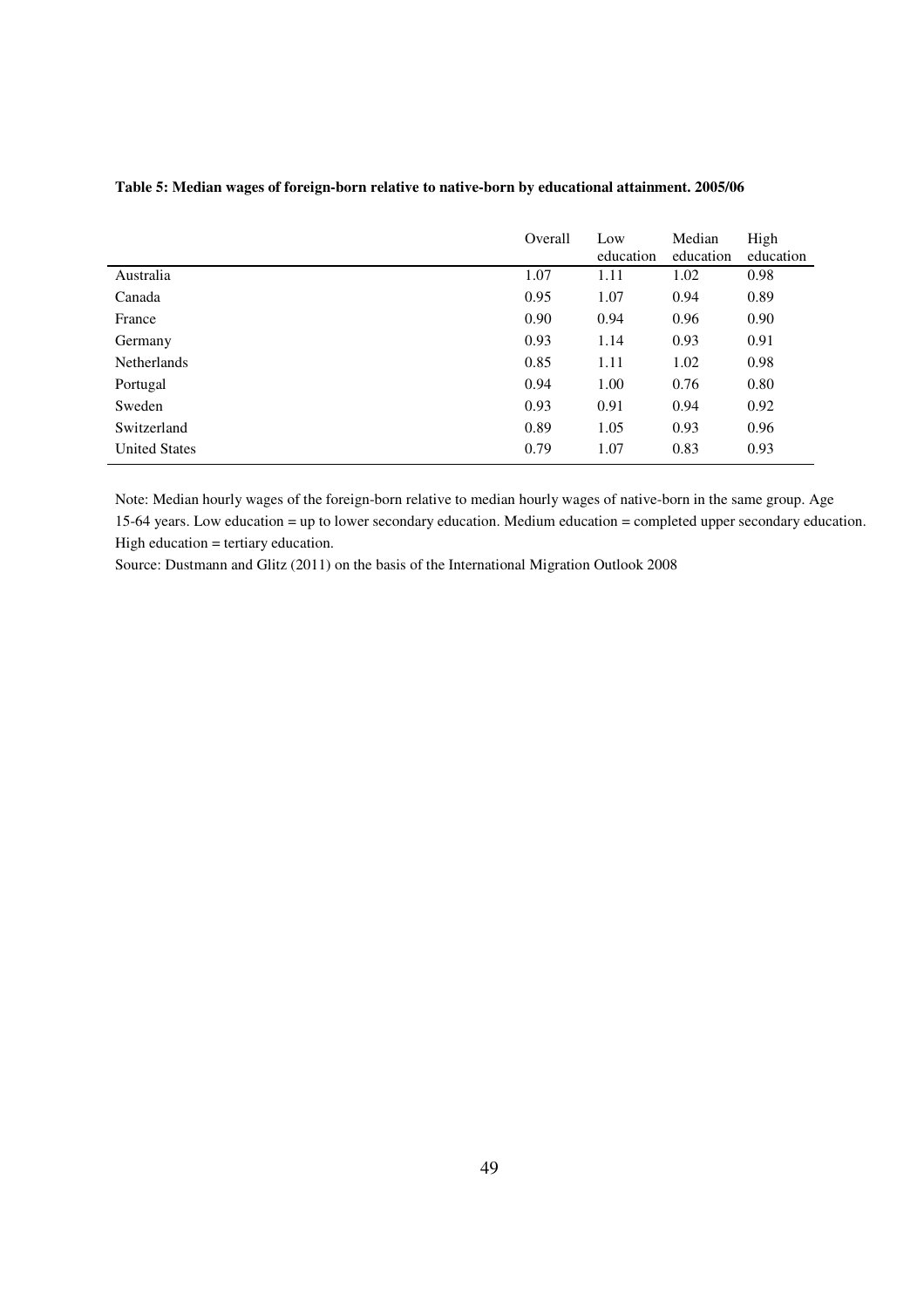**Table 5: Median wages of foreign-born relative to native-born by educational attainment. 2005/06**

| | Overall | Low education | Median education | High education |
|---|---|---|---|---|
| Australia | 1.07 | 1.11 | 1.02 | 0.98 |
| Canada | 0.95 | 1.07 | 0.94 | 0.89 |
| France | 0.90 | 0.94 | 0.96 | 0.90 |
| Germany | 0.93 | 1.14 | 0.93 | 0.91 |
| Netherlands | 0.85 | 1.11 | 1.02 | 0.98 |
| Portugal | 0.94 | 1.00 | 0.76 | 0.80 |
| Sweden | 0.93 | 0.91 | 0.94 | 0.92 |
| Switzerland | 0.89 | 1.05 | 0.93 | 0.96 |
| United States | 0.79 | 1.07 | 0.83 | 0.93 |

Note: Median hourly wages of the foreign-born relative to median hourly wages of native-born in the same group. Age 15-64 years. Low education = up to lower secondary education. Medium education = completed upper secondary education. High education = tertiary education.

Source: Dustmann and Glitz (2011) on the basis of the International Migration Outlook 2008